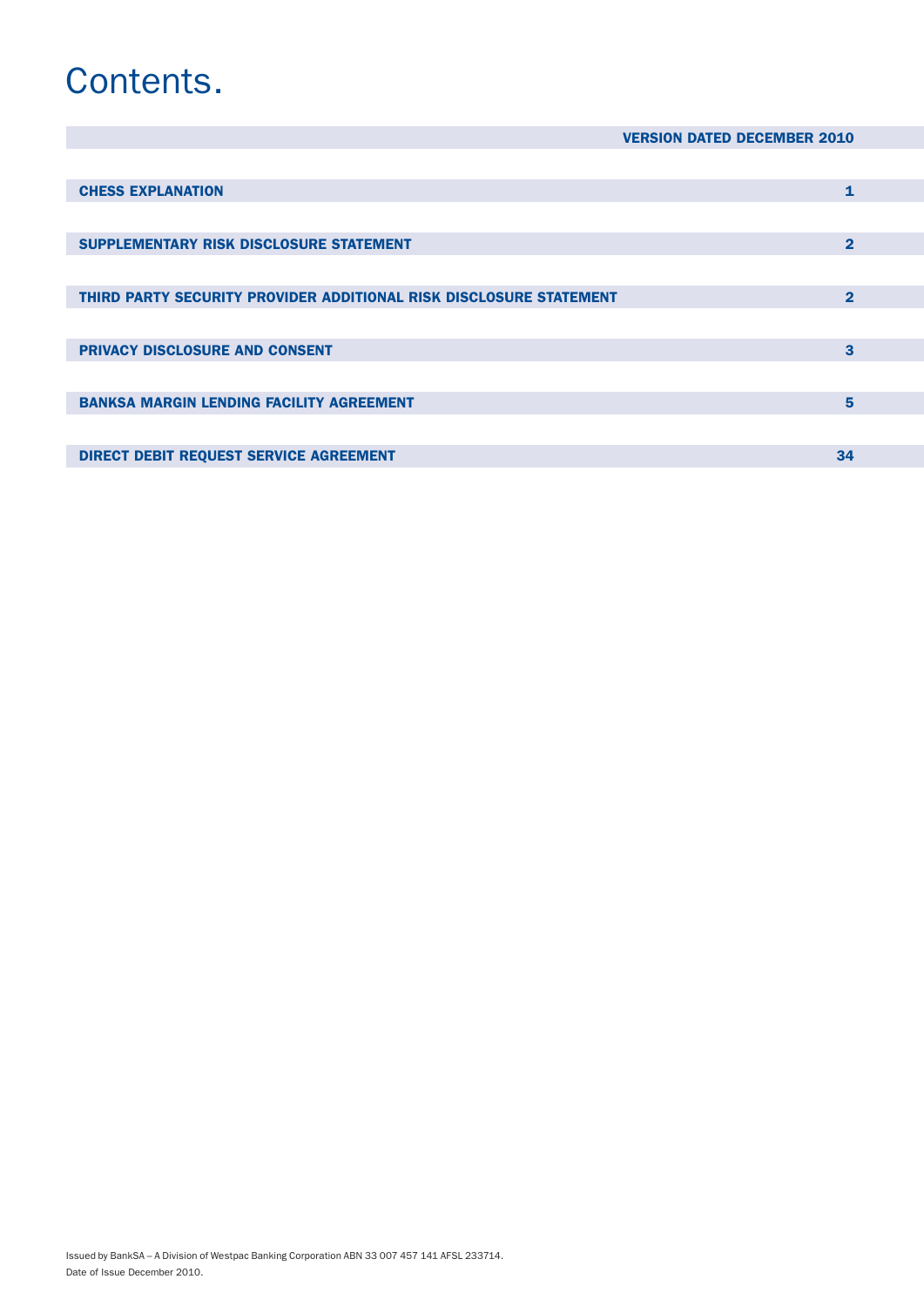# Contents.

| VERSION DATED DECEMBER 2010 | |
|---|---|
| **CHESS EXPLANATION** | **1** |
| **SUPPLEMENTARY RISK DISCLOSURE STATEMENT** | **2** |
| **THIRD PARTY SECURITY PROVIDER ADDITIONAL RISK DISCLOSURE STATEMENT** | **2** |
| **PRIVACY DISCLOSURE AND CONSENT** | **3** |
| **BANKSA MARGIN LENDING FACILITY AGREEMENT** | **5** |
| **DIRECT DEBIT REQUEST SERVICE AGREEMENT** | **34** |

Issued by BankSA – A Division of Westpac Banking Corporation ABN 33 007 457 141 AFSL 233714.
Date of Issue December 2010.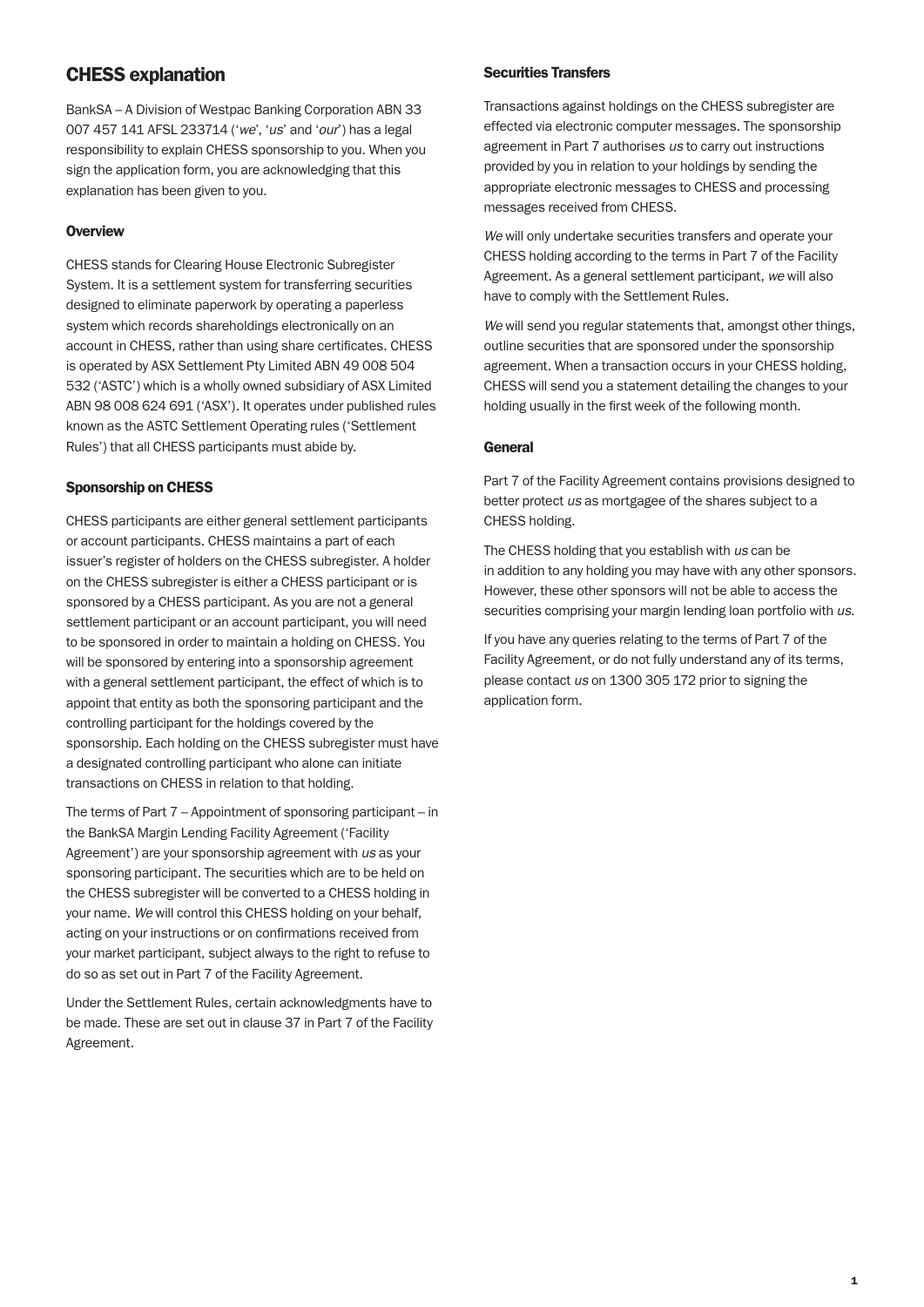## CHESS explanation

BankSA – A Division of Westpac Banking Corporation ABN 33 007 457 141 AFSL 233714 ('*we*', '*us*' and '*our*') has a legal responsibility to explain CHESS sponsorship to you. When you sign the application form, you are acknowledging that this explanation has been given to you.

### Overview

CHESS stands for Clearing House Electronic Subregister System. It is a settlement system for transferring securities designed to eliminate paperwork by operating a paperless system which records shareholdings electronically on an account in CHESS, rather than using share certificates. CHESS is operated by ASX Settlement Pty Limited ABN 49 008 504 532 ('ASTC') which is a wholly owned subsidiary of ASX Limited ABN 98 008 624 691 ('ASX'). It operates under published rules known as the ASTC Settlement Operating rules ('Settlement Rules') that all CHESS participants must abide by.

### Sponsorship on CHESS

CHESS participants are either general settlement participants or account participants. CHESS maintains a part of each issuer's register of holders on the CHESS subregister. A holder on the CHESS subregister is either a CHESS participant or is sponsored by a CHESS participant. As you are not a general settlement participant or an account participant, you will need to be sponsored in order to maintain a holding on CHESS. You will be sponsored by entering into a sponsorship agreement with a general settlement participant, the effect of which is to appoint that entity as both the sponsoring participant and the controlling participant for the holdings covered by the sponsorship. Each holding on the CHESS subregister must have a designated controlling participant who alone can initiate transactions on CHESS in relation to that holding.

The terms of Part 7 – Appointment of sponsoring participant – in the BankSA Margin Lending Facility Agreement ('Facility Agreement') are your sponsorship agreement with *us* as your sponsoring participant. The securities which are to be held on the CHESS subregister will be converted to a CHESS holding in your name. *We* will control this CHESS holding on your behalf, acting on your instructions or on confirmations received from your market participant, subject always to the right to refuse to do so as set out in Part 7 of the Facility Agreement.

Under the Settlement Rules, certain acknowledgments have to be made. These are set out in clause 37 in Part 7 of the Facility Agreement.

### Securities Transfers

Transactions against holdings on the CHESS subregister are effected via electronic computer messages. The sponsorship agreement in Part 7 authorises *us* to carry out instructions provided by you in relation to your holdings by sending the appropriate electronic messages to CHESS and processing messages received from CHESS.

*We* will only undertake securities transfers and operate your CHESS holding according to the terms in Part 7 of the Facility Agreement. As a general settlement participant, *we* will also have to comply with the Settlement Rules.

*We* will send you regular statements that, amongst other things, outline securities that are sponsored under the sponsorship agreement. When a transaction occurs in your CHESS holding, CHESS will send you a statement detailing the changes to your holding usually in the first week of the following month.

### General

Part 7 of the Facility Agreement contains provisions designed to better protect *us* as mortgagee of the shares subject to a CHESS holding.

The CHESS holding that you establish with *us* can be in addition to any holding you may have with any other sponsors. However, these other sponsors will not be able to access the securities comprising your margin lending loan portfolio with *us*.

If you have any queries relating to the terms of Part 7 of the Facility Agreement, or do not fully understand any of its terms, please contact *us* on 1300 305 172 prior to signing the application form.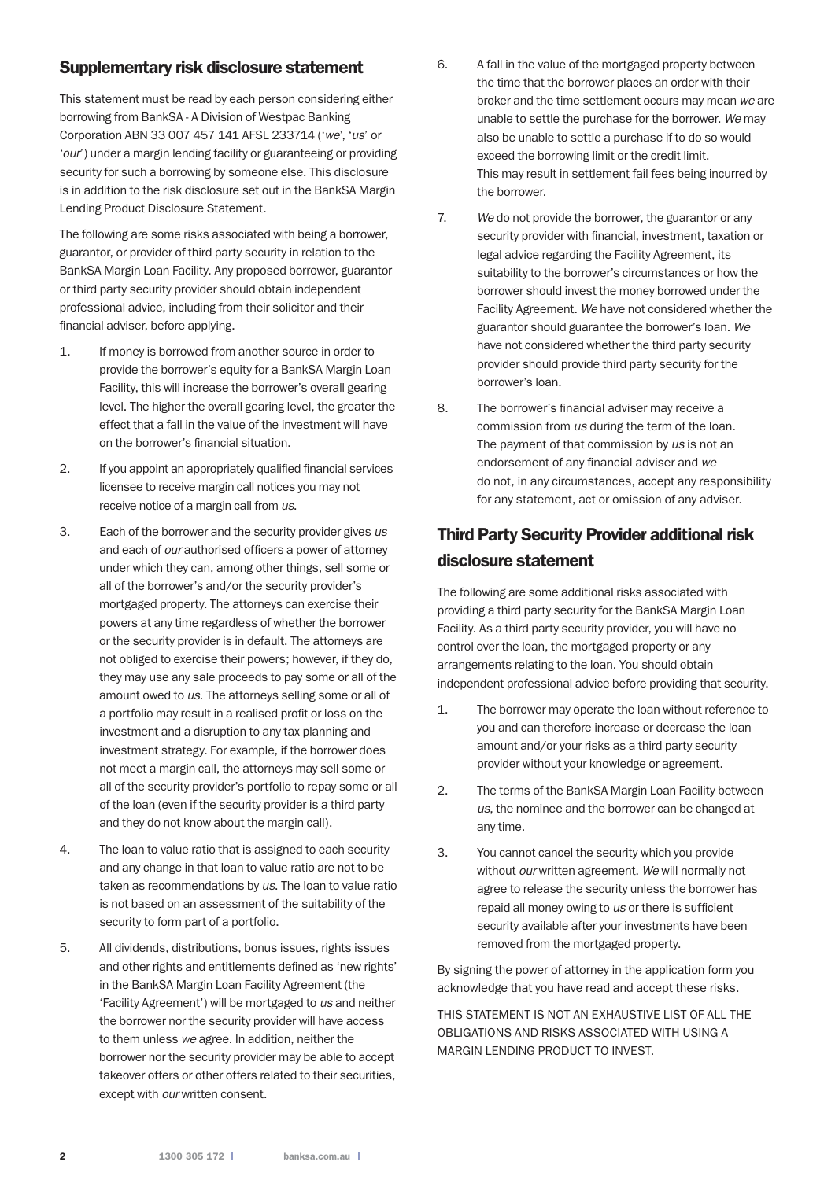## Supplementary risk disclosure statement

This statement must be read by each person considering either borrowing from BankSA - A Division of Westpac Banking Corporation ABN 33 007 457 141 AFSL 233714 ('*we*', '*us*' or '*our*') under a margin lending facility or guaranteeing or providing security for such a borrowing by someone else. This disclosure is in addition to the risk disclosure set out in the BankSA Margin Lending Product Disclosure Statement.

The following are some risks associated with being a borrower, guarantor, or provider of third party security in relation to the BankSA Margin Loan Facility. Any proposed borrower, guarantor or third party security provider should obtain independent professional advice, including from their solicitor and their financial adviser, before applying.

1. If money is borrowed from another source in order to provide the borrower's equity for a BankSA Margin Loan Facility, this will increase the borrower's overall gearing level. The higher the overall gearing level, the greater the effect that a fall in the value of the investment will have on the borrower's financial situation.
2. If you appoint an appropriately qualified financial services licensee to receive margin call notices you may not receive notice of a margin call from *us*.
3. Each of the borrower and the security provider gives *us* and each of *our* authorised officers a power of attorney under which they can, among other things, sell some or all of the borrower's and/or the security provider's mortgaged property. The attorneys can exercise their powers at any time regardless of whether the borrower or the security provider is in default. The attorneys are not obliged to exercise their powers; however, if they do, they may use any sale proceeds to pay some or all of the amount owed to *us*. The attorneys selling some or all of a portfolio may result in a realised profit or loss on the investment and a disruption to any tax planning and investment strategy. For example, if the borrower does not meet a margin call, the attorneys may sell some or all of the security provider's portfolio to repay some or all of the loan (even if the security provider is a third party and they do not know about the margin call).
4. The loan to value ratio that is assigned to each security and any change in that loan to value ratio are not to be taken as recommendations by *us*. The loan to value ratio is not based on an assessment of the suitability of the security to form part of a portfolio.
5. All dividends, distributions, bonus issues, rights issues and other rights and entitlements defined as 'new rights' in the BankSA Margin Loan Facility Agreement (the 'Facility Agreement') will be mortgaged to *us* and neither the borrower nor the security provider will have access to them unless *we* agree. In addition, neither the borrower nor the security provider may be able to accept takeover offers or other offers related to their securities, except with *our* written consent.
6. A fall in the value of the mortgaged property between the time that the borrower places an order with their broker and the time settlement occurs may mean *we* are unable to settle the purchase for the borrower. *We* may also be unable to settle a purchase if to do so would exceed the borrowing limit or the credit limit. This may result in settlement fail fees being incurred by the borrower.
7. *We* do not provide the borrower, the guarantor or any security provider with financial, investment, taxation or legal advice regarding the Facility Agreement, its suitability to the borrower's circumstances or how the borrower should invest the money borrowed under the Facility Agreement. *We* have not considered whether the guarantor should guarantee the borrower's loan. *We* have not considered whether the third party security provider should provide third party security for the borrower's loan.
8. The borrower's financial adviser may receive a commission from *us* during the term of the loan. The payment of that commission by *us* is not an endorsement of any financial adviser and *we* do not, in any circumstances, accept any responsibility for any statement, act or omission of any adviser.

## Third Party Security Provider additional risk disclosure statement

The following are some additional risks associated with providing a third party security for the BankSA Margin Loan Facility. As a third party security provider, you will have no control over the loan, the mortgaged property or any arrangements relating to the loan. You should obtain independent professional advice before providing that security.

1. The borrower may operate the loan without reference to you and can therefore increase or decrease the loan amount and/or your risks as a third party security provider without your knowledge or agreement.
2. The terms of the BankSA Margin Loan Facility between *us*, the nominee and the borrower can be changed at any time.
3. You cannot cancel the security which you provide without *our* written agreement. *We* will normally not agree to release the security unless the borrower has repaid all money owing to *us* or there is sufficient security available after your investments have been removed from the mortgaged property.

By signing the power of attorney in the application form you acknowledge that you have read and accept these risks.

THIS STATEMENT IS NOT AN EXHAUSTIVE LIST OF ALL THE OBLIGATIONS AND RISKS ASSOCIATED WITH USING A MARGIN LENDING PRODUCT TO INVEST.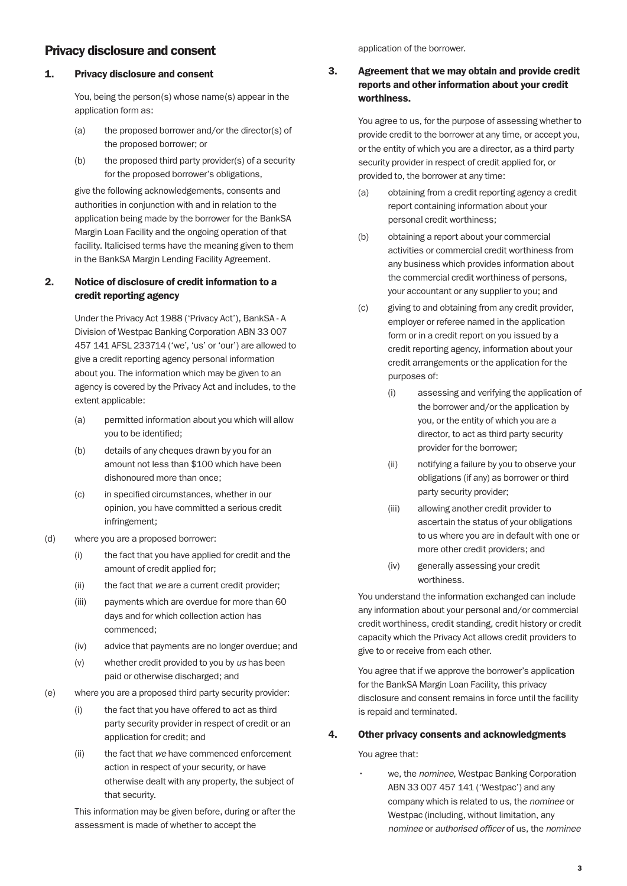## Privacy disclosure and consent

### 1. Privacy disclosure and consent

You, being the person(s) whose name(s) appear in the application form as:

(a) the proposed borrower and/or the director(s) of the proposed borrower; or

(b) the proposed third party provider(s) of a security for the proposed borrower's obligations,

give the following acknowledgements, consents and authorities in conjunction with and in relation to the application being made by the borrower for the BankSA Margin Loan Facility and the ongoing operation of that facility. Italicised terms have the meaning given to them in the BankSA Margin Lending Facility Agreement.

### 2. Notice of disclosure of credit information to a credit reporting agency

Under the Privacy Act 1988 ('Privacy Act'), BankSA - A Division of Westpac Banking Corporation ABN 33 007 457 141 AFSL 233714 ('we', 'us' or 'our') are allowed to give a credit reporting agency personal information about you. The information which may be given to an agency is covered by the Privacy Act and includes, to the extent applicable:

(a) permitted information about you which will allow you to be identified;

(b) details of any cheques drawn by you for an amount not less than $100 which have been dishonoured more than once;

(c) in specified circumstances, whether in our opinion, you have committed a serious credit infringement;

(d) where you are a proposed borrower:

- (i) the fact that you have applied for credit and the amount of credit applied for;
- (ii) the fact that *we* are a current credit provider;
- (iii) payments which are overdue for more than 60 days and for which collection action has commenced;
- (iv) advice that payments are no longer overdue; and
- (v) whether credit provided to you by *us* has been paid or otherwise discharged; and

(e) where you are a proposed third party security provider:

- (i) the fact that you have offered to act as third party security provider in respect of credit or an application for credit; and
- (ii) the fact that *we* have commenced enforcement action in respect of your security, or have otherwise dealt with any property, the subject of that security.

This information may be given before, during or after the assessment is made of whether to accept the application of the borrower.

### 3. Agreement that we may obtain and provide credit reports and other information about your credit worthiness.

You agree to us, for the purpose of assessing whether to provide credit to the borrower at any time, or accept you, or the entity of which you are a director, as a third party security provider in respect of credit applied for, or provided to, the borrower at any time:

(a) obtaining from a credit reporting agency a credit report containing information about your personal credit worthiness;

(b) obtaining a report about your commercial activities or commercial credit worthiness from any business which provides information about the commercial credit worthiness of persons, your accountant or any supplier to you; and

(c) giving to and obtaining from any credit provider, employer or referee named in the application form or in a credit report on you issued by a credit reporting agency, information about your credit arrangements or the application for the purposes of:

- (i) assessing and verifying the application of the borrower and/or the application by you, or the entity of which you are a director, to act as third party security provider for the borrower;
- (ii) notifying a failure by you to observe your obligations (if any) as borrower or third party security provider;
- (iii) allowing another credit provider to ascertain the status of your obligations to us where you are in default with one or more other credit providers; and
- (iv) generally assessing your credit worthiness.

You understand the information exchanged can include any information about your personal and/or commercial credit worthiness, credit standing, credit history or credit capacity which the Privacy Act allows credit providers to give to or receive from each other.

You agree that if we approve the borrower's application for the BankSA Margin Loan Facility, this privacy disclosure and consent remains in force until the facility is repaid and terminated.

### 4. Other privacy consents and acknowledgments

You agree that:

- we, the *nominee*, Westpac Banking Corporation ABN 33 007 457 141 ('Westpac') and any company which is related to us, the *nominee* or Westpac (including, without limitation, any *nominee* or *authorised officer* of us, the *nominee*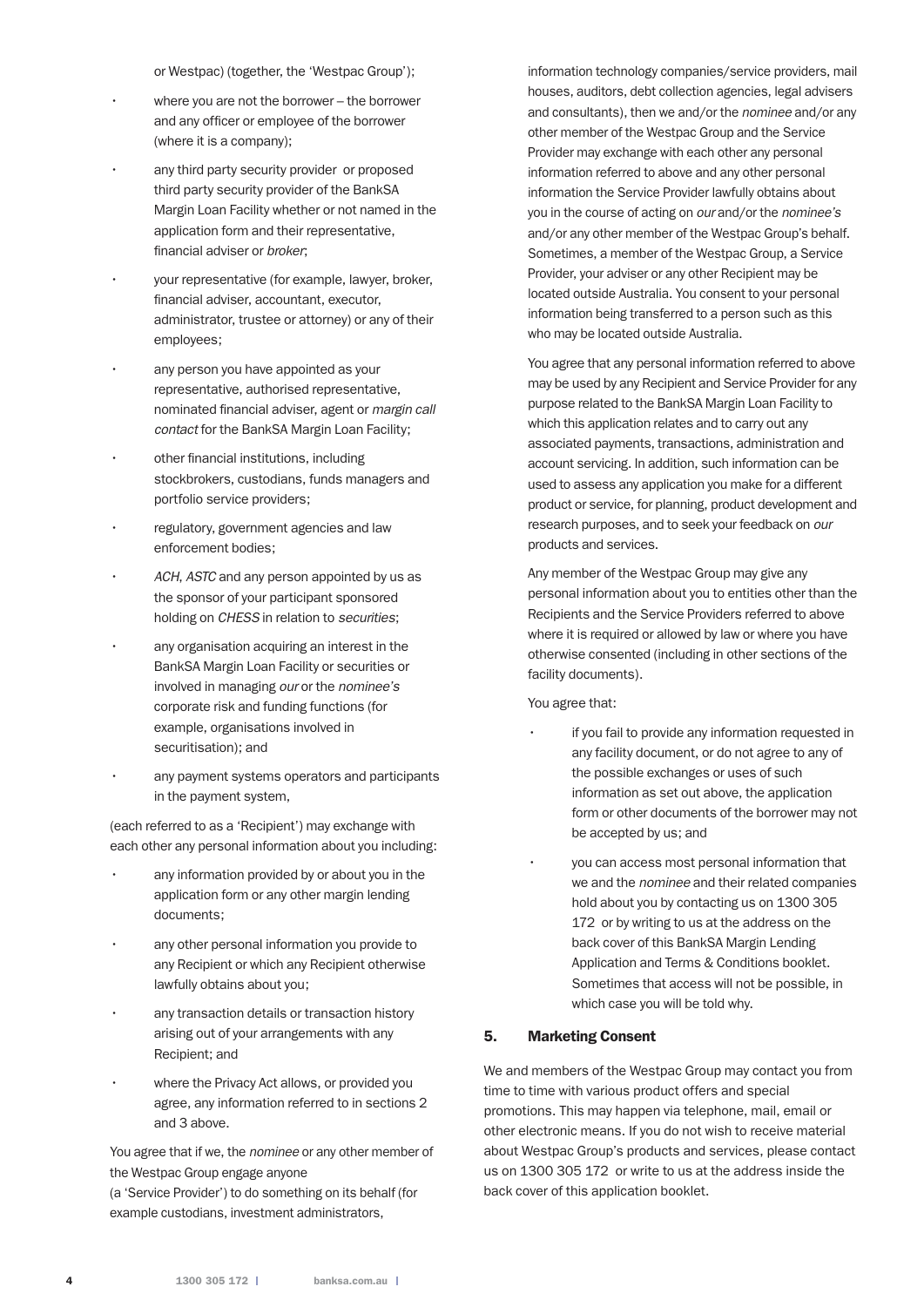or Westpac) (together, the 'Westpac Group');

- where you are not the borrower – the borrower and any officer or employee of the borrower (where it is a company);
- any third party security provider or proposed third party security provider of the BankSA Margin Loan Facility whether or not named in the application form and their representative, financial adviser or *broker*;
- your representative (for example, lawyer, broker, financial adviser, accountant, executor, administrator, trustee or attorney) or any of their employees;
- any person you have appointed as your representative, authorised representative, nominated financial adviser, agent or *margin call contact* for the BankSA Margin Loan Facility;
- other financial institutions, including stockbrokers, custodians, funds managers and portfolio service providers;
- regulatory, government agencies and law enforcement bodies;
- *ACH*, *ASTC* and any person appointed by us as the sponsor of your participant sponsored holding on *CHESS* in relation to *securities*;
- any organisation acquiring an interest in the BankSA Margin Loan Facility or securities or involved in managing *our* or the *nominee's* corporate risk and funding functions (for example, organisations involved in securitisation); and
- any payment systems operators and participants in the payment system,

(each referred to as a 'Recipient') may exchange with each other any personal information about you including:

- any information provided by or about you in the application form or any other margin lending documents;
- any other personal information you provide to any Recipient or which any Recipient otherwise lawfully obtains about you;
- any transaction details or transaction history arising out of your arrangements with any Recipient; and
- where the Privacy Act allows, or provided you agree, any information referred to in sections 2 and 3 above.

You agree that if we, the *nominee* or any other member of the Westpac Group engage anyone (a 'Service Provider') to do something on its behalf (for example custodians, investment administrators, information technology companies/service providers, mail houses, auditors, debt collection agencies, legal advisers and consultants), then we and/or the *nominee* and/or any other member of the Westpac Group and the Service Provider may exchange with each other any personal information referred to above and any other personal information the Service Provider lawfully obtains about you in the course of acting on *our* and/or the *nominee's* and/or any other member of the Westpac Group's behalf. Sometimes, a member of the Westpac Group, a Service Provider, your adviser or any other Recipient may be located outside Australia. You consent to your personal information being transferred to a person such as this who may be located outside Australia.

You agree that any personal information referred to above may be used by any Recipient and Service Provider for any purpose related to the BankSA Margin Loan Facility to which this application relates and to carry out any associated payments, transactions, administration and account servicing. In addition, such information can be used to assess any application you make for a different product or service, for planning, product development and research purposes, and to seek your feedback on *our* products and services.

Any member of the Westpac Group may give any personal information about you to entities other than the Recipients and the Service Providers referred to above where it is required or allowed by law or where you have otherwise consented (including in other sections of the facility documents).

You agree that:

- if you fail to provide any information requested in any facility document, or do not agree to any of the possible exchanges or uses of such information as set out above, the application form or other documents of the borrower may not be accepted by us; and
- you can access most personal information that we and the *nominee* and their related companies hold about you by contacting us on 1300 305 172 or by writing to us at the address on the back cover of this BankSA Margin Lending Application and Terms & Conditions booklet. Sometimes that access will not be possible, in which case you will be told why.

## 5. Marketing Consent

We and members of the Westpac Group may contact you from time to time with various product offers and special promotions. This may happen via telephone, mail, email or other electronic means. If you do not wish to receive material about Westpac Group's products and services, please contact us on 1300 305 172 or write to us at the address inside the back cover of this application booklet.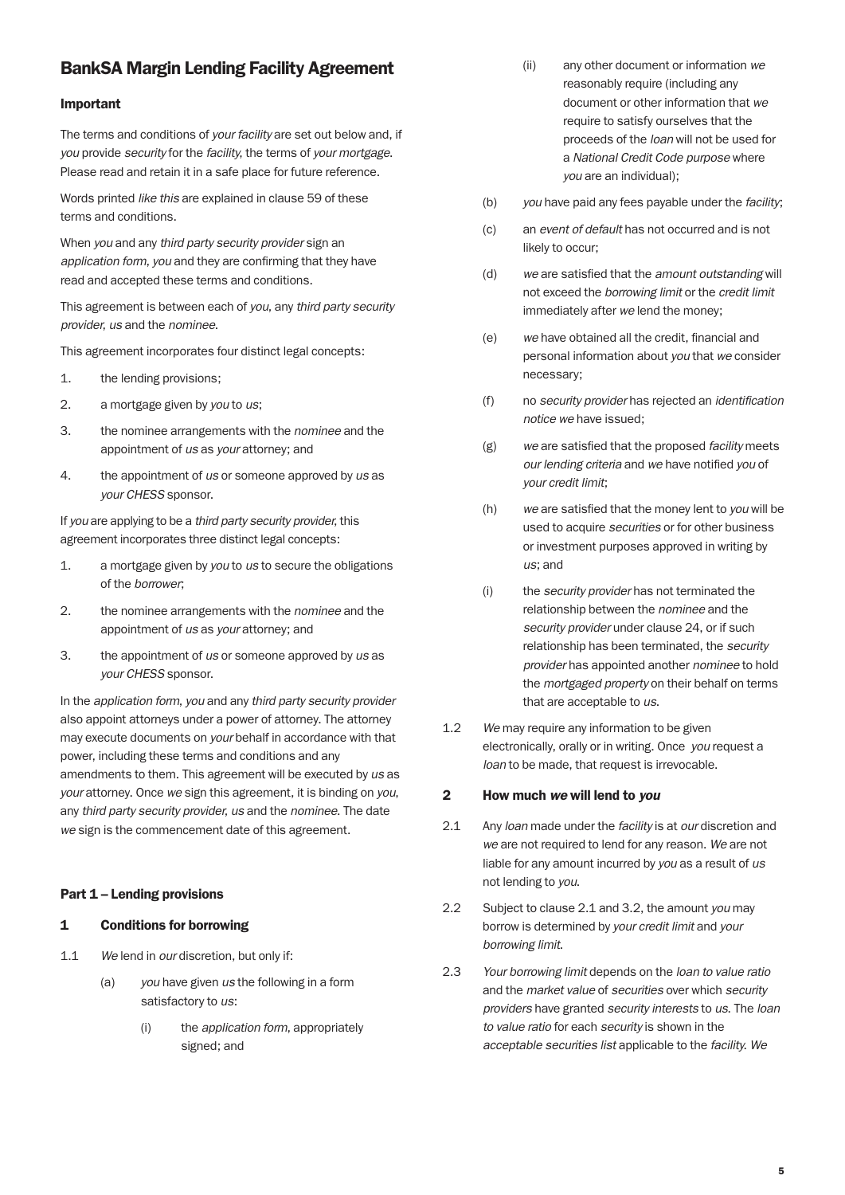# BankSA Margin Lending Facility Agreement

### Important

The terms and conditions of *your facility* are set out below and, if *you* provide *security* for the *facility*, the terms of *your mortgage*. Please read and retain it in a safe place for future reference.

Words printed *like this* are explained in clause 59 of these terms and conditions.

When *you* and any *third party security provider* sign an *application form*, *you* and they are confirming that they have read and accepted these terms and conditions.

This agreement is between each of *you*, any *third party security provider*, *us* and the *nominee*.

This agreement incorporates four distinct legal concepts:

1. the lending provisions;
2. a mortgage given by *you* to *us*;
3. the nominee arrangements with the *nominee* and the appointment of *us* as *your* attorney; and
4. the appointment of *us* or someone approved by *us* as *your CHESS* sponsor.

If *you* are applying to be a *third party security provider*, this agreement incorporates three distinct legal concepts:

1. a mortgage given by *you* to *us* to secure the obligations of the *borrower*;
2. the nominee arrangements with the *nominee* and the appointment of *us* as *your* attorney; and
3. the appointment of *us* or someone approved by *us* as *your CHESS* sponsor.

In the *application form*, *you* and any *third party security provider* also appoint attorneys under a power of attorney. The attorney may execute documents on *your* behalf in accordance with that power, including these terms and conditions and any amendments to them. This agreement will be executed by *us* as *your* attorney. Once *we* sign this agreement, it is binding on *you*, any *third party security provider*, *us* and the *nominee*. The date *we* sign is the commencement date of this agreement.

### Part 1 – Lending provisions

### 1 Conditions for borrowing

1.1 *We* lend in *our* discretion, but only if:

(a) *you* have given *us* the following in a form satisfactory to *us*:

(i) the *application form*, appropriately signed; and

(ii) any other document or information *we* reasonably require (including any document or other information that *we* require to satisfy ourselves that the proceeds of the *loan* will not be used for a *National Credit Code purpose* where *you* are an individual);

(b) *you* have paid any fees payable under the *facility*;

(c) an *event of default* has not occurred and is not likely to occur;

(d) *we* are satisfied that the *amount outstanding* will not exceed the *borrowing limit* or the *credit limit* immediately after *we* lend the money;

(e) *we* have obtained all the credit, financial and personal information about *you* that *we* consider necessary;

(f) no *security provider* has rejected an *identification notice we* have issued;

(g) *we* are satisfied that the proposed *facility* meets *our lending criteria* and *we* have notified *you* of *your credit limit*;

(h) *we* are satisfied that the money lent to *you* will be used to acquire *securities* or for other business or investment purposes approved in writing by *us*; and

(i) the *security provider* has not terminated the relationship between the *nominee* and the *security provider* under clause 24, or if such relationship has been terminated, the *security provider* has appointed another *nominee* to hold the *mortgaged property* on their behalf on terms that are acceptable to *us*.

1.2 *We* may require any information to be given electronically, orally or in writing. Once *you* request a *loan* to be made, that request is irrevocable.

### 2 How much *we* will lend to *you*

2.1 Any *loan* made under the *facility* is at *our* discretion and *we* are not required to lend for any reason. *We* are not liable for any amount incurred by *you* as a result of *us* not lending to *you*.

2.2 Subject to clause 2.1 and 3.2, the amount *you* may borrow is determined by *your credit limit* and *your borrowing limit*.

2.3 *Your borrowing limit* depends on the *loan to value ratio* and the *market value* of *securities* over which *security providers* have granted *security interests* to *us*. The *loan to value ratio* for each *security* is shown in the *acceptable securities list* applicable to the *facility*. *We*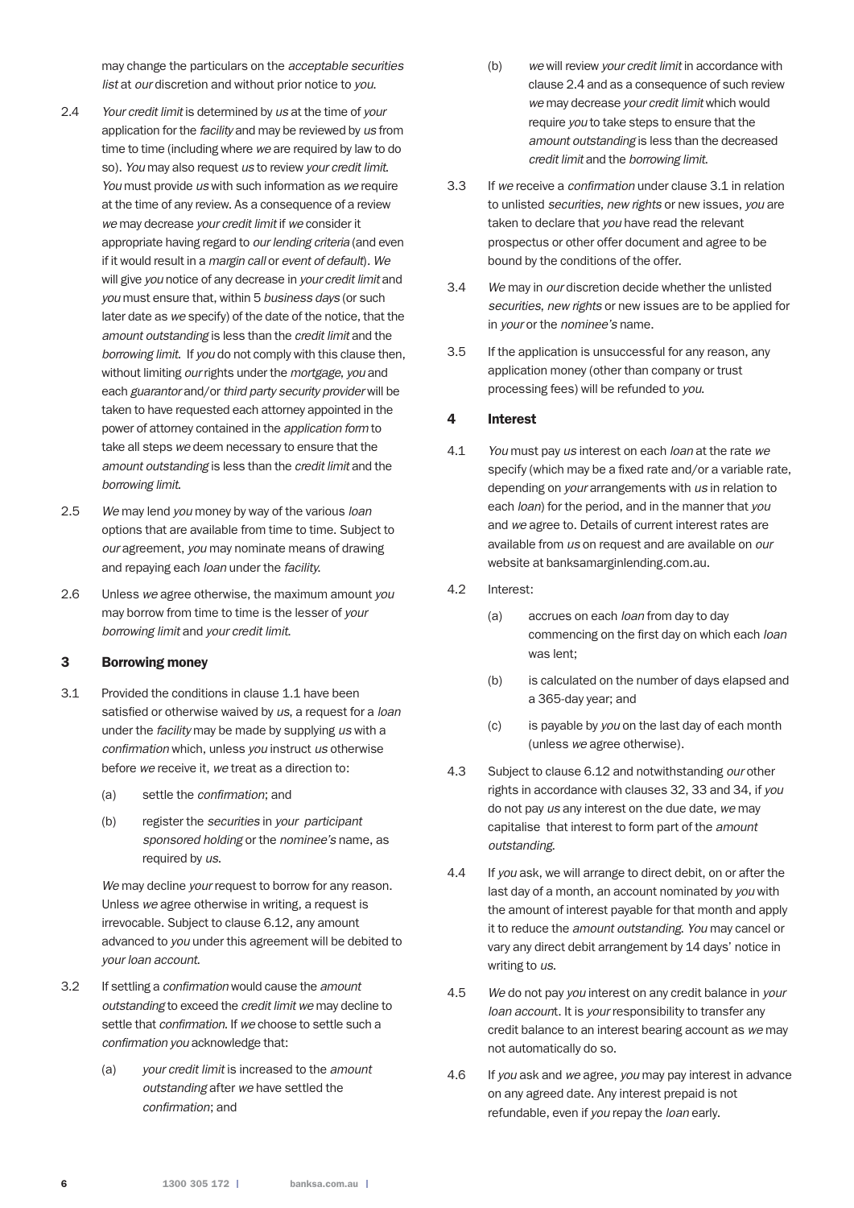may change the particulars on the *acceptable securities list* at *our* discretion and without prior notice to *you.*

2.4 *Your credit limit* is determined by *us* at the time of *your* application for the *facility* and may be reviewed by *us* from time to time (including where *we* are required by law to do so). *You* may also request *us* to review *your credit limit. You* must provide *us* with such information as *we* require at the time of any review. As a consequence of a review *we* may decrease *your credit limit* if *we* consider it appropriate having regard to *our lending criteria* (and even if it would result in a *margin call* or *event of default*). *We* will give *you* notice of any decrease in *your credit limit* and *you* must ensure that, within 5 *business days* (or such later date as *we* specify) of the date of the notice, that the *amount outstanding* is less than the *credit limit* and the *borrowing limit.* If *you* do not comply with this clause then, without limiting *our* rights under the *mortgage*, *you* and each *guarantor* and/or *third party security provider* will be taken to have requested each attorney appointed in the power of attorney contained in the *application form* to take all steps *we* deem necessary to ensure that the *amount outstanding* is less than the *credit limit* and the *borrowing limit.*

2.5 *We* may lend *you* money by way of the various *loan* options that are available from time to time. Subject to *our* agreement, *you* may nominate means of drawing and repaying each *loan* under the *facility.*

2.6 Unless *we* agree otherwise, the maximum amount *you* may borrow from time to time is the lesser of *your borrowing limit* and *your credit limit.*

## 3 Borrowing money

3.1 Provided the conditions in clause 1.1 have been satisfied or otherwise waived by *us*, a request for a *loan* under the *facility* may be made by supplying *us* with a *confirmation* which, unless *you* instruct *us* otherwise before *we* receive it, *we* treat as a direction to:

(a) settle the *confirmation*; and

(b) register the *securities* in *your participant sponsored holding* or the *nominee's* name, as required by *us*.

*We* may decline *your* request to borrow for any reason. Unless *we* agree otherwise in writing, a request is irrevocable. Subject to clause 6.12, any amount advanced to *you* under this agreement will be debited to *your loan account.*

3.2 If settling a *confirmation* would cause the *amount outstanding* to exceed the *credit limit we* may decline to settle that *confirmation.* If *we* choose to settle such a *confirmation you* acknowledge that:

(a) *your credit limit* is increased to the *amount outstanding* after *we* have settled the *confirmation*; and

(b) *we* will review *your credit limit* in accordance with clause 2.4 and as a consequence of such review *we* may decrease *your credit limit* which would require *you* to take steps to ensure that the *amount outstanding* is less than the decreased *credit limit* and the *borrowing limit.*

3.3 If *we* receive a *confirmation* under clause 3.1 in relation to unlisted *securities*, *new rights* or new issues, *you* are taken to declare that *you* have read the relevant prospectus or other offer document and agree to be bound by the conditions of the offer.

3.4 *We* may in *our* discretion decide whether the unlisted *securities, new rights* or new issues are to be applied for in *your* or the *nominee's* name.

3.5 If the application is unsuccessful for any reason, any application money (other than company or trust processing fees) will be refunded to *you.*

## 4 Interest

4.1 *You* must pay *us* interest on each *loan* at the rate *we* specify (which may be a fixed rate and/or a variable rate, depending on *your* arrangements with *us* in relation to each *loan*) for the period, and in the manner that *you* and *we* agree to. Details of current interest rates are available from *us* on request and are available on *our* website at banksamarginlending.com.au.

4.2 Interest:

(a) accrues on each *loan* from day to day commencing on the first day on which each *loan* was lent;

(b) is calculated on the number of days elapsed and a 365-day year; and

(c) is payable by *you* on the last day of each month (unless *we* agree otherwise).

4.3 Subject to clause 6.12 and notwithstanding *our* other rights in accordance with clauses 32, 33 and 34, if *you* do not pay *us* any interest on the due date, *we* may capitalise that interest to form part of the *amount outstanding.*

4.4 If *you* ask, we will arrange to direct debit, on or after the last day of a month, an account nominated by *you* with the amount of interest payable for that month and apply it to reduce the *amount outstanding. You* may cancel or vary any direct debit arrangement by 14 days' notice in writing to *us.*

4.5 *We* do not pay *you* interest on any credit balance in *your loan account*. It is *your* responsibility to transfer any credit balance to an interest bearing account as *we* may not automatically do so.

4.6 If *you* ask and *we* agree, *you* may pay interest in advance on any agreed date. Any interest prepaid is not refundable, even if *you* repay the *loan* early.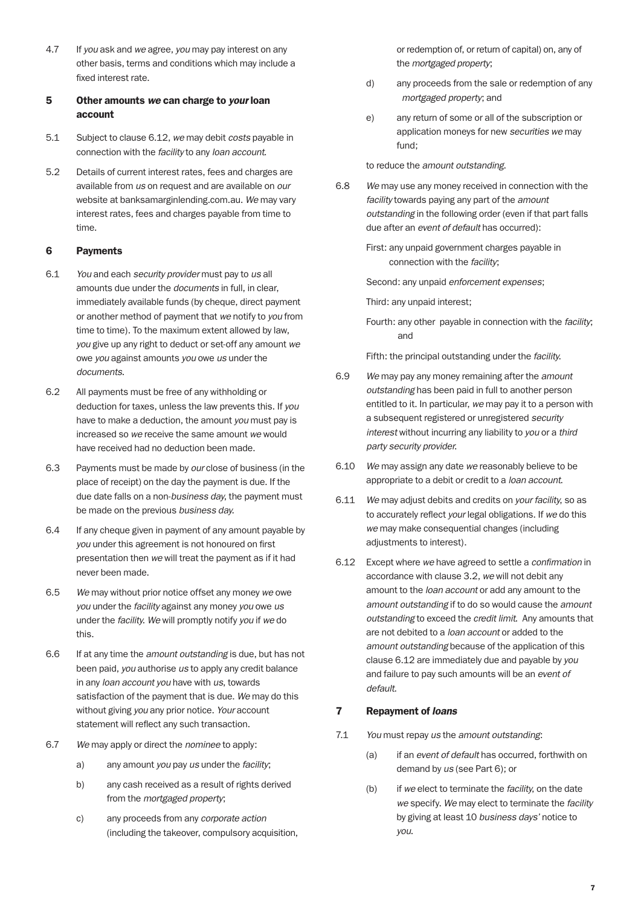4.7 If *you* ask and *we* agree, *you* may pay interest on any other basis, terms and conditions which may include a fixed interest rate.

## 5 Other amounts *we* can charge to *your* loan account

5.1 Subject to clause 6.12, *we* may debit *costs* payable in connection with the *facility* to any *loan account.*

5.2 Details of current interest rates, fees and charges are available from *us* on request and are available on *our* website at banksamarginlending.com.au. *We* may vary interest rates, fees and charges payable from time to time.

## 6 Payments

6.1 *You* and each *security provider* must pay to *us* all amounts due under the *documents* in full, in clear, immediately available funds (by cheque, direct payment or another method of payment that *we* notify to *you* from time to time). To the maximum extent allowed by law, *you* give up any right to deduct or set-off any amount *we* owe *you* against amounts *you* owe *us* under the *documents*.

6.2 All payments must be free of any withholding or deduction for taxes, unless the law prevents this. If *you* have to make a deduction, the amount *you* must pay is increased so *we* receive the same amount *we* would have received had no deduction been made.

6.3 Payments must be made by *our* close of business (in the place of receipt) on the day the payment is due. If the due date falls on a non-*business day*, the payment must be made on the previous *business day*.

6.4 If any cheque given in payment of any amount payable by *you* under this agreement is not honoured on first presentation then *we* will treat the payment as if it had never been made.

6.5 *We* may without prior notice offset any money *we* owe *you* under the *facility* against any money *you* owe *us* under the *facility. We* will promptly notify *you* if *we* do this.

6.6 If at any time the *amount outstanding* is due, but has not been paid, *you* authorise *us* to apply any credit balance in any *loan account you* have with *us*, towards satisfaction of the payment that is due. *We* may do this without giving *you* any prior notice. *Your* account statement will reflect any such transaction.

6.7 *We* may apply or direct the *nominee* to apply:

a) any amount *you* pay *us* under the *facility*;

b) any cash received as a result of rights derived from the *mortgaged property*;

c) any proceeds from any *corporate action* (including the takeover, compulsory acquisition, or redemption of, or return of capital) on, any of the *mortgaged property*;

d) any proceeds from the sale or redemption of any *mortgaged property*; and

e) any return of some or all of the subscription or application moneys for new *securities we* may fund;

to reduce the *amount outstanding.*

6.8 *We* may use any money received in connection with the *facility* towards paying any part of the *amount outstanding* in the following order (even if that part falls due after an *event of default* has occurred):

First: any unpaid government charges payable in connection with the *facility*;

Second: any unpaid *enforcement expenses*;

Third: any unpaid interest;

Fourth: any other payable in connection with the *facility*; and

Fifth: the principal outstanding under the *facility.*

6.9 *We* may pay any money remaining after the *amount outstanding* has been paid in full to another person entitled to it. In particular, *we* may pay it to a person with a subsequent registered or unregistered *security interest* without incurring any liability to *you* or a *third party security provider.*

6.10 *We* may assign any date *we* reasonably believe to be appropriate to a debit or credit to a *loan account.*

6.11 *We* may adjust debits and credits on *your facility*, so as to accurately reflect *your* legal obligations. If *we* do this *we* may make consequential changes (including adjustments to interest).

6.12 Except where *we* have agreed to settle a *confirmation* in accordance with clause 3.2, *we* will not debit any amount to the *loan account* or add any amount to the *amount outstanding* if to do so would cause the *amount outstanding* to exceed the *credit limit.* Any amounts that are not debited to a *loan account* or added to the *amount outstanding* because of the application of this clause 6.12 are immediately due and payable by *you* and failure to pay such amounts will be an *event of default.*

## 7 Repayment of *loans*

7.1 *You* must repay *us* the *amount outstanding*:

(a) if an *event of default* has occurred, forthwith on demand by *us* (see Part 6); or

(b) if *we* elect to terminate the *facility*, on the date *we* specify. *We* may elect to terminate the *facility* by giving at least 10 *business days'* notice to *you.*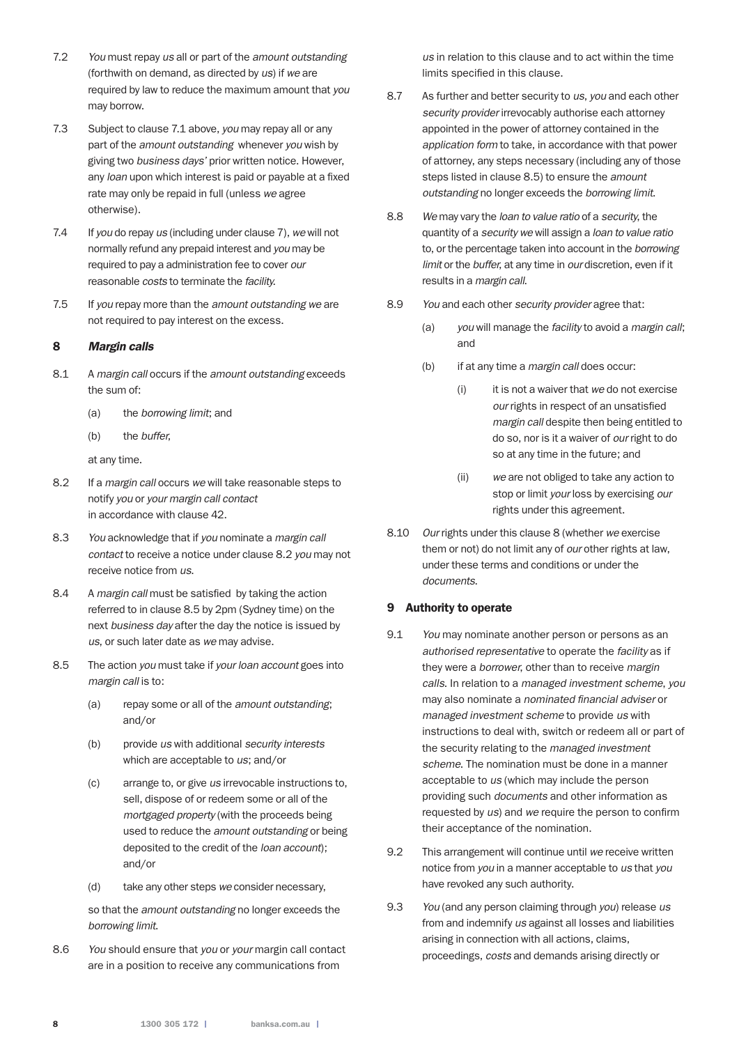7.2 *You* must repay *us* all or part of the *amount outstanding* (forthwith on demand, as directed by *us*) if *we* are required by law to reduce the maximum amount that *you* may borrow.

7.3 Subject to clause 7.1 above, *you* may repay all or any part of the *amount outstanding* whenever *you* wish by giving two *business days'* prior written notice. However, any *loan* upon which interest is paid or payable at a fixed rate may only be repaid in full (unless *we* agree otherwise).

7.4 If *you* do repay *us* (including under clause 7), *we* will not normally refund any prepaid interest and *you* may be required to pay a administration fee to cover *our* reasonable *costs* to terminate the *facility.*

7.5 If *you* repay more than the *amount outstanding we* are not required to pay interest on the excess.

## 8 *Margin calls*

8.1 A *margin call* occurs if the *amount outstanding* exceeds the sum of:

- (a) the *borrowing limit*; and
- (b) the *buffer,*

at any time.

8.2 If a *margin call* occurs *we* will take reasonable steps to notify *you* or *your margin call contact* in accordance with clause 42.

8.3 *You* acknowledge that if *you* nominate a *margin call contact* to receive a notice under clause 8.2 *you* may not receive notice from *us.*

8.4 A *margin call* must be satisfied by taking the action referred to in clause 8.5 by 2pm (Sydney time) on the next *business day* after the day the notice is issued by *us,* or such later date as *we* may advise.

8.5 The action *you* must take if *your loan account* goes into *margin call* is to:

- (a) repay some or all of the *amount outstanding*; and/or
- (b) provide *us* with additional *security interests* which are acceptable to *us*; and/or
- (c) arrange to, or give *us* irrevocable instructions to, sell, dispose of or redeem some or all of the *mortgaged property* (with the proceeds being used to reduce the *amount outstanding* or being deposited to the credit of the *loan account*); and/or
- (d) take any other steps *we* consider necessary,

so that the *amount outstanding* no longer exceeds the *borrowing limit.*

8.6 *You* should ensure that *you* or *your* margin call contact are in a position to receive any communications from *us* in relation to this clause and to act within the time limits specified in this clause.

8.7 As further and better security to *us, you* and each other *security provider* irrevocably authorise each attorney appointed in the power of attorney contained in the *application form* to take, in accordance with that power of attorney, any steps necessary (including any of those steps listed in clause 8.5) to ensure the *amount outstanding* no longer exceeds the *borrowing limit.*

8.8 *We* may vary the *loan to value ratio* of a *security*, the quantity of a *security we* will assign a *loan to value ratio* to, or the percentage taken into account in the *borrowing limit* or the *buffer,* at any time in *our* discretion, even if it results in a *margin call.*

8.9 *You* and each other *security provider* agree that:

- (a) *you* will manage the *facility* to avoid a *margin call*; and
- (b) if at any time a *margin call* does occur:
  - (i) it is not a waiver that *we* do not exercise *our* rights in respect of an unsatisfied *margin call* despite then being entitled to do so, nor is it a waiver of *our* right to do so at any time in the future; and
  - (ii) *we* are not obliged to take any action to stop or limit *your* loss by exercising *our* rights under this agreement.

8.10 *Our* rights under this clause 8 (whether *we* exercise them or not) do not limit any of *our* other rights at law, under these terms and conditions or under the *documents.*

## 9 Authority to operate

9.1 *You* may nominate another person or persons as an *authorised representative* to operate the *facility* as if they were a *borrower,* other than to receive *margin calls.* In relation to a *managed investment scheme, you* may also nominate a *nominated financial adviser* or *managed investment scheme* to provide *us* with instructions to deal with, switch or redeem all or part of the security relating to the *managed investment scheme.* The nomination must be done in a manner acceptable to *us* (which may include the person providing such *documents* and other information as requested by *us*) and *we* require the person to confirm their acceptance of the nomination.

9.2 This arrangement will continue until *we* receive written notice from *you* in a manner acceptable to *us* that *you* have revoked any such authority.

9.3 *You* (and any person claiming through *you*) release *us* from and indemnify *us* against all losses and liabilities arising in connection with all actions, claims, proceedings, *costs* and demands arising directly or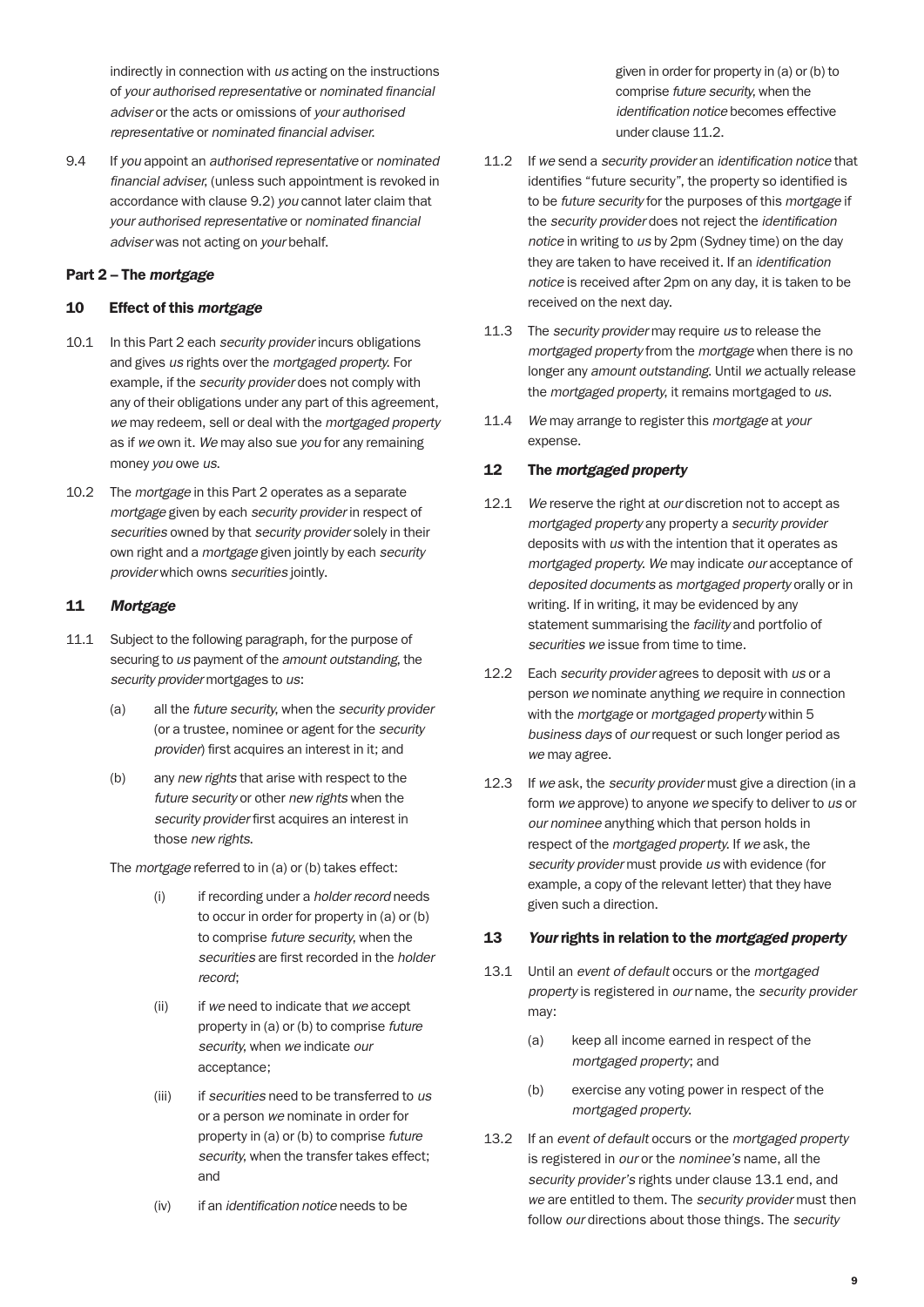indirectly in connection with *us* acting on the instructions of *your authorised representative* or *nominated financial adviser* or the acts or omissions of *your authorised representative* or *nominated financial adviser*.

9.4 If *you* appoint an *authorised representative* or *nominated financial adviser*, (unless such appointment is revoked in accordance with clause 9.2) *you* cannot later claim that *your authorised representative* or *nominated financial adviser* was not acting on *your* behalf.

## Part 2 – The *mortgage*

### 10 Effect of this *mortgage*

10.1 In this Part 2 each *security provider* incurs obligations and gives *us* rights over the *mortgaged property*. For example, if the *security provider* does not comply with any of their obligations under any part of this agreement, *we* may redeem, sell or deal with the *mortgaged property* as if *we* own it. *We* may also sue *you* for any remaining money *you* owe *us*.

10.2 The *mortgage* in this Part 2 operates as a separate *mortgage* given by each *security provider* in respect of *securities* owned by that *security provider* solely in their own right and a *mortgage* given jointly by each *security provider* which owns *securities* jointly.

### 11 *Mortgage*

11.1 Subject to the following paragraph, for the purpose of securing to *us* payment of the *amount outstanding*, the *security provider* mortgages to *us*:

(a) all the *future security*, when the *security provider* (or a trustee, nominee or agent for the *security provider*) first acquires an interest in it; and

(b) any *new rights* that arise with respect to the *future security* or other *new rights* when the *security provider* first acquires an interest in those *new rights*.

The *mortgage* referred to in (a) or (b) takes effect:

(i) if recording under a *holder record* needs to occur in order for property in (a) or (b) to comprise *future security*, when the *securities* are first recorded in the *holder record*;

(ii) if *we* need to indicate that *we* accept property in (a) or (b) to comprise *future security*, when *we* indicate *our* acceptance;

(iii) if *securities* need to be transferred to *us* or a person *we* nominate in order for property in (a) or (b) to comprise *future security*, when the transfer takes effect; and

(iv) if an *identification notice* needs to be given in order for property in (a) or (b) to comprise *future security*, when the *identification notice* becomes effective under clause 11.2.

11.2 If *we* send a *security provider* an *identification notice* that identifies "future security", the property so identified is to be *future security* for the purposes of this *mortgage* if the *security provider* does not reject the *identification notice* in writing to *us* by 2pm (Sydney time) on the day they are taken to have received it. If an *identification notice* is received after 2pm on any day, it is taken to be received on the next day.

11.3 The *security provider* may require *us* to release the *mortgaged property* from the *mortgage* when there is no longer any *amount outstanding*. Until *we* actually release the *mortgaged property*, it remains mortgaged to *us*.

11.4 *We* may arrange to register this *mortgage* at *your* expense.

### 12 The *mortgaged property*

12.1 *We* reserve the right at *our* discretion not to accept as *mortgaged property* any property a *security provider* deposits with *us* with the intention that it operates as *mortgaged property*. *We* may indicate *our* acceptance of *deposited documents* as *mortgaged property* orally or in writing. If in writing, it may be evidenced by any statement summarising the *facility* and portfolio of *securities we* issue from time to time.

12.2 Each *security provider* agrees to deposit with *us* or a person *we* nominate anything *we* require in connection with the *mortgage* or *mortgaged property* within 5 *business days* of *our* request or such longer period as *we* may agree.

12.3 If *we* ask, the *security provider* must give a direction (in a form *we* approve) to anyone *we* specify to deliver to *us* or *our nominee* anything which that person holds in respect of the *mortgaged property*. If *we* ask, the *security provider* must provide *us* with evidence (for example, a copy of the relevant letter) that they have given such a direction.

### 13 *Your* rights in relation to the *mortgaged property*

13.1 Until an *event of default* occurs or the *mortgaged property* is registered in *our* name, the *security provider* may:

(a) keep all income earned in respect of the *mortgaged property*; and

(b) exercise any voting power in respect of the *mortgaged property*.

13.2 If an *event of default* occurs or the *mortgaged property* is registered in *our* or the *nominee's* name, all the *security provider's* rights under clause 13.1 end, and *we* are entitled to them. The *security provider* must then follow *our* directions about those things. The *security*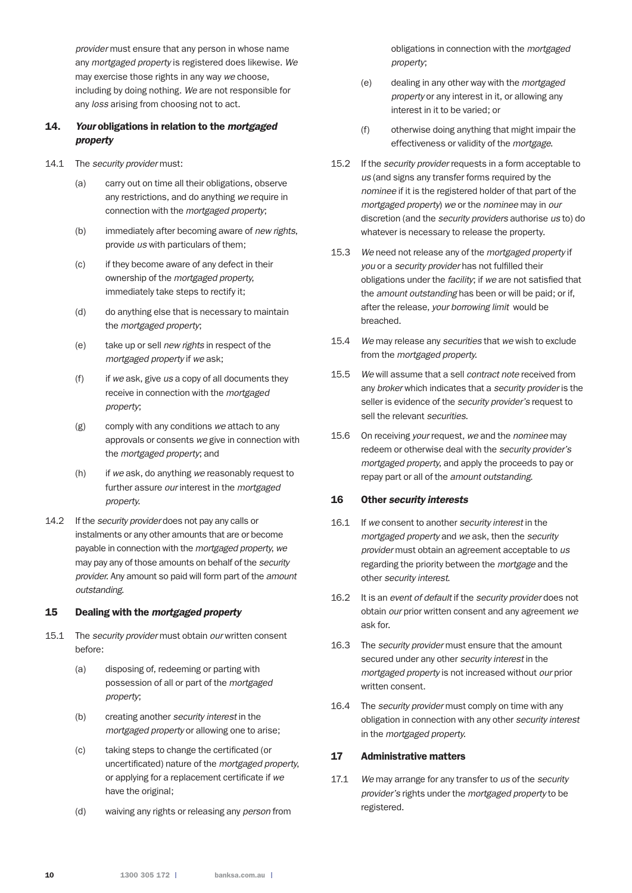*provider* must ensure that any person in whose name any *mortgaged property* is registered does likewise. *We* may exercise those rights in any way *we* choose, including by doing nothing. *We* are not responsible for any *loss* arising from choosing not to act.

## 14. *Your* obligations in relation to the *mortgaged property*

14.1 The *security provider* must:

(a) carry out on time all their obligations, observe any restrictions, and do anything *we* require in connection with the *mortgaged property*;

(b) immediately after becoming aware of *new rights*, provide *us* with particulars of them;

(c) if they become aware of any defect in their ownership of the *mortgaged property*, immediately take steps to rectify it;

(d) do anything else that is necessary to maintain the *mortgaged property*;

(e) take up or sell *new rights* in respect of the *mortgaged property* if *we* ask;

(f) if *we* ask, give *us* a copy of all documents they receive in connection with the *mortgaged property*;

(g) comply with any conditions *we* attach to any approvals or consents *we* give in connection with the *mortgaged property*; and

(h) if *we* ask, do anything *we* reasonably request to further assure *our* interest in the *mortgaged property*.

14.2 If the *security provider* does not pay any calls or instalments or any other amounts that are or become payable in connection with the *mortgaged property*, *we* may pay any of those amounts on behalf of the *security provider*. Any amount so paid will form part of the *amount outstanding*.

## 15 Dealing with the *mortgaged property*

15.1 The *security provider* must obtain *our* written consent before:

(a) disposing of, redeeming or parting with possession of all or part of the *mortgaged property*;

(b) creating another *security interest* in the *mortgaged property* or allowing one to arise;

(c) taking steps to change the certificated (or uncertificated) nature of the *mortgaged property*, or applying for a replacement certificate if *we* have the original;

(d) waiving any rights or releasing any *person* from obligations in connection with the *mortgaged property*;

(e) dealing in any other way with the *mortgaged property* or any interest in it, or allowing any interest in it to be varied; or

(f) otherwise doing anything that might impair the effectiveness or validity of the *mortgage*.

15.2 If the *security provider* requests in a form acceptable to *us* (and signs any transfer forms required by the *nominee* if it is the registered holder of that part of the *mortgaged property*) *we* or the *nominee* may in *our* discretion (and the *security providers* authorise *us* to) do whatever is necessary to release the property.

15.3 *We* need not release any of the *mortgaged property* if *you* or a *security provider* has not fulfilled their obligations under the *facility*; if *we* are not satisfied that the *amount outstanding* has been or will be paid; or if, after the release, *your borrowing limit* would be breached.

15.4 *We* may release any *securities* that *we* wish to exclude from the *mortgaged property*.

15.5 *We* will assume that a sell *contract note* received from any *broker* which indicates that a *security provider* is the seller is evidence of the *security provider's* request to sell the relevant *securities*.

15.6 On receiving *your* request, *we* and the *nominee* may redeem or otherwise deal with the *security provider's mortgaged property*, and apply the proceeds to pay or repay part or all of the *amount outstanding*.

## 16 Other *security interests*

16.1 If *we* consent to another *security interest* in the *mortgaged property* and *we* ask, then the *security provider* must obtain an agreement acceptable to *us* regarding the priority between the *mortgage* and the other *security interest*.

16.2 It is an *event of default* if the *security provider* does not obtain *our* prior written consent and any agreement *we* ask for.

16.3 The *security provider* must ensure that the amount secured under any other *security interest* in the *mortgaged property* is not increased without *our* prior written consent.

16.4 The *security provider* must comply on time with any obligation in connection with any other *security interest* in the *mortgaged property*.

## 17 Administrative matters

17.1 *We* may arrange for any transfer to *us* of the *security provider's* rights under the *mortgaged property* to be registered.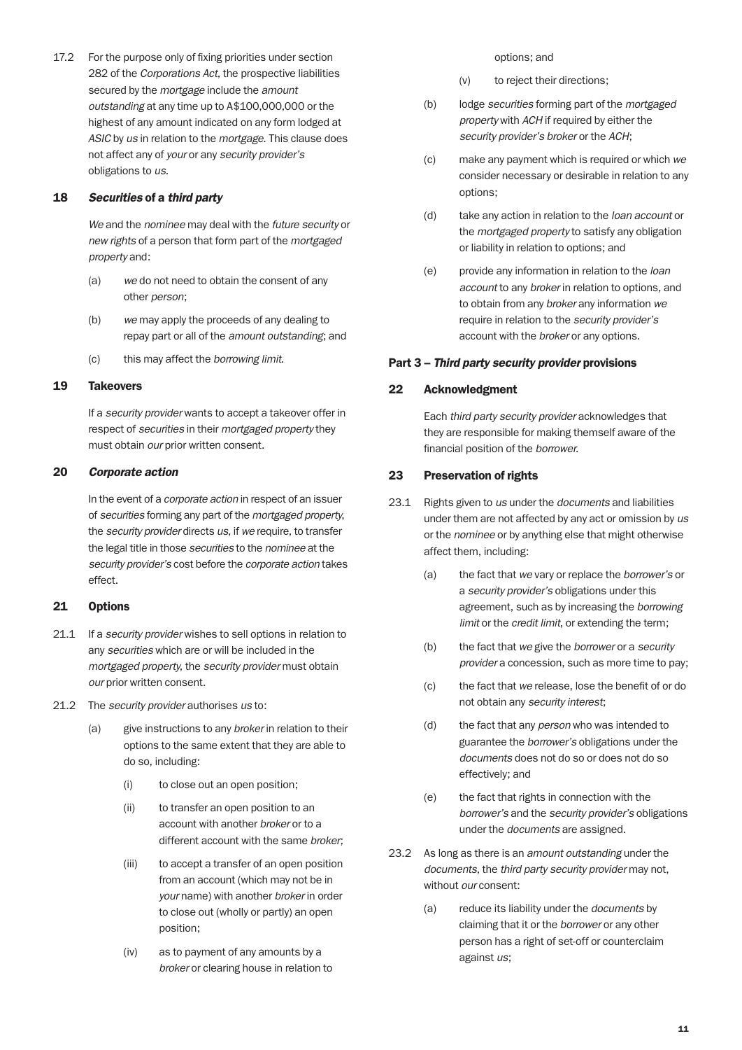17.2 For the purpose only of fixing priorities under section 282 of the *Corporations Act*, the prospective liabilities secured by the *mortgage* include the *amount outstanding* at any time up to A$100,000,000 or the highest of any amount indicated on any form lodged at *ASIC* by *us* in relation to the *mortgage*. This clause does not affect any of *your* or any *security provider's* obligations to *us*.

## 18 *Securities* of a *third party*

*We* and the *nominee* may deal with the *future security* or *new rights* of a person that form part of the *mortgaged property* and:

(a) *we* do not need to obtain the consent of any other *person*;

(b) *we* may apply the proceeds of any dealing to repay part or all of the *amount outstanding*; and

(c) this may affect the *borrowing limit*.

## 19 Takeovers

If a *security provider* wants to accept a takeover offer in respect of *securities* in their *mortgaged property* they must obtain *our* prior written consent.

## 20 *Corporate action*

In the event of a *corporate action* in respect of an issuer of *securities* forming any part of the *mortgaged property*, the *security provider* directs *us*, if *we* require, to transfer the legal title in those *securities* to the *nominee* at the *security provider's* cost before the *corporate action* takes effect.

## 21 Options

21.1 If a *security provider* wishes to sell options in relation to any *securities* which are or will be included in the *mortgaged property*, the *security provider* must obtain *our* prior written consent.

21.2 The *security provider* authorises *us* to:

(a) give instructions to any *broker* in relation to their options to the same extent that they are able to do so, including:

(i) to close out an open position;

(ii) to transfer an open position to an account with another *broker* or to a different account with the same *broker*;

(iii) to accept a transfer of an open position from an account (which may not be in *your* name) with another *broker* in order to close out (wholly or partly) an open position;

(iv) as to payment of any amounts by a *broker* or clearing house in relation to options; and

(v) to reject their directions;

(b) lodge *securities* forming part of the *mortgaged property* with *ACH* if required by either the *security provider's broker* or the *ACH*;

(c) make any payment which is required or which *we* consider necessary or desirable in relation to any options;

(d) take any action in relation to the *loan account* or the *mortgaged property* to satisfy any obligation or liability in relation to options; and

(e) provide any information in relation to the *loan account* to any *broker* in relation to options, and to obtain from any *broker* any information *we* require in relation to the *security provider's* account with the *broker* or any options.

## Part 3 – *Third party security provider* provisions

## 22 Acknowledgment

Each *third party security provider* acknowledges that they are responsible for making themself aware of the financial position of the *borrower*.

## 23 Preservation of rights

23.1 Rights given to *us* under the *documents* and liabilities under them are not affected by any act or omission by *us* or the *nominee* or by anything else that might otherwise affect them, including:

(a) the fact that *we* vary or replace the *borrower's* or a *security provider's* obligations under this agreement, such as by increasing the *borrowing limit* or the *credit limit*, or extending the term;

(b) the fact that *we* give the *borrower* or a *security provider* a concession, such as more time to pay;

(c) the fact that *we* release, lose the benefit of or do not obtain any *security interest*;

(d) the fact that any *person* who was intended to guarantee the *borrower's* obligations under the *documents* does not do so or does not do so effectively; and

(e) the fact that rights in connection with the *borrower's* and the *security provider's* obligations under the *documents* are assigned.

23.2 As long as there is an *amount outstanding* under the *documents*, the *third party security provider* may not, without *our* consent:

(a) reduce its liability under the *documents* by claiming that it or the *borrower* or any other person has a right of set-off or counterclaim against *us*;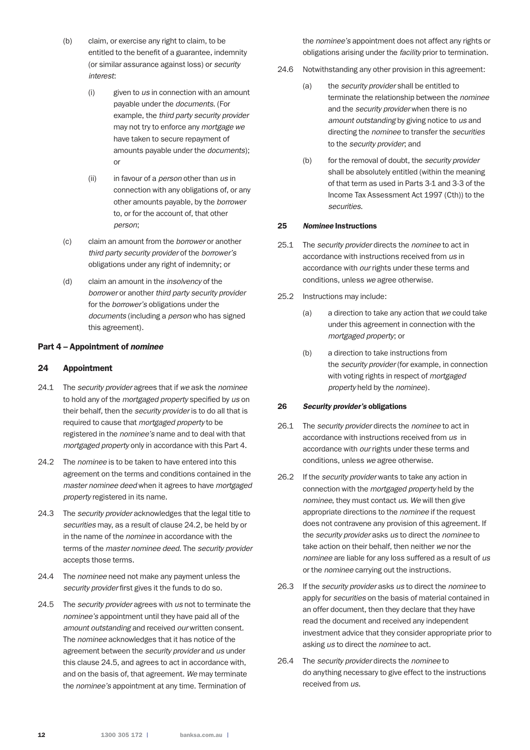(b) claim, or exercise any right to claim, to be entitled to the benefit of a guarantee, indemnity (or similar assurance against loss) or *security interest*:

(i) given to *us* in connection with an amount payable under the *documents*. (For example, the *third party security provider* may not try to enforce any *mortgage we* have taken to secure repayment of amounts payable under the *documents*); or

(ii) in favour of a *person* other than *us* in connection with any obligations of, or any other amounts payable, by the *borrower* to, or for the account of, that other *person*;

(c) claim an amount from the *borrower* or another *third party security provider* of the *borrower's* obligations under any right of indemnity; or

(d) claim an amount in the *insolvency* of the *borrower* or another *third party security provider* for the *borrower's* obligations under the *documents* (including a *person* who has signed this agreement).

## Part 4 – Appointment of *nominee*

### 24 Appointment

24.1 The *security provider* agrees that if *we* ask the *nominee* to hold any of the *mortgaged property* specified by *us* on their behalf, then the *security provider* is to do all that is required to cause that *mortgaged property* to be registered in the *nominee's* name and to deal with that *mortgaged property* only in accordance with this Part 4.

24.2 The *nominee* is to be taken to have entered into this agreement on the terms and conditions contained in the *master nominee deed* when it agrees to have *mortgaged property* registered in its name.

24.3 The *security provider* acknowledges that the legal title to *securities* may, as a result of clause 24.2, be held by or in the name of the *nominee* in accordance with the terms of the *master nominee deed*. The *security provider* accepts those terms.

24.4 The *nominee* need not make any payment unless the *security provider* first gives it the funds to do so.

24.5 The *security provider* agrees with *us* not to terminate the *nominee's* appointment until they have paid all of the *amount outstanding* and received *our* written consent. The *nominee* acknowledges that it has notice of the agreement between the *security provider* and *us* under this clause 24.5, and agrees to act in accordance with, and on the basis of, that agreement. *We* may terminate the *nominee's* appointment at any time. Termination of the *nominee's* appointment does not affect any rights or obligations arising under the *facility* prior to termination.

24.6 Notwithstanding any other provision in this agreement:

(a) the *security provider* shall be entitled to terminate the relationship between the *nominee* and the *security provider* when there is no *amount outstanding* by giving notice to *us* and directing the *nominee* to transfer the *securities* to the *security provider*; and

(b) for the removal of doubt, the *security provider* shall be absolutely entitled (within the meaning of that term as used in Parts 3-1 and 3-3 of the Income Tax Assessment Act 1997 (Cth)) to the *securities*.

### 25 *Nominee* Instructions

25.1 The *security provider* directs the *nominee* to act in accordance with instructions received from *us* in accordance with *our* rights under these terms and conditions, unless *we* agree otherwise.

25.2 Instructions may include:

(a) a direction to take any action that *we* could take under this agreement in connection with the *mortgaged property*; or

(b) a direction to take instructions from the *security provider* (for example, in connection with voting rights in respect of *mortgaged property* held by the *nominee*).

### 26 *Security provider's* obligations

26.1 The *security provider* directs the *nominee* to act in accordance with instructions received from *us* in accordance with *our* rights under these terms and conditions, unless *we* agree otherwise.

26.2 If the *security provider* wants to take any action in connection with the *mortgaged property* held by the *nominee*, they must contact *us*. *We* will then give appropriate directions to the *nominee* if the request does not contravene any provision of this agreement. If the *security provider* asks *us* to direct the *nominee* to take action on their behalf, then neither *we* nor the *nominee* are liable for any loss suffered as a result of *us* or the *nominee* carrying out the instructions.

26.3 If the *security provider* asks *us* to direct the *nominee* to apply for *securities* on the basis of material contained in an offer document, then they declare that they have read the document and received any independent investment advice that they consider appropriate prior to asking *us* to direct the *nominee* to act.

26.4 The *security provider* directs the *nominee* to do anything necessary to give effect to the instructions received from *us*.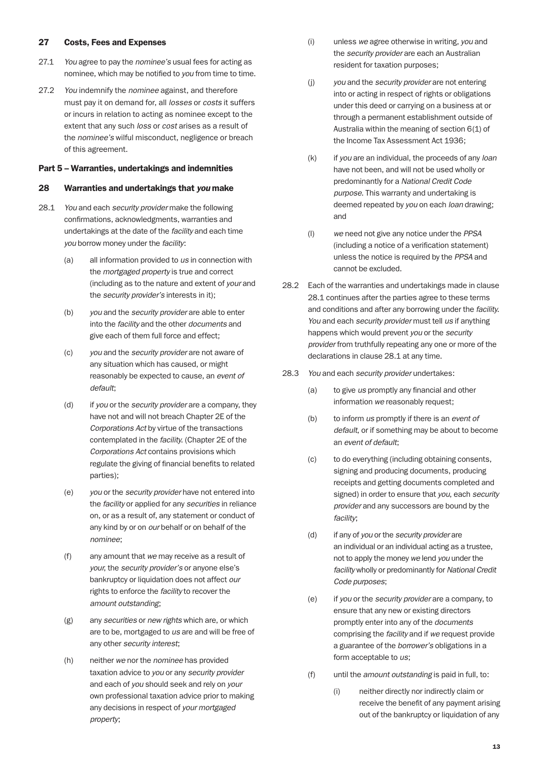## 27 Costs, Fees and Expenses

27.1 *You* agree to pay the *nominee's* usual fees for acting as nominee, which may be notified to *you* from time to time.

27.2 *You* indemnify the *nominee* against, and therefore must pay it on demand for, all *losses* or *costs* it suffers or incurs in relation to acting as nominee except to the extent that any such *loss* or *cost* arises as a result of the *nominee's* wilful misconduct, negligence or breach of this agreement.

# Part 5 – Warranties, undertakings and indemnities

## 28 Warranties and undertakings that *you* make

28.1 *You* and each *security provider* make the following confirmations, acknowledgments, warranties and undertakings at the date of the *facility* and each time *you* borrow money under the *facility*:

(a) all information provided to *us* in connection with the *mortgaged property* is true and correct (including as to the nature and extent of *your* and the *security provider's* interests in it);

(b) *you* and the *security provider* are able to enter into the *facility* and the other *documents* and give each of them full force and effect;

(c) *you* and the *security provider* are not aware of any situation which has caused, or might reasonably be expected to cause, an *event of default*;

(d) if *you* or the *security provider* are a company, they have not and will not breach Chapter 2E of the *Corporations Act* by virtue of the transactions contemplated in the *facility*. (Chapter 2E of the *Corporations Act* contains provisions which regulate the giving of financial benefits to related parties);

(e) *you* or the *security provider* have not entered into the *facility* or applied for any *securities* in reliance on, or as a result of, any statement or conduct of any kind by or on *our* behalf or on behalf of the *nominee*;

(f) any amount that *we* may receive as a result of *your*, the *security provider's* or anyone else's bankruptcy or liquidation does not affect *our* rights to enforce the *facility* to recover the *amount outstanding*;

(g) any *securities* or *new rights* which are, or which are to be, mortgaged to *us* are and will be free of any other *security interest*;

(h) neither *we* nor the *nominee* has provided taxation advice to *you* or any *security provider* and each of *you* should seek and rely on *your* own professional taxation advice prior to making any decisions in respect of *your mortgaged property*;

(i) unless *we* agree otherwise in writing, *you* and the *security provider* are each an Australian resident for taxation purposes;

(j) *you* and the *security provider* are not entering into or acting in respect of rights or obligations under this deed or carrying on a business at or through a permanent establishment outside of Australia within the meaning of section 6(1) of the Income Tax Assessment Act 1936;

(k) if *you* are an individual, the proceeds of any *loan* have not been, and will not be used wholly or predominantly for a *National Credit Code purpose*. This warranty and undertaking is deemed repeated by *you* on each *loan* drawing; and

(l) *we* need not give any notice under the *PPSA* (including a notice of a verification statement) unless the notice is required by the *PPSA* and cannot be excluded.

28.2 Each of the warranties and undertakings made in clause 28.1 continues after the parties agree to these terms and conditions and after any borrowing under the *facility*. *You* and each *security provider* must tell *us* if anything happens which would prevent *you* or the *security provider* from truthfully repeating any one or more of the declarations in clause 28.1 at any time.

28.3 *You* and each *security provider* undertakes:

(a) to give *us* promptly any financial and other information *we* reasonably request;

(b) to inform *us* promptly if there is an *event of default*, or if something may be about to become an *event of default*;

(c) to do everything (including obtaining consents, signing and producing documents, producing receipts and getting documents completed and signed) in order to ensure that *you*, each *security provider* and any successors are bound by the *facility*;

(d) if any of *you* or the *security provider* are an individual or an individual acting as a trustee, not to apply the money *we* lend *you* under the *facility* wholly or predominantly for *National Credit Code purposes*;

(e) if *you* or the *security provider* are a company, to ensure that any new or existing directors promptly enter into any of the *documents* comprising the *facility* and if *we* request provide a guarantee of the *borrower's* obligations in a form acceptable to *us*;

(f) until the *amount outstanding* is paid in full, to:

(i) neither directly nor indirectly claim or receive the benefit of any payment arising out of the bankruptcy or liquidation of any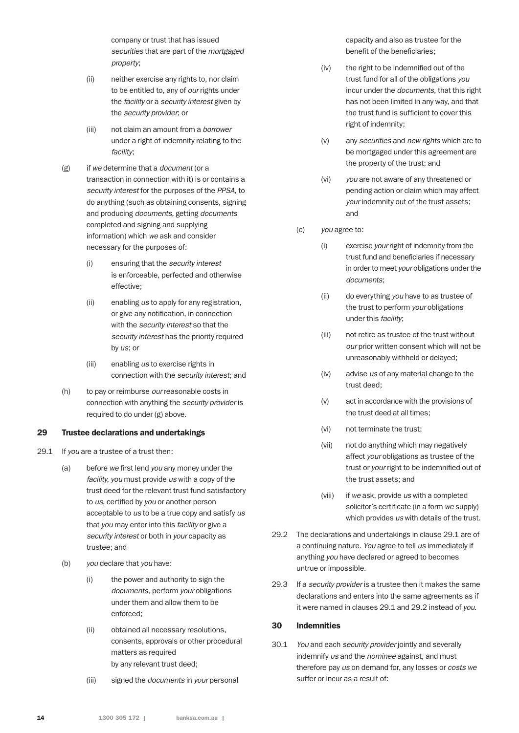company or trust that has issued *securities* that are part of the *mortgaged property*;

(ii) neither exercise any rights to, nor claim to be entitled to, any of *our* rights under the *facility* or a *security interest* given by the *security provider*; or

(iii) not claim an amount from a *borrower* under a right of indemnity relating to the *facility*;

(g) if *we* determine that a *document* (or a transaction in connection with it) is or contains a *security interest* for the purposes of the *PPSA*, to do anything (such as obtaining consents, signing and producing *documents*, getting *documents* completed and signing and supplying information) which *we* ask and consider necessary for the purposes of:

(i) ensuring that the *security interest* is enforceable, perfected and otherwise effective;

(ii) enabling *us* to apply for any registration, or give any notification, in connection with the *security interest* so that the *security interest* has the priority required by *us*; or

(iii) enabling *us* to exercise rights in connection with the *security interest*; and

(h) to pay or reimburse *our* reasonable costs in connection with anything the *security provider* is required to do under (g) above.

## 29 Trustee declarations and undertakings

29.1 If *you* are a trustee of a trust then:

(a) before *we* first lend *you* any money under the *facility*, *you* must provide *us* with a copy of the trust deed for the relevant trust fund satisfactory to *us*, certified by *you* or another person acceptable to *us* to be a true copy and satisfy *us* that *you* may enter into this *facility* or give a *security interest* or both in *your* capacity as trustee; and

(b) *you* declare that *you* have:

(i) the power and authority to sign the *documents*, perform *your* obligations under them and allow them to be enforced;

(ii) obtained all necessary resolutions, consents, approvals or other procedural matters as required by any relevant trust deed;

(iii) signed the *documents* in *your* personal capacity and also as trustee for the benefit of the beneficiaries;

(iv) the right to be indemnified out of the trust fund for all of the obligations *you* incur under the *documents*, that this right has not been limited in any way, and that the trust fund is sufficient to cover this right of indemnity;

(v) any *securities* and *new rights* which are to be mortgaged under this agreement are the property of the trust; and

(vi) *you* are not aware of any threatened or pending action or claim which may affect *your* indemnity out of the trust assets; and

(c) *you* agree to:

(i) exercise *your* right of indemnity from the trust fund and beneficiaries if necessary in order to meet *your* obligations under the *documents*;

(ii) do everything *you* have to as trustee of the trust to perform *your* obligations under this *facility*;

(iii) not retire as trustee of the trust without *our* prior written consent which will not be unreasonably withheld or delayed;

(iv) advise *us* of any material change to the trust deed;

(v) act in accordance with the provisions of the trust deed at all times;

(vi) not terminate the trust;

(vii) not do anything which may negatively affect *your* obligations as trustee of the trust or *your* right to be indemnified out of the trust assets; and

(viii) if *we* ask, provide *us* with a completed solicitor's certificate (in a form *we* supply) which provides *us* with details of the trust.

29.2 The declarations and undertakings in clause 29.1 are of a continuing nature. *You* agree to tell *us* immediately if anything *you* have declared or agreed to becomes untrue or impossible.

29.3 If a *security provider* is a trustee then it makes the same declarations and enters into the same agreements as if it were named in clauses 29.1 and 29.2 instead of *you*.

## 30 Indemnities

30.1 *You* and each *security provider* jointly and severally indemnify *us* and the *nominee* against, and must therefore pay *us* on demand for, any losses or *costs we* suffer or incur as a result of: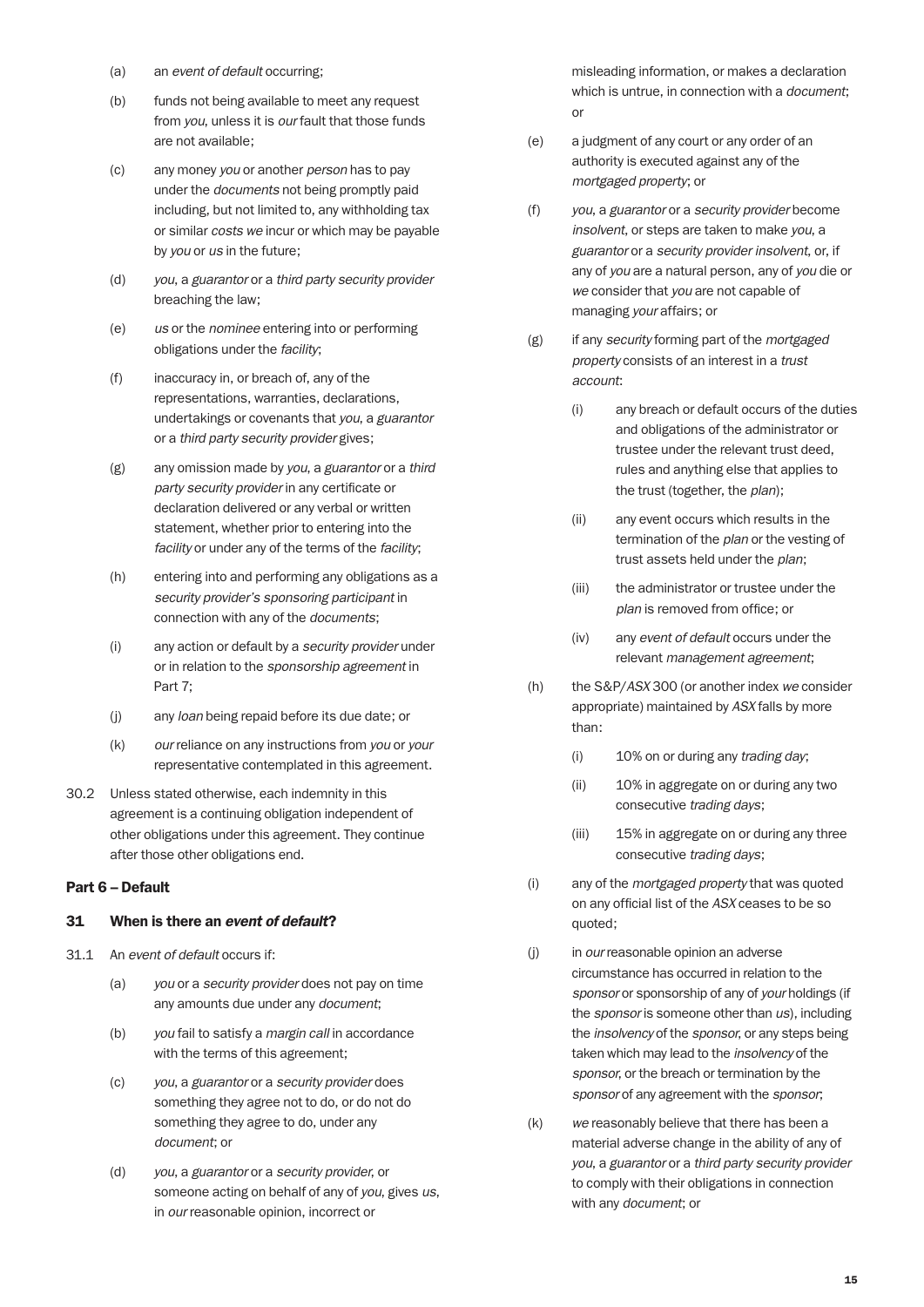(a) an *event of default* occurring;

(b) funds not being available to meet any request from *you*, unless it is *our* fault that those funds are not available;

(c) any money *you* or another *person* has to pay under the *documents* not being promptly paid including, but not limited to, any withholding tax or similar *costs we* incur or which may be payable by *you* or *us* in the future;

(d) *you*, a *guarantor* or a *third party security provider* breaching the law;

(e) *us* or the *nominee* entering into or performing obligations under the *facility*;

(f) inaccuracy in, or breach of, any of the representations, warranties, declarations, undertakings or covenants that *you*, a *guarantor* or a *third party security provider* gives;

(g) any omission made by *you*, a *guarantor* or a *third party security provider* in any certificate or declaration delivered or any verbal or written statement, whether prior to entering into the *facility* or under any of the terms of the *facility*;

(h) entering into and performing any obligations as a *security provider's sponsoring participant* in connection with any of the *documents*;

(i) any action or default by a *security provider* under or in relation to the *sponsorship agreement* in Part 7;

(j) any *loan* being repaid before its due date; or

(k) *our* reliance on any instructions from *you* or *your* representative contemplated in this agreement.

30.2 Unless stated otherwise, each indemnity in this agreement is a continuing obligation independent of other obligations under this agreement. They continue after those other obligations end.

## Part 6 – Default

### 31 When is there an *event of default*?

31.1 An *event of default* occurs if:

(a) *you* or a *security provider* does not pay on time any amounts due under any *document*;

(b) *you* fail to satisfy a *margin call* in accordance with the terms of this agreement;

(c) *you*, a *guarantor* or a *security provider* does something they agree not to do, or do not do something they agree to do, under any *document*; or

(d) *you*, a *guarantor* or a *security provider*, or someone acting on behalf of any of *you*, gives *us*, in *our* reasonable opinion, incorrect or misleading information, or makes a declaration which is untrue, in connection with a *document*; or

(e) a judgment of any court or any order of an authority is executed against any of the *mortgaged property*; or

(f) *you*, a *guarantor* or a *security provider* become *insolvent*, or steps are taken to make *you*, a *guarantor* or a *security provider insolvent*, or, if any of *you* are a natural person, any of *you* die or *we* consider that *you* are not capable of managing *your* affairs; or

(g) if any *security* forming part of the *mortgaged property* consists of an interest in a *trust account*:

(i) any breach or default occurs of the duties and obligations of the administrator or trustee under the relevant trust deed, rules and anything else that applies to the trust (together, the *plan*);

(ii) any event occurs which results in the termination of the *plan* or the vesting of trust assets held under the *plan*;

(iii) the administrator or trustee under the *plan* is removed from office; or

(iv) any *event of default* occurs under the relevant *management agreement*;

(h) the S&P/*ASX* 300 (or another index *we* consider appropriate) maintained by *ASX* falls by more than:

(i) 10% on or during any *trading day*;

(ii) 10% in aggregate on or during any two consecutive *trading days*;

(iii) 15% in aggregate on or during any three consecutive *trading days*;

(i) any of the *mortgaged property* that was quoted on any official list of the *ASX* ceases to be so quoted;

(j) in *our* reasonable opinion an adverse circumstance has occurred in relation to the *sponsor* or sponsorship of any of *your* holdings (if the *sponsor* is someone other than *us*), including the *insolvency* of the *sponsor*, or any steps being taken which may lead to the *insolvency* of the *sponsor*, or the breach or termination by the *sponsor* of any agreement with the *sponsor*;

(k) *we* reasonably believe that there has been a material adverse change in the ability of any of *you*, a *guarantor* or a *third party security provider* to comply with their obligations in connection with any *document*; or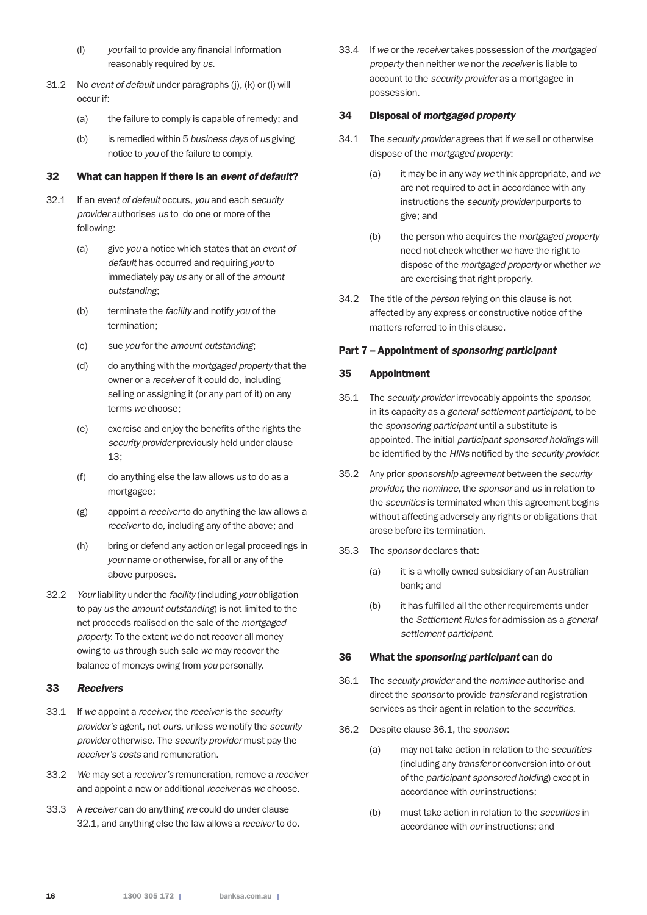(l) *you* fail to provide any financial information reasonably required by *us*.

31.2 No *event of default* under paragraphs (j), (k) or (l) will occur if:

(a) the failure to comply is capable of remedy; and

(b) is remedied within 5 *business days* of *us* giving notice to *you* of the failure to comply.

## 32 What can happen if there is an *event of default*?

32.1 If an *event of default* occurs, *you* and each *security provider* authorises *us* to do one or more of the following:

(a) give *you* a notice which states that an *event of default* has occurred and requiring *you* to immediately pay *us* any or all of the *amount outstanding*;

(b) terminate the *facility* and notify *you* of the termination;

(c) sue *you* for the *amount outstanding*;

(d) do anything with the *mortgaged property* that the owner or a *receiver* of it could do, including selling or assigning it (or any part of it) on any terms *we* choose;

(e) exercise and enjoy the benefits of the rights the *security provider* previously held under clause 13;

(f) do anything else the law allows *us* to do as a mortgagee;

(g) appoint a *receiver* to do anything the law allows a *receiver* to do, including any of the above; and

(h) bring or defend any action or legal proceedings in *your* name or otherwise, for all or any of the above purposes.

32.2 *Your* liability under the *facility* (including *your* obligation to pay *us* the *amount outstanding*) is not limited to the net proceeds realised on the sale of the *mortgaged property*. To the extent *we* do not recover all money owing to *us* through such sale *we* may recover the balance of moneys owing from *you* personally.

## 33 *Receivers*

33.1 If *we* appoint a *receiver*, the *receiver* is the *security provider's* agent, not *ours*, unless *we* notify the *security provider* otherwise. The *security provider* must pay the *receiver's costs* and remuneration.

33.2 *We* may set a *receiver's* remuneration, remove a *receiver* and appoint a new or additional *receiver* as *we* choose.

33.3 A *receiver* can do anything *we* could do under clause 32.1, and anything else the law allows a *receiver* to do.

33.4 If *we* or the *receiver* takes possession of the *mortgaged property* then neither *we* nor the *receiver* is liable to account to the *security provider* as a mortgagee in possession.

## 34 Disposal of *mortgaged property*

34.1 The *security provider* agrees that if *we* sell or otherwise dispose of the *mortgaged property*:

(a) it may be in any way *we* think appropriate, and *we* are not required to act in accordance with any instructions the *security provider* purports to give; and

(b) the person who acquires the *mortgaged property* need not check whether *we* have the right to dispose of the *mortgaged property* or whether *we* are exercising that right properly.

34.2 The title of the *person* relying on this clause is not affected by any express or constructive notice of the matters referred to in this clause.

## Part 7 – Appointment of *sponsoring participant*

## 35 Appointment

35.1 The *security provider* irrevocably appoints the *sponsor*, in its capacity as a *general settlement participant*, to be the *sponsoring participant* until a substitute is appointed. The initial *participant sponsored holdings* will be identified by the *HINs* notified by the *security provider*.

35.2 Any prior *sponsorship agreement* between the *security provider*, the *nominee*, the *sponsor* and *us* in relation to the *securities* is terminated when this agreement begins without affecting adversely any rights or obligations that arose before its termination.

35.3 The *sponsor* declares that:

(a) it is a wholly owned subsidiary of an Australian bank; and

(b) it has fulfilled all the other requirements under the *Settlement Rules* for admission as a *general settlement participant*.

## 36 What the *sponsoring participant* can do

36.1 The *security provider* and the *nominee* authorise and direct the *sponsor* to provide *transfer* and registration services as their agent in relation to the *securities*.

36.2 Despite clause 36.1, the *sponsor*:

(a) may not take action in relation to the *securities* (including any *transfer* or conversion into or out of the *participant sponsored holding*) except in accordance with *our* instructions;

(b) must take action in relation to the *securities* in accordance with *our* instructions; and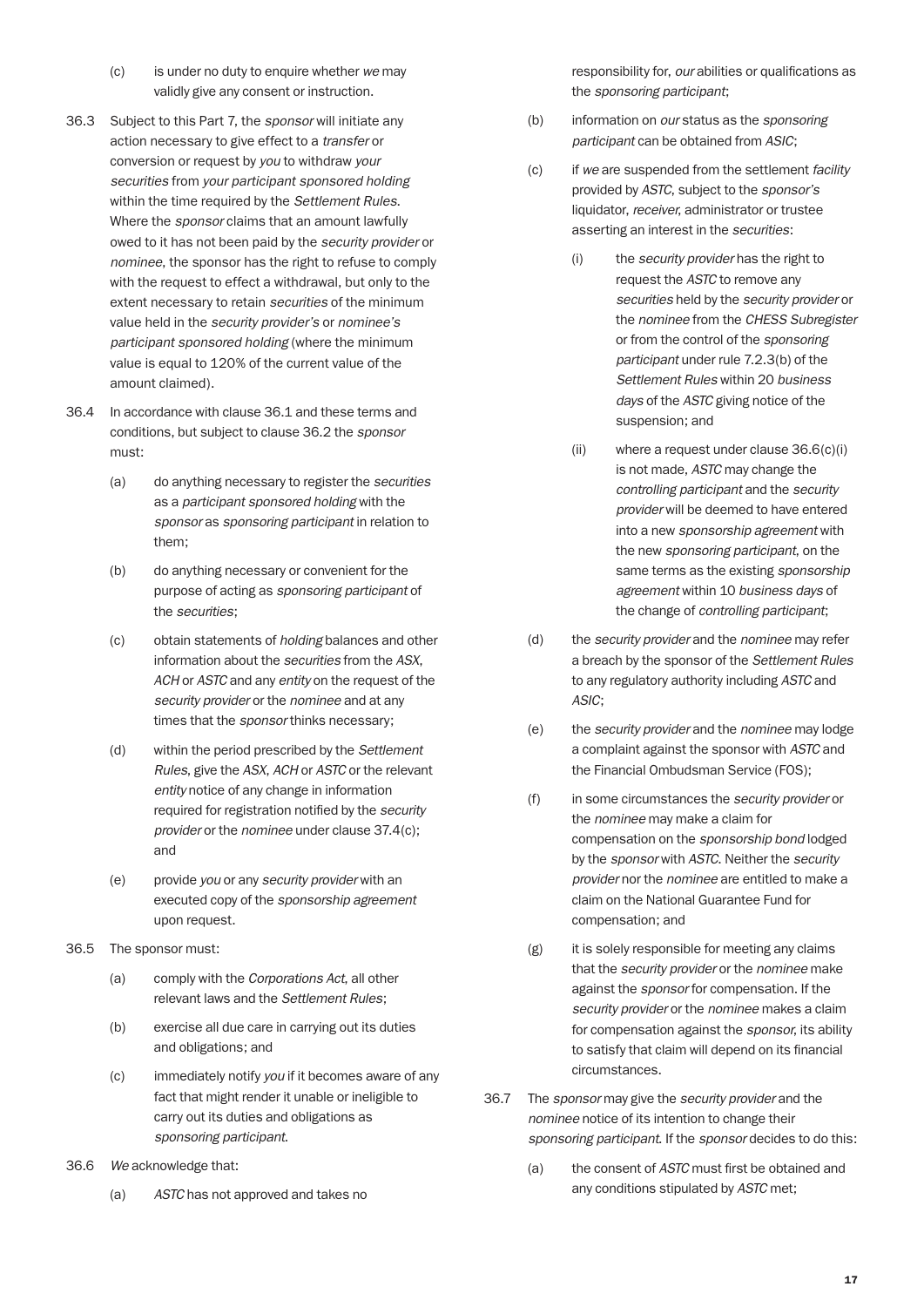(c) is under no duty to enquire whether *we* may validly give any consent or instruction.

36.3 Subject to this Part 7, the *sponsor* will initiate any action necessary to give effect to a *transfer* or conversion or request by *you* to withdraw *your securities* from *your participant sponsored holding* within the time required by the *Settlement Rules*. Where the *sponsor* claims that an amount lawfully owed to it has not been paid by the *security provider* or *nominee*, the sponsor has the right to refuse to comply with the request to effect a withdrawal, but only to the extent necessary to retain *securities* of the minimum value held in the *security provider's* or *nominee's participant sponsored holding* (where the minimum value is equal to 120% of the current value of the amount claimed).

36.4 In accordance with clause 36.1 and these terms and conditions, but subject to clause 36.2 the *sponsor* must:

(a) do anything necessary to register the *securities* as a *participant sponsored holding* with the *sponsor* as *sponsoring participant* in relation to them;

(b) do anything necessary or convenient for the purpose of acting as *sponsoring participant* of the *securities*;

(c) obtain statements of *holding* balances and other information about the *securities* from the *ASX*, *ACH* or *ASTC* and any *entity* on the request of the *security provider* or the *nominee* and at any times that the *sponsor* thinks necessary;

(d) within the period prescribed by the *Settlement Rules*, give the *ASX*, *ACH* or *ASTC* or the relevant *entity* notice of any change in information required for registration notified by the *security provider* or the *nominee* under clause 37.4(c); and

(e) provide *you* or any *security provider* with an executed copy of the *sponsorship agreement* upon request.

36.5 The sponsor must:

(a) comply with the *Corporations Act*, all other relevant laws and the *Settlement Rules*;

(b) exercise all due care in carrying out its duties and obligations; and

(c) immediately notify *you* if it becomes aware of any fact that might render it unable or ineligible to carry out its duties and obligations as *sponsoring participant*.

36.6 *We* acknowledge that:

(a) *ASTC* has not approved and takes no responsibility for, *our* abilities or qualifications as the *sponsoring participant*;

(b) information on *our* status as the *sponsoring participant* can be obtained from *ASIC*;

(c) if *we* are suspended from the settlement *facility* provided by *ASTC*, subject to the *sponsor's* liquidator, *receiver*, administrator or trustee asserting an interest in the *securities*:

(i) the *security provider* has the right to request the *ASTC* to remove any *securities* held by the *security provider* or the *nominee* from the *CHESS Subregister* or from the control of the *sponsoring participant* under rule 7.2.3(b) of the *Settlement Rules* within 20 *business days* of the *ASTC* giving notice of the suspension; and

(ii) where a request under clause 36.6(c)(i) is not made, *ASTC* may change the *controlling participant* and the *security provider* will be deemed to have entered into a new *sponsorship agreement* with the new *sponsoring participant*, on the same terms as the existing *sponsorship agreement* within 10 *business days* of the change of *controlling participant*;

(d) the *security provider* and the *nominee* may refer a breach by the sponsor of the *Settlement Rules* to any regulatory authority including *ASTC* and *ASIC*;

(e) the *security provider* and the *nominee* may lodge a complaint against the sponsor with *ASTC* and the Financial Ombudsman Service (FOS);

(f) in some circumstances the *security provider* or the *nominee* may make a claim for compensation on the *sponsorship bond* lodged by the *sponsor* with *ASTC*. Neither the *security provider* nor the *nominee* are entitled to make a claim on the National Guarantee Fund for compensation; and

(g) it is solely responsible for meeting any claims that the *security provider* or the *nominee* make against the *sponsor* for compensation. If the *security provider* or the *nominee* makes a claim for compensation against the *sponsor*, its ability to satisfy that claim will depend on its financial circumstances.

36.7 The *sponsor* may give the *security provider* and the *nominee* notice of its intention to change their *sponsoring participant*. If the *sponsor* decides to do this:

(a) the consent of *ASTC* must first be obtained and any conditions stipulated by *ASTC* met;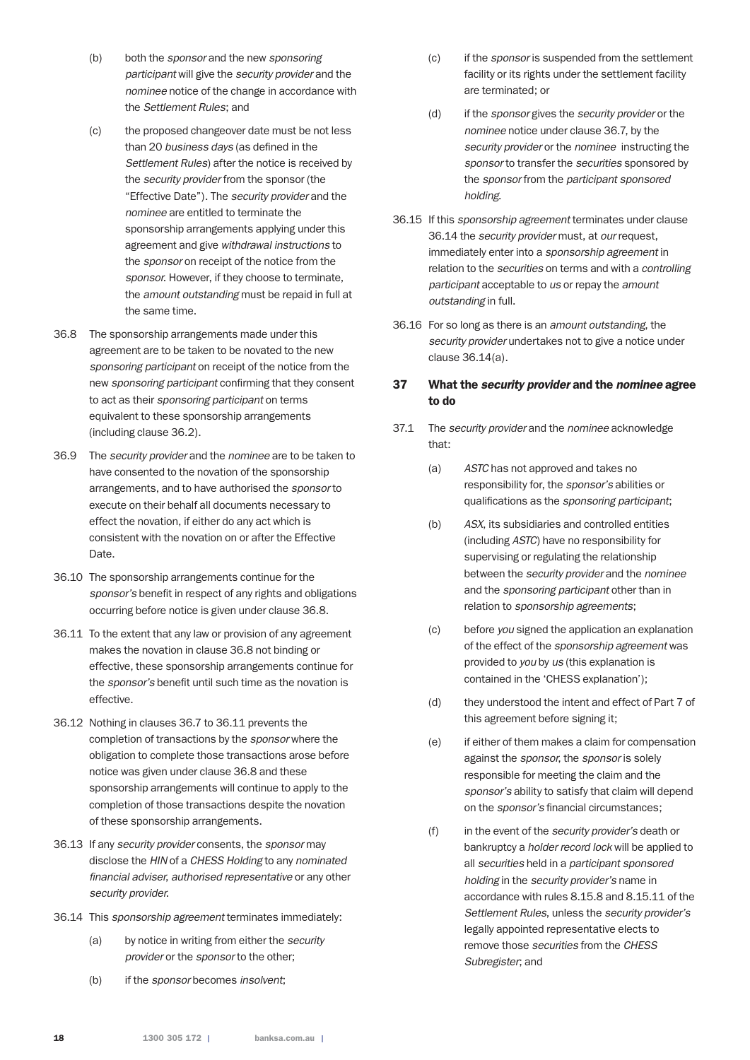(b) both the *sponsor* and the new *sponsoring participant* will give the *security provider* and the *nominee* notice of the change in accordance with the *Settlement Rules*; and

(c) the proposed changeover date must be not less than 20 *business days* (as defined in the *Settlement Rules*) after the notice is received by the *security provider* from the sponsor (the "Effective Date"). The *security provider* and the *nominee* are entitled to terminate the sponsorship arrangements applying under this agreement and give *withdrawal instructions* to the *sponsor* on receipt of the notice from the *sponsor*. However, if they choose to terminate, the *amount outstanding* must be repaid in full at the same time.

36.8 The sponsorship arrangements made under this agreement are to be taken to be novated to the new *sponsoring participant* on receipt of the notice from the new *sponsoring participant* confirming that they consent to act as their *sponsoring participant* on terms equivalent to these sponsorship arrangements (including clause 36.2).

36.9 The *security provider* and the *nominee* are to be taken to have consented to the novation of the sponsorship arrangements, and to have authorised the *sponsor* to execute on their behalf all documents necessary to effect the novation, if either do any act which is consistent with the novation on or after the Effective Date.

36.10 The sponsorship arrangements continue for the *sponsor's* benefit in respect of any rights and obligations occurring before notice is given under clause 36.8.

36.11 To the extent that any law or provision of any agreement makes the novation in clause 36.8 not binding or effective, these sponsorship arrangements continue for the *sponsor's* benefit until such time as the novation is effective.

36.12 Nothing in clauses 36.7 to 36.11 prevents the completion of transactions by the *sponsor* where the obligation to complete those transactions arose before notice was given under clause 36.8 and these sponsorship arrangements will continue to apply to the completion of those transactions despite the novation of these sponsorship arrangements.

36.13 If any *security provider* consents, the *sponsor* may disclose the *HIN* of a *CHESS Holding* to any *nominated financial adviser*, *authorised representative* or any other *security provider*.

36.14 This *sponsorship agreement* terminates immediately:

(a) by notice in writing from either the *security provider* or the *sponsor* to the other;

(b) if the *sponsor* becomes *insolvent*;

(c) if the *sponsor* is suspended from the settlement facility or its rights under the settlement facility are terminated; or

(d) if the *sponsor* gives the *security provider* or the *nominee* notice under clause 36.7, by the *security provider* or the *nominee* instructing the *sponsor* to transfer the *securities* sponsored by the *sponsor* from the *participant sponsored holding*.

36.15 If this *sponsorship agreement* terminates under clause 36.14 the *security provider* must, at *our* request, immediately enter into a *sponsorship agreement* in relation to the *securities* on terms and with a *controlling participant* acceptable to *us* or repay the *amount outstanding* in full.

36.16 For so long as there is an *amount outstanding*, the *security provider* undertakes not to give a notice under clause 36.14(a).

## 37 What the *security provider* and the *nominee* agree to do

37.1 The *security provider* and the *nominee* acknowledge that:

(a) *ASTC* has not approved and takes no responsibility for, the *sponsor's* abilities or qualifications as the *sponsoring participant*;

(b) *ASX*, its subsidiaries and controlled entities (including *ASTC*) have no responsibility for supervising or regulating the relationship between the *security provider* and the *nominee* and the *sponsoring participant* other than in relation to *sponsorship agreements*;

(c) before *you* signed the application an explanation of the effect of the *sponsorship agreement* was provided to *you* by *us* (this explanation is contained in the 'CHESS explanation');

(d) they understood the intent and effect of Part 7 of this agreement before signing it;

(e) if either of them makes a claim for compensation against the *sponsor*, the *sponsor* is solely responsible for meeting the claim and the *sponsor's* ability to satisfy that claim will depend on the *sponsor's* financial circumstances;

(f) in the event of the *security provider's* death or bankruptcy a *holder record lock* will be applied to all *securities* held in a *participant sponsored holding* in the *security provider's* name in accordance with rules 8.15.8 and 8.15.11 of the *Settlement Rules*, unless the *security provider's* legally appointed representative elects to remove those *securities* from the *CHESS Subregister*; and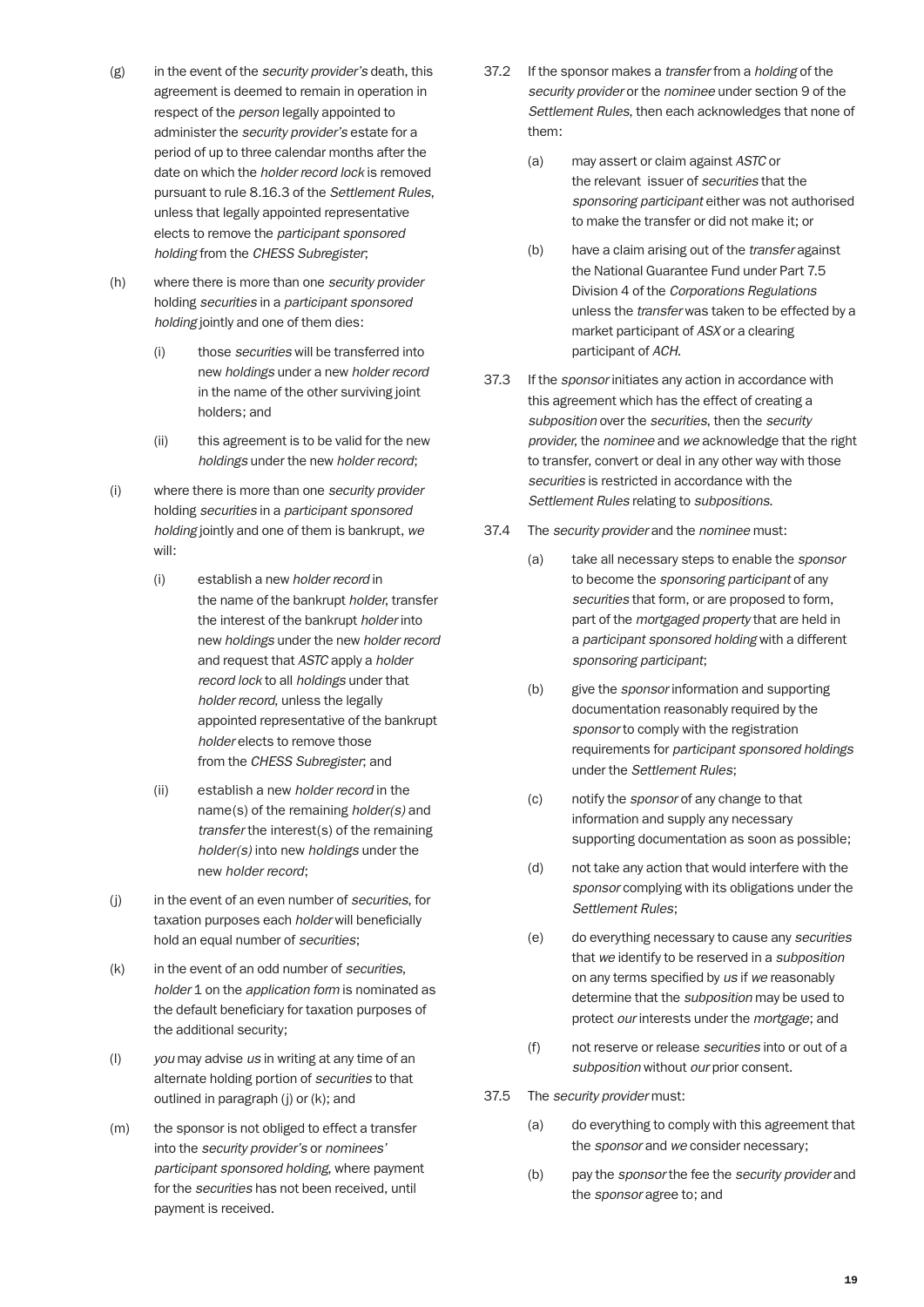(g) in the event of the *security provider's* death, this agreement is deemed to remain in operation in respect of the *person* legally appointed to administer the *security provider's* estate for a period of up to three calendar months after the date on which the *holder record lock* is removed pursuant to rule 8.16.3 of the *Settlement Rules*, unless that legally appointed representative elects to remove the *participant sponsored holding* from the *CHESS Subregister*;

(h) where there is more than one *security provider* holding *securities* in a *participant sponsored holding* jointly and one of them dies:

   (i) those *securities* will be transferred into new *holdings* under a new *holder record* in the name of the other surviving joint holders; and

   (ii) this agreement is to be valid for the new *holdings* under the new *holder record*;

(i) where there is more than one *security provider* holding *securities* in a *participant sponsored holding* jointly and one of them is bankrupt, *we* will:

   (i) establish a new *holder record* in the name of the bankrupt *holder*, transfer the interest of the bankrupt *holder* into new *holdings* under the new *holder record* and request that *ASTC* apply a *holder record lock* to all *holdings* under that *holder record*, unless the legally appointed representative of the bankrupt *holder* elects to remove those from the *CHESS Subregister*; and

   (ii) establish a new *holder record* in the name(s) of the remaining *holder(s)* and *transfer* the interest(s) of the remaining *holder(s)* into new *holdings* under the new *holder record*;

(j) in the event of an even number of *securities*, for taxation purposes each *holder* will beneficially hold an equal number of *securities*;

(k) in the event of an odd number of *securities*, *holder* 1 on the *application form* is nominated as the default beneficiary for taxation purposes of the additional security;

(l) *you* may advise *us* in writing at any time of an alternate holding portion of *securities* to that outlined in paragraph (j) or (k); and

(m) the sponsor is not obliged to effect a transfer into the *security provider's* or *nominees' participant sponsored holding*, where payment for the *securities* has not been received, until payment is received.

37.2 If the sponsor makes a *transfer* from a *holding* of the *security provider* or the *nominee* under section 9 of the *Settlement Rules*, then each acknowledges that none of them:

   (a) may assert or claim against *ASTC* or the relevant issuer of *securities* that the *sponsoring participant* either was not authorised to make the transfer or did not make it; or

   (b) have a claim arising out of the *transfer* against the National Guarantee Fund under Part 7.5 Division 4 of the *Corporations Regulations* unless the *transfer* was taken to be effected by a market participant of *ASX* or a clearing participant of *ACH*.

37.3 If the *sponsor* initiates any action in accordance with this agreement which has the effect of creating a *subposition* over the *securities*, then the *security provider*, the *nominee* and *we* acknowledge that the right to transfer, convert or deal in any other way with those *securities* is restricted in accordance with the *Settlement Rules* relating to *subpositions*.

37.4 The *security provider* and the *nominee* must:

   (a) take all necessary steps to enable the *sponsor* to become the *sponsoring participant* of any *securities* that form, or are proposed to form, part of the *mortgaged property* that are held in a *participant sponsored holding* with a different *sponsoring participant*;

   (b) give the *sponsor* information and supporting documentation reasonably required by the *sponsor* to comply with the registration requirements for *participant sponsored holdings* under the *Settlement Rules*;

   (c) notify the *sponsor* of any change to that information and supply any necessary supporting documentation as soon as possible;

   (d) not take any action that would interfere with the *sponsor* complying with its obligations under the *Settlement Rules*;

   (e) do everything necessary to cause any *securities* that *we* identify to be reserved in a *subposition* on any terms specified by *us* if *we* reasonably determine that the *subposition* may be used to protect *our* interests under the *mortgage*; and

   (f) not reserve or release *securities* into or out of a *subposition* without *our* prior consent.

37.5 The *security provider* must:

   (a) do everything to comply with this agreement that the *sponsor* and *we* consider necessary;

   (b) pay the *sponsor* the fee the *security provider* and the *sponsor* agree to; and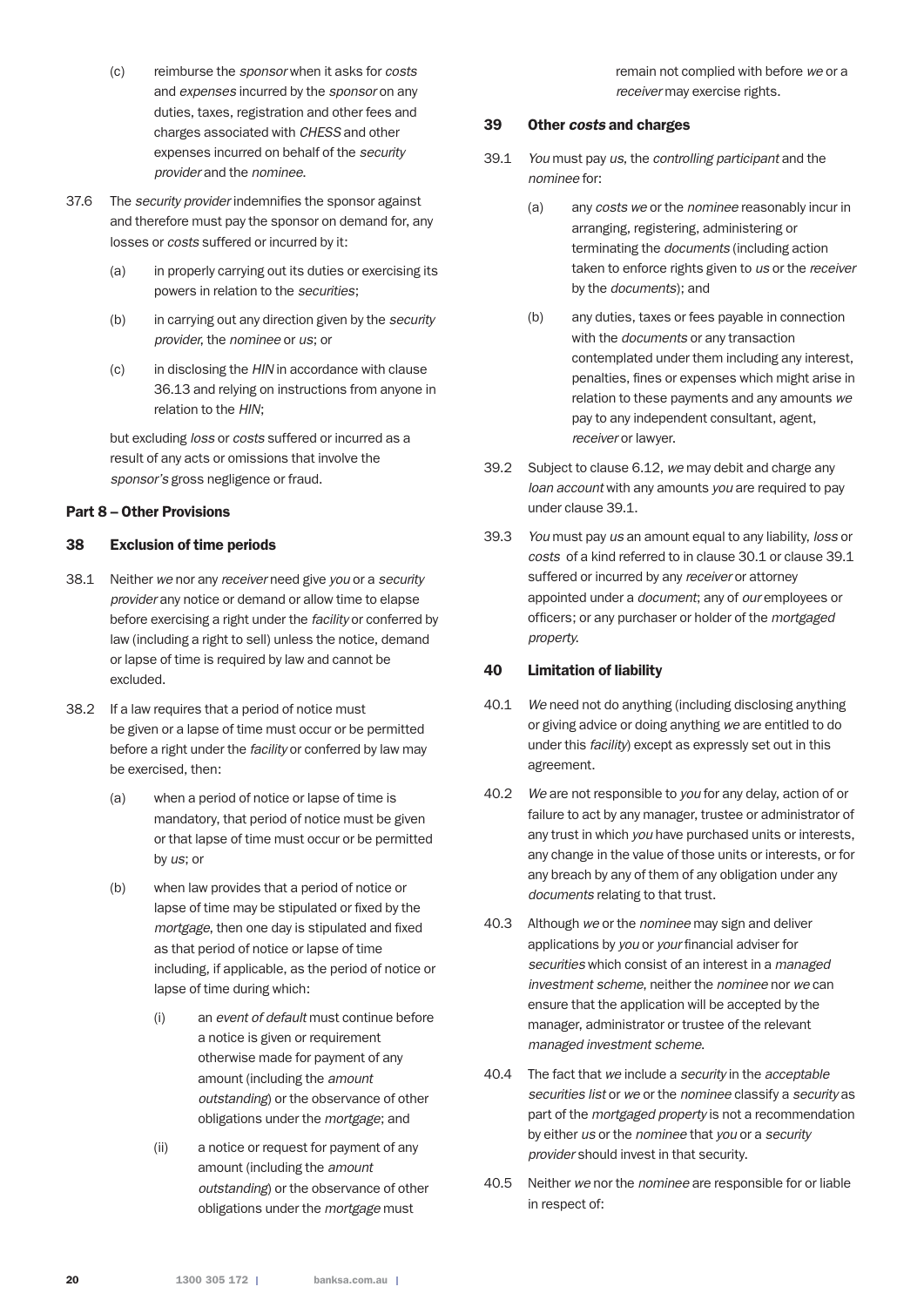(c) reimburse the *sponsor* when it asks for *costs* and *expenses* incurred by the *sponsor* on any duties, taxes, registration and other fees and charges associated with *CHESS* and other expenses incurred on behalf of the *security provider* and the *nominee*.

37.6 The *security provider* indemnifies the sponsor against and therefore must pay the sponsor on demand for, any losses or *costs* suffered or incurred by it:

(a) in properly carrying out its duties or exercising its powers in relation to the *securities*;

(b) in carrying out any direction given by the *security provider*, the *nominee* or *us*; or

(c) in disclosing the *HIN* in accordance with clause 36.13 and relying on instructions from anyone in relation to the *HIN*;

but excluding *loss* or *costs* suffered or incurred as a result of any acts or omissions that involve the *sponsor's* gross negligence or fraud.

## Part 8 – Other Provisions

### 38 Exclusion of time periods

38.1 Neither *we* nor any *receiver* need give *you* or a *security provider* any notice or demand or allow time to elapse before exercising a right under the *facility* or conferred by law (including a right to sell) unless the notice, demand or lapse of time is required by law and cannot be excluded.

38.2 If a law requires that a period of notice must be given or a lapse of time must occur or be permitted before a right under the *facility* or conferred by law may be exercised, then:

(a) when a period of notice or lapse of time is mandatory, that period of notice must be given or that lapse of time must occur or be permitted by *us*; or

(b) when law provides that a period of notice or lapse of time may be stipulated or fixed by the *mortgage*, then one day is stipulated and fixed as that period of notice or lapse of time including, if applicable, as the period of notice or lapse of time during which:

(i) an *event of default* must continue before a notice is given or requirement otherwise made for payment of any amount (including the *amount outstanding*) or the observance of other obligations under the *mortgage*; and

(ii) a notice or request for payment of any amount (including the *amount outstanding*) or the observance of other obligations under the *mortgage* must remain not complied with before *we* or a *receiver* may exercise rights.

### 39 Other *costs* and charges

39.1 *You* must pay *us*, the *controlling participant* and the *nominee* for:

(a) any *costs we* or the *nominee* reasonably incur in arranging, registering, administering or terminating the *documents* (including action taken to enforce rights given to *us* or the *receiver* by the *documents*); and

(b) any duties, taxes or fees payable in connection with the *documents* or any transaction contemplated under them including any interest, penalties, fines or expenses which might arise in relation to these payments and any amounts *we* pay to any independent consultant, agent, *receiver* or lawyer.

39.2 Subject to clause 6.12, *we* may debit and charge any *loan account* with any amounts *you* are required to pay under clause 39.1.

39.3 *You* must pay *us* an amount equal to any liability, *loss* or *costs* of a kind referred to in clause 30.1 or clause 39.1 suffered or incurred by any *receiver* or attorney appointed under a *document*; any of *our* employees or officers; or any purchaser or holder of the *mortgaged property*.

### 40 Limitation of liability

40.1 *We* need not do anything (including disclosing anything or giving advice or doing anything *we* are entitled to do under this *facility*) except as expressly set out in this agreement.

40.2 *We* are not responsible to *you* for any delay, action of or failure to act by any manager, trustee or administrator of any trust in which *you* have purchased units or interests, any change in the value of those units or interests, or for any breach by any of them of any obligation under any *documents* relating to that trust.

40.3 Although *we* or the *nominee* may sign and deliver applications by *you* or *your* financial adviser for *securities* which consist of an interest in a *managed investment scheme*, neither the *nominee* nor *we* can ensure that the application will be accepted by the manager, administrator or trustee of the relevant *managed investment scheme*.

40.4 The fact that *we* include a *security* in the *acceptable securities list* or *we* or the *nominee* classify a *security* as part of the *mortgaged property* is not a recommendation by either *us* or the *nominee* that *you* or a *security provider* should invest in that security.

40.5 Neither *we* nor the *nominee* are responsible for or liable in respect of: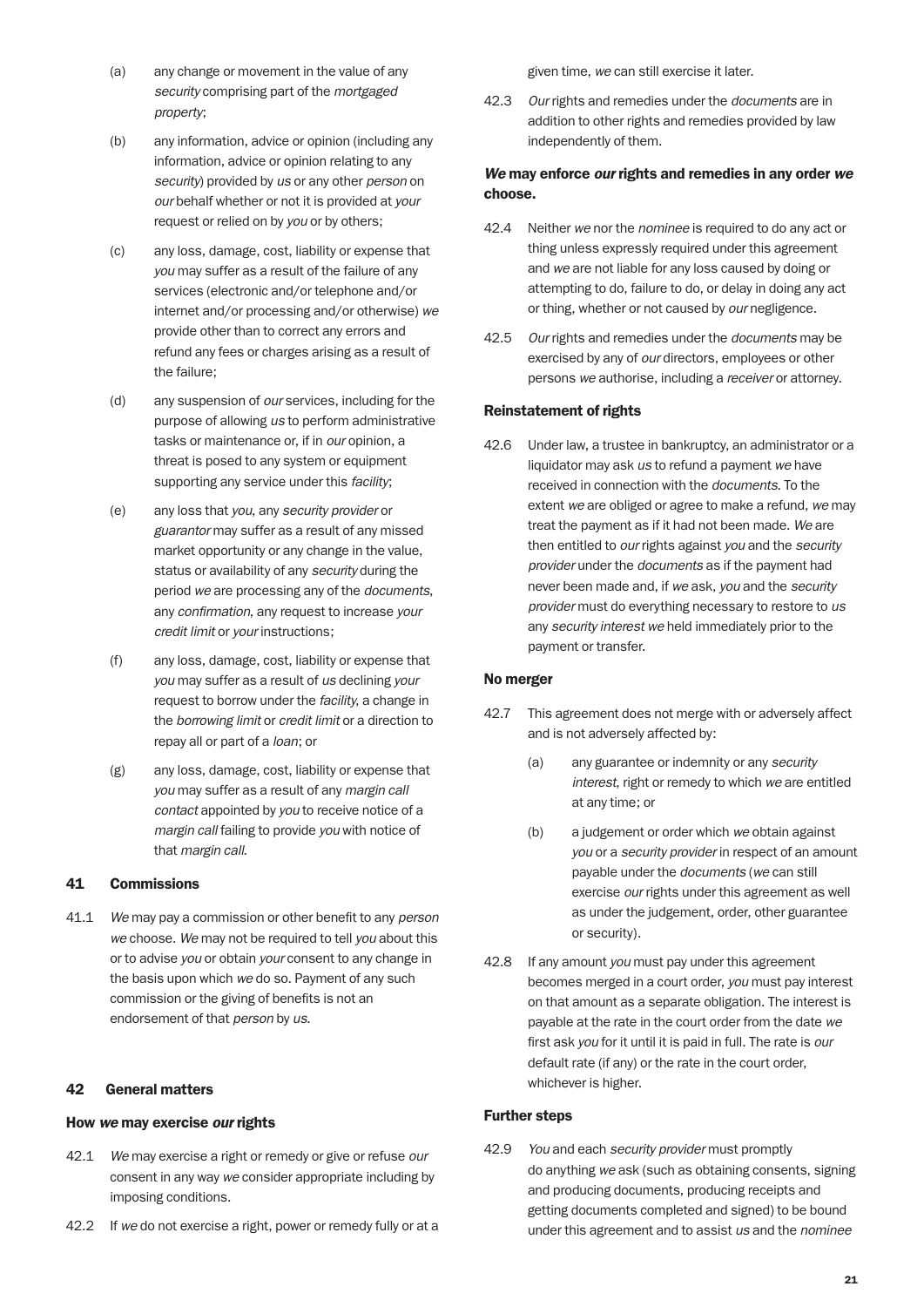(a) any change or movement in the value of any *security* comprising part of the *mortgaged property*;

(b) any information, advice or opinion (including any information, advice or opinion relating to any *security*) provided by *us* or any other *person* on *our* behalf whether or not it is provided at *your* request or relied on by *you* or by others;

(c) any loss, damage, cost, liability or expense that *you* may suffer as a result of the failure of any services (electronic and/or telephone and/or internet and/or processing and/or otherwise) *we* provide other than to correct any errors and refund any fees or charges arising as a result of the failure;

(d) any suspension of *our* services, including for the purpose of allowing *us* to perform administrative tasks or maintenance or, if in *our* opinion, a threat is posed to any system or equipment supporting any service under this *facility*;

(e) any loss that *you*, any *security provider* or *guarantor* may suffer as a result of any missed market opportunity or any change in the value, status or availability of any *security* during the period *we* are processing any of the *documents*, any *confirmation*, any request to increase *your credit limit* or *your* instructions;

(f) any loss, damage, cost, liability or expense that *you* may suffer as a result of *us* declining *your* request to borrow under the *facility*, a change in the *borrowing limit* or *credit limit* or a direction to repay all or part of a *loan*; or

(g) any loss, damage, cost, liability or expense that *you* may suffer as a result of any *margin call contact* appointed by *you* to receive notice of a *margin call* failing to provide *you* with notice of that *margin call*.

## 41 Commissions

41.1 *We* may pay a commission or other benefit to any *person we* choose. *We* may not be required to tell *you* about this or to advise *you* or obtain *your* consent to any change in the basis upon which *we* do so. Payment of any such commission or the giving of benefits is not an endorsement of that *person* by *us*.

## 42 General matters

### How *we* may exercise *our* rights

42.1 *We* may exercise a right or remedy or give or refuse *our* consent in any way *we* consider appropriate including by imposing conditions.

42.2 If *we* do not exercise a right, power or remedy fully or at a given time, *we* can still exercise it later.

42.3 *Our* rights and remedies under the *documents* are in addition to other rights and remedies provided by law independently of them.

### *We* may enforce *our* rights and remedies in any order *we* choose.

42.4 Neither *we* nor the *nominee* is required to do any act or thing unless expressly required under this agreement and *we* are not liable for any loss caused by doing or attempting to do, failure to do, or delay in doing any act or thing, whether or not caused by *our* negligence.

42.5 *Our* rights and remedies under the *documents* may be exercised by any of *our* directors, employees or other persons *we* authorise, including a *receiver* or attorney.

### Reinstatement of rights

42.6 Under law, a trustee in bankruptcy, an administrator or a liquidator may ask *us* to refund a payment *we* have received in connection with the *documents*. To the extent *we* are obliged or agree to make a refund, *we* may treat the payment as if it had not been made. *We* are then entitled to *our* rights against *you* and the *security provider* under the *documents* as if the payment had never been made and, if *we* ask, *you* and the *security provider* must do everything necessary to restore to *us* any *security interest we* held immediately prior to the payment or transfer.

### No merger

42.7 This agreement does not merge with or adversely affect and is not adversely affected by:

(a) any guarantee or indemnity or any *security interest*, right or remedy to which *we* are entitled at any time; or

(b) a judgement or order which *we* obtain against *you* or a *security provider* in respect of an amount payable under the *documents* (*we* can still exercise *our* rights under this agreement as well as under the judgement, order, other guarantee or security).

42.8 If any amount *you* must pay under this agreement becomes merged in a court order, *you* must pay interest on that amount as a separate obligation. The interest is payable at the rate in the court order from the date *we* first ask *you* for it until it is paid in full. The rate is *our* default rate (if any) or the rate in the court order, whichever is higher.

### Further steps

42.9 *You* and each *security provider* must promptly do anything *we* ask (such as obtaining consents, signing and producing documents, producing receipts and getting documents completed and signed) to be bound under this agreement and to assist *us* and the *nominee*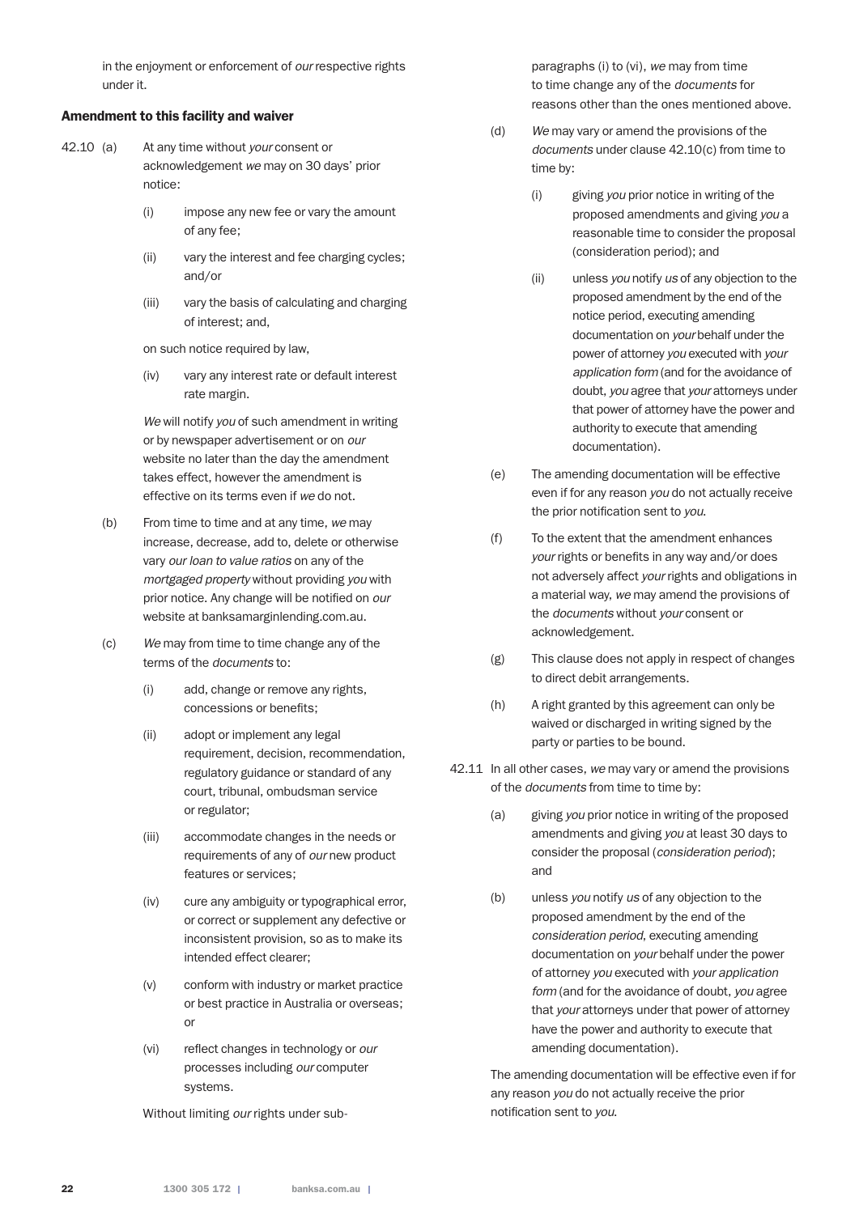in the enjoyment or enforcement of *our* respective rights under it.

### Amendment to this facility and waiver

42.10 (a) At any time without *your* consent or acknowledgement *we* may on 30 days' prior notice:

(i) impose any new fee or vary the amount of any fee;

(ii) vary the interest and fee charging cycles; and/or

(iii) vary the basis of calculating and charging of interest; and,

on such notice required by law,

(iv) vary any interest rate or default interest rate margin.

*We* will notify *you* of such amendment in writing or by newspaper advertisement or on *our* website no later than the day the amendment takes effect, however the amendment is effective on its terms even if *we* do not.

(b) From time to time and at any time, *we* may increase, decrease, add to, delete or otherwise vary *our loan to value ratios* on any of the *mortgaged property* without providing *you* with prior notice. Any change will be notified on *our* website at banksamarginlending.com.au.

(c) *We* may from time to time change any of the terms of the *documents* to:

(i) add, change or remove any rights, concessions or benefits;

(ii) adopt or implement any legal requirement, decision, recommendation, regulatory guidance or standard of any court, tribunal, ombudsman service or regulator;

(iii) accommodate changes in the needs or requirements of any of *our* new product features or services;

(iv) cure any ambiguity or typographical error, or correct or supplement any defective or inconsistent provision, so as to make its intended effect clearer;

(v) conform with industry or market practice or best practice in Australia or overseas; or

(vi) reflect changes in technology or *our* processes including *our* computer systems.

Without limiting *our* rights under sub-paragraphs (i) to (vi), *we* may from time to time change any of the *documents* for reasons other than the ones mentioned above.

(d) *We* may vary or amend the provisions of the *documents* under clause 42.10(c) from time to time by:

(i) giving *you* prior notice in writing of the proposed amendments and giving *you* a reasonable time to consider the proposal (consideration period); and

(ii) unless *you* notify *us* of any objection to the proposed amendment by the end of the notice period, executing amending documentation on *your* behalf under the power of attorney *you* executed with *your application form* (and for the avoidance of doubt, *you* agree that *your* attorneys under that power of attorney have the power and authority to execute that amending documentation).

(e) The amending documentation will be effective even if for any reason *you* do not actually receive the prior notification sent to *you*.

(f) To the extent that the amendment enhances *your* rights or benefits in any way and/or does not adversely affect *your* rights and obligations in a material way, *we* may amend the provisions of the *documents* without *your* consent or acknowledgement.

(g) This clause does not apply in respect of changes to direct debit arrangements.

(h) A right granted by this agreement can only be waived or discharged in writing signed by the party or parties to be bound.

42.11 In all other cases, *we* may vary or amend the provisions of the *documents* from time to time by:

(a) giving *you* prior notice in writing of the proposed amendments and giving *you* at least 30 days to consider the proposal (*consideration period*); and

(b) unless *you* notify *us* of any objection to the proposed amendment by the end of the *consideration period*, executing amending documentation on *your* behalf under the power of attorney *you* executed with *your application form* (and for the avoidance of doubt, *you* agree that *your* attorneys under that power of attorney have the power and authority to execute that amending documentation).

The amending documentation will be effective even if for any reason *you* do not actually receive the prior notification sent to *you*.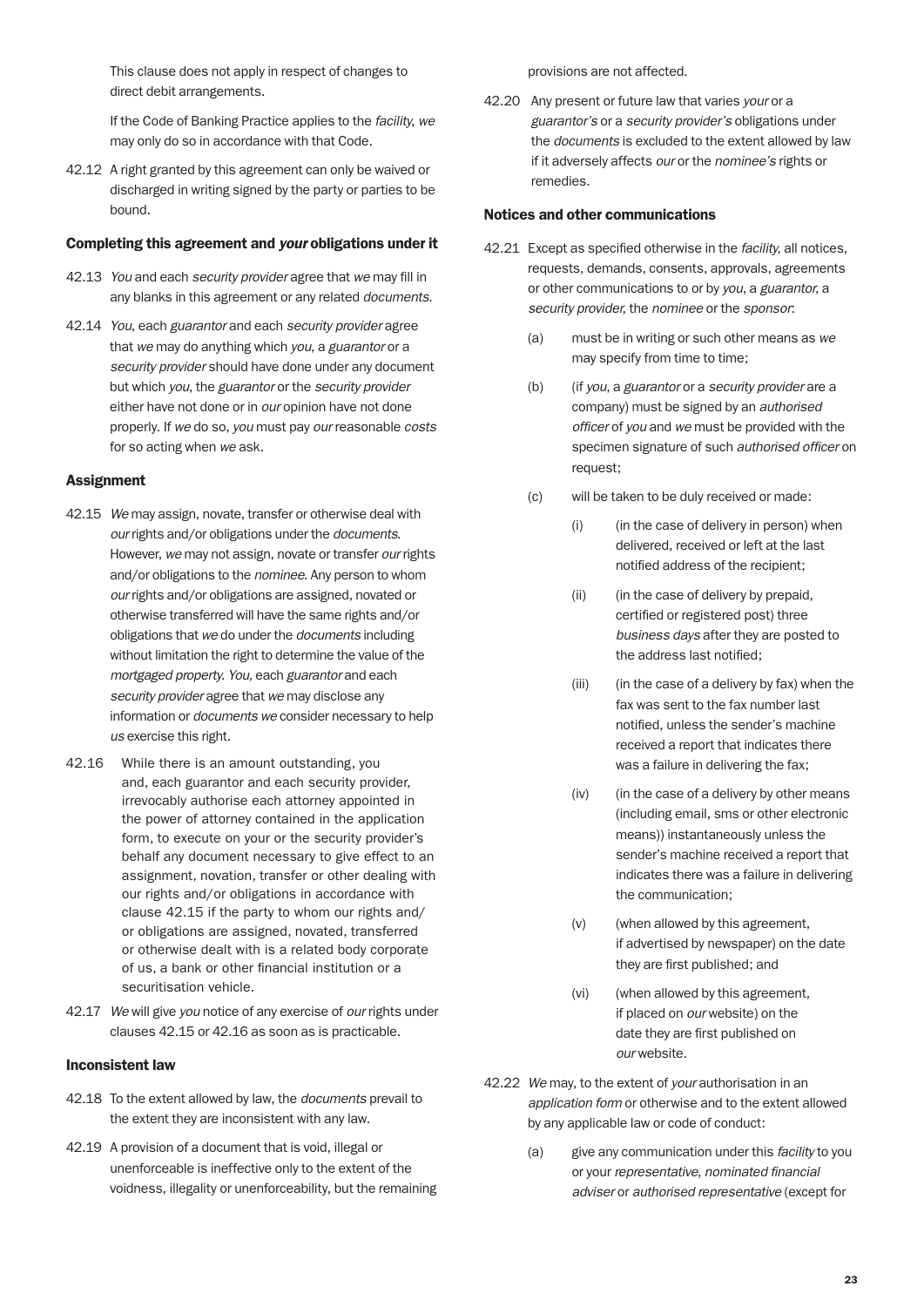This clause does not apply in respect of changes to direct debit arrangements.

If the Code of Banking Practice applies to the *facility*, *we* may only do so in accordance with that Code.

42.12 A right granted by this agreement can only be waived or discharged in writing signed by the party or parties to be bound.

### Completing this agreement and *your* obligations under it

42.13 *You* and each *security provider* agree that *we* may fill in any blanks in this agreement or any related *documents*.

42.14 *You*, each *guarantor* and each *security provider* agree that *we* may do anything which *you*, a *guarantor* or a *security provider* should have done under any document but which *you*, the *guarantor* or the *security provider* either have not done or in *our* opinion have not done properly. If *we* do so, *you* must pay *our* reasonable *costs* for so acting when *we* ask.

### Assignment

42.15 *We* may assign, novate, transfer or otherwise deal with *our* rights and/or obligations under the *documents*. However, *we* may not assign, novate or transfer *our* rights and/or obligations to the *nominee*. Any person to whom *our* rights and/or obligations are assigned, novated or otherwise transferred will have the same rights and/or obligations that *we* do under the *documents* including without limitation the right to determine the value of the *mortgaged property*. *You*, each *guarantor* and each *security provider* agree that *we* may disclose any information or *documents we* consider necessary to help *us* exercise this right.

42.16 While there is an amount outstanding, you and, each guarantor and each security provider, irrevocably authorise each attorney appointed in the power of attorney contained in the application form, to execute on your or the security provider's behalf any document necessary to give effect to an assignment, novation, transfer or other dealing with our rights and/or obligations in accordance with clause 42.15 if the party to whom our rights and/ or obligations are assigned, novated, transferred or otherwise dealt with is a related body corporate of us, a bank or other financial institution or a securitisation vehicle.

42.17 *We* will give *you* notice of any exercise of *our* rights under clauses 42.15 or 42.16 as soon as is practicable.

### Inconsistent law

42.18 To the extent allowed by law, the *documents* prevail to the extent they are inconsistent with any law.

42.19 A provision of a document that is void, illegal or unenforceable is ineffective only to the extent of the voidness, illegality or unenforceability, but the remaining provisions are not affected.

42.20 Any present or future law that varies *your* or a *guarantor's* or a *security provider's* obligations under the *documents* is excluded to the extent allowed by law if it adversely affects *our* or the *nominee's* rights or remedies.

### Notices and other communications

42.21 Except as specified otherwise in the *facility*, all notices, requests, demands, consents, approvals, agreements or other communications to or by *you*, a *guarantor*, a *security provider*, the *nominee* or the *sponsor*:

(a) must be in writing or such other means as *we* may specify from time to time;

(b) (if *you*, a *guarantor* or a *security provider* are a company) must be signed by an *authorised officer* of *you* and *we* must be provided with the specimen signature of such *authorised officer* on request;

(c) will be taken to be duly received or made:

(i) (in the case of delivery in person) when delivered, received or left at the last notified address of the recipient;

(ii) (in the case of delivery by prepaid, certified or registered post) three *business days* after they are posted to the address last notified;

(iii) (in the case of a delivery by fax) when the fax was sent to the fax number last notified, unless the sender's machine received a report that indicates there was a failure in delivering the fax;

(iv) (in the case of a delivery by other means (including email, sms or other electronic means)) instantaneously unless the sender's machine received a report that indicates there was a failure in delivering the communication;

(v) (when allowed by this agreement, if advertised by newspaper) on the date they are first published; and

(vi) (when allowed by this agreement, if placed on *our* website) on the date they are first published on *our* website.

42.22 *We* may, to the extent of *your* authorisation in an *application form* or otherwise and to the extent allowed by any applicable law or code of conduct:

(a) give any communication under this *facility* to you or your *representative*, *nominated financial adviser* or *authorised representative* (except for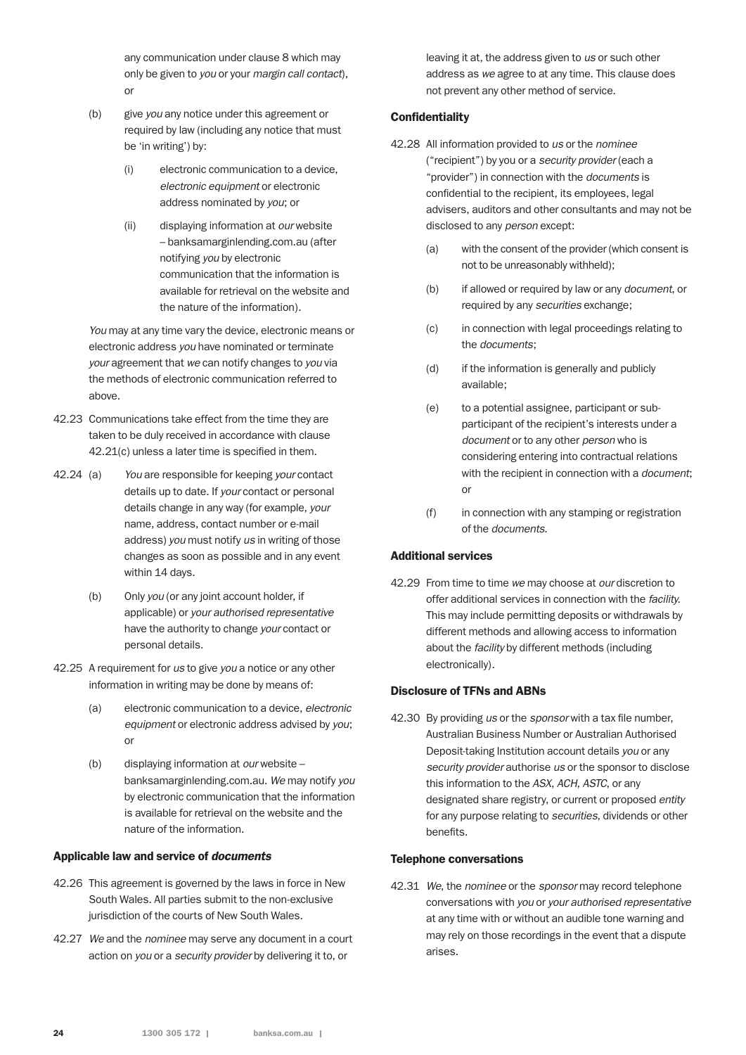any communication under clause 8 which may only be given to *you* or your *margin call contact*), or

(b) give *you* any notice under this agreement or required by law (including any notice that must be 'in writing') by:

(i) electronic communication to a device, *electronic equipment* or electronic address nominated by *you*; or

(ii) displaying information at *our* website – banksamarginlending.com.au (after notifying *you* by electronic communication that the information is available for retrieval on the website and the nature of the information).

*You* may at any time vary the device, electronic means or electronic address *you* have nominated or terminate *your* agreement that *we* can notify changes to *you* via the methods of electronic communication referred to above.

42.23 Communications take effect from the time they are taken to be duly received in accordance with clause 42.21(c) unless a later time is specified in them.

42.24 (a) *You* are responsible for keeping *your* contact details up to date. If *your* contact or personal details change in any way (for example, *your* name, address, contact number or e-mail address) *you* must notify *us* in writing of those changes as soon as possible and in any event within 14 days.

(b) Only *you* (or any joint account holder, if applicable) or *your authorised representative* have the authority to change *your* contact or personal details.

42.25 A requirement for *us* to give *you* a notice or any other information in writing may be done by means of:

(a) electronic communication to a device, *electronic equipment* or electronic address advised by *you*; or

(b) displaying information at *our* website – banksamarginlending.com.au. *We* may notify *you* by electronic communication that the information is available for retrieval on the website and the nature of the information.

### Applicable law and service of *documents*

42.26 This agreement is governed by the laws in force in New South Wales. All parties submit to the non-exclusive jurisdiction of the courts of New South Wales.

42.27 *We* and the *nominee* may serve any document in a court action on *you* or a *security provider* by delivering it to, or leaving it at, the address given to *us* or such other address as *we* agree to at any time. This clause does not prevent any other method of service.

### Confidentiality

42.28 All information provided to *us* or the *nominee* ("recipient") by you or a *security provider* (each a "provider") in connection with the *documents* is confidential to the recipient, its employees, legal advisers, auditors and other consultants and may not be disclosed to any *person* except:

(a) with the consent of the provider (which consent is not to be unreasonably withheld);

(b) if allowed or required by law or any *document*, or required by any *securities* exchange;

(c) in connection with legal proceedings relating to the *documents*;

(d) if the information is generally and publicly available;

(e) to a potential assignee, participant or sub-participant of the recipient's interests under a *document* or to any other *person* who is considering entering into contractual relations with the recipient in connection with a *document*; or

(f) in connection with any stamping or registration of the *documents*.

### Additional services

42.29 From time to time *we* may choose at *our* discretion to offer additional services in connection with the *facility*. This may include permitting deposits or withdrawals by different methods and allowing access to information about the *facility* by different methods (including electronically).

### Disclosure of TFNs and ABNs

42.30 By providing *us* or the *sponsor* with a tax file number, Australian Business Number or Australian Authorised Deposit-taking Institution account details *you* or any *security provider* authorise *us* or the sponsor to disclose this information to the *ASX*, *ACH*, *ASTC*, or any designated share registry, or current or proposed *entity* for any purpose relating to *securities*, dividends or other benefits.

### Telephone conversations

42.31 *We*, the *nominee* or the *sponsor* may record telephone conversations with *you* or *your authorised representative* at any time with or without an audible tone warning and may rely on those recordings in the event that a dispute arises.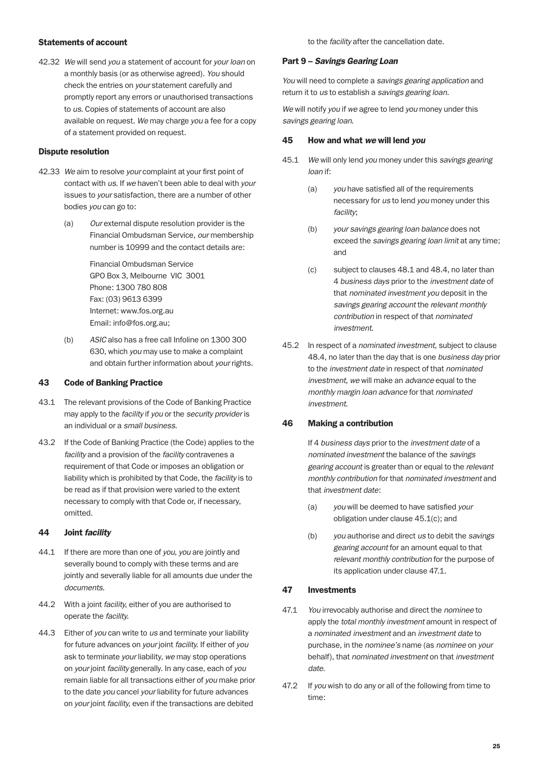### Statements of account

42.32 *We* will send *you* a statement of account for *your loan* on a monthly basis (or as otherwise agreed). *You* should check the entries on *your* statement carefully and promptly report any errors or unauthorised transactions to *us*. Copies of statements of account are also available on request. *We* may charge *you* a fee for a copy of a statement provided on request.

### Dispute resolution

42.33 *We* aim to resolve *your* complaint at your first point of contact with *us*. If *we* haven't been able to deal with *your* issues to *your* satisfaction, there are a number of other bodies *you* can go to:

(a) *Our* external dispute resolution provider is the Financial Ombudsman Service, *our* membership number is 10999 and the contact details are:

Financial Ombudsman Service
GPO Box 3, Melbourne VIC 3001
Phone: 1300 780 808
Fax: (03) 9613 6399
Internet: www.fos.org.au
Email: info@fos.org.au;

(b) *ASIC* also has a free call Infoline on 1300 300 630, which *you* may use to make a complaint and obtain further information about *your* rights.

## 43 Code of Banking Practice

43.1 The relevant provisions of the Code of Banking Practice may apply to the *facility* if *you* or the *security provider* is an individual or a *small business*.

43.2 If the Code of Banking Practice (the Code) applies to the *facility* and a provision of the *facility* contravenes a requirement of that Code or imposes an obligation or liability which is prohibited by that Code, the *facility* is to be read as if that provision were varied to the extent necessary to comply with that Code or, if necessary, omitted.

## 44 Joint *facility*

44.1 If there are more than one of *you*, *you* are jointly and severally bound to comply with these terms and are jointly and severally liable for all amounts due under the *documents*.

44.2 With a joint *facility*, either of you are authorised to operate the *facility*.

44.3 Either of *you* can write to *us* and terminate your liability for future advances on *your* joint *facility*. If either of *you* ask to terminate *your* liability, *we* may stop operations on *your* joint *facility* generally. In any case, each of *you* remain liable for all transactions either of *you* make prior to the date *you* cancel *your* liability for future advances on *your* joint *facility*, even if the transactions are debited to the *facility* after the cancellation date.

## Part 9 – *Savings Gearing Loan*

*You* will need to complete a *savings gearing application* and return it to *us* to establish a *savings gearing loan*.

*We* will notify *you* if *we* agree to lend *you* money under this *savings gearing loan*.

## 45 How and what *we* will lend *you*

45.1 *We* will only lend *you* money under this *savings gearing loan* if:

(a) *you* have satisfied all of the requirements necessary for *us* to lend *you* money under this *facility*;

(b) *your savings gearing loan balance* does not exceed the *savings gearing loan limit* at any time; and

(c) subject to clauses 48.1 and 48.4, no later than 4 *business days* prior to the *investment date* of that *nominated investment you* deposit in the *savings gearing account* the *relevant monthly contribution* in respect of that *nominated investment*.

45.2 In respect of a *nominated investment*, subject to clause 48.4, no later than the day that is one *business day* prior to the *investment date* in respect of that *nominated investment*, *we* will make an *advance* equal to the *monthly margin loan advance* for that *nominated investment*.

## 46 Making a contribution

If 4 *business days* prior to the *investment date* of a *nominated investment* the balance of the *savings gearing account* is greater than or equal to the *relevant monthly contribution* for that *nominated investment* and that *investment date*:

(a) *you* will be deemed to have satisfied *your* obligation under clause 45.1(c); and

(b) *you* authorise and direct *us* to debit the *savings gearing account* for an amount equal to that *relevant monthly contribution* for the purpose of its application under clause 47.1.

## 47 Investments

47.1 *You* irrevocably authorise and direct the *nominee* to apply the *total monthly investment* amount in respect of a *nominated investment* and an *investment date* to purchase, in the *nominee's* name (as *nominee* on *your* behalf), that *nominated investment* on that *investment date*.

47.2 If *you* wish to do any or all of the following from time to time: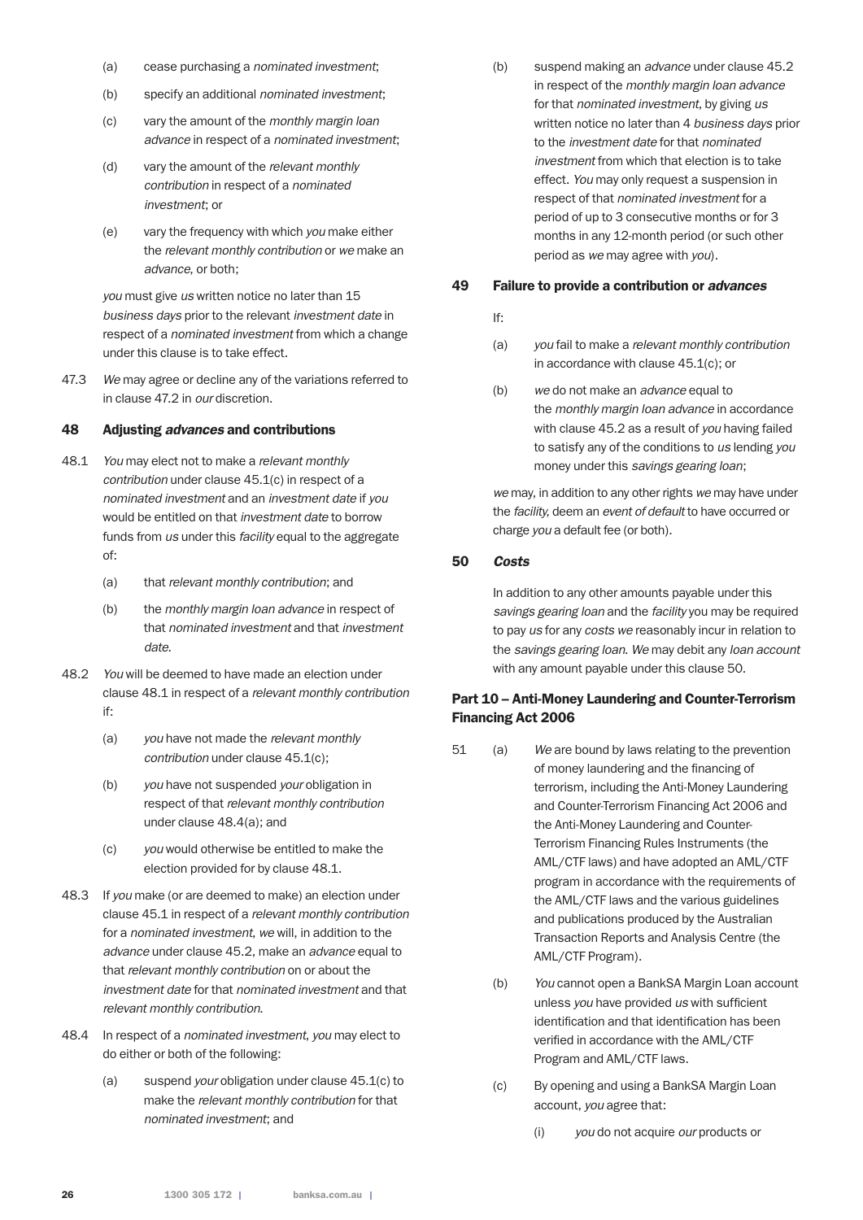(a) cease purchasing a *nominated investment*;

(b) specify an additional *nominated investment*;

(c) vary the amount of the *monthly margin loan advance* in respect of a *nominated investment*;

(d) vary the amount of the *relevant monthly contribution* in respect of a *nominated investment*; or

(e) vary the frequency with which *you* make either the *relevant monthly contribution* or *we* make an *advance*, or both;

*you* must give *us* written notice no later than 15 *business days* prior to the relevant *investment date* in respect of a *nominated investment* from which a change under this clause is to take effect.

47.3 *We* may agree or decline any of the variations referred to in clause 47.2 in *our* discretion.

## 48 Adjusting *advances* and contributions

48.1 *You* may elect not to make a *relevant monthly contribution* under clause 45.1(c) in respect of a *nominated investment* and an *investment date* if *you* would be entitled on that *investment date* to borrow funds from *us* under this *facility* equal to the aggregate of:

(a) that *relevant monthly contribution*; and

(b) the *monthly margin loan advance* in respect of that *nominated investment* and that *investment date*.

48.2 *You* will be deemed to have made an election under clause 48.1 in respect of a *relevant monthly contribution* if:

(a) *you* have not made the *relevant monthly contribution* under clause 45.1(c);

(b) *you* have not suspended *your* obligation in respect of that *relevant monthly contribution* under clause 48.4(a); and

(c) *you* would otherwise be entitled to make the election provided for by clause 48.1.

48.3 If *you* make (or are deemed to make) an election under clause 45.1 in respect of a *relevant monthly contribution* for a *nominated investment*, *we* will, in addition to the *advance* under clause 45.2, make an *advance* equal to that *relevant monthly contribution* on or about the *investment date* for that *nominated investment* and that *relevant monthly contribution*.

48.4 In respect of a *nominated investment*, *you* may elect to do either or both of the following:

(a) suspend *your* obligation under clause 45.1(c) to make the *relevant monthly contribution* for that *nominated investment*; and

(b) suspend making an *advance* under clause 45.2 in respect of the *monthly margin loan advance* for that *nominated investment*, by giving *us* written notice no later than 4 *business days* prior to the *investment date* for that *nominated investment* from which that election is to take effect. *You* may only request a suspension in respect of that *nominated investment* for a period of up to 3 consecutive months or for 3 months in any 12-month period (or such other period as *we* may agree with *you*).

## 49 Failure to provide a contribution or *advances*

If:

(a) *you* fail to make a *relevant monthly contribution* in accordance with clause 45.1(c); or

(b) *we* do not make an *advance* equal to the *monthly margin loan advance* in accordance with clause 45.2 as a result of *you* having failed to satisfy any of the conditions to *us* lending *you* money under this *savings gearing loan*;

*we* may, in addition to any other rights *we* may have under the *facility*, deem an *event of default* to have occurred or charge *you* a default fee (or both).

## 50 *Costs*

In addition to any other amounts payable under this *savings gearing loan* and the *facility* you may be required to pay *us* for any *costs we* reasonably incur in relation to the *savings gearing loan*. *We* may debit any *loan account* with any amount payable under this clause 50.

## Part 10 – Anti-Money Laundering and Counter-Terrorism Financing Act 2006

51 (a) *We* are bound by laws relating to the prevention of money laundering and the financing of terrorism, including the Anti-Money Laundering and Counter-Terrorism Financing Act 2006 and the Anti-Money Laundering and Counter-Terrorism Financing Rules Instruments (the AML/CTF laws) and have adopted an AML/CTF program in accordance with the requirements of the AML/CTF laws and the various guidelines and publications produced by the Australian Transaction Reports and Analysis Centre (the AML/CTF Program).

(b) *You* cannot open a BankSA Margin Loan account unless *you* have provided *us* with sufficient identification and that identification has been verified in accordance with the AML/CTF Program and AML/CTF laws.

(c) By opening and using a BankSA Margin Loan account, *you* agree that:

(i) *you* do not acquire *our* products or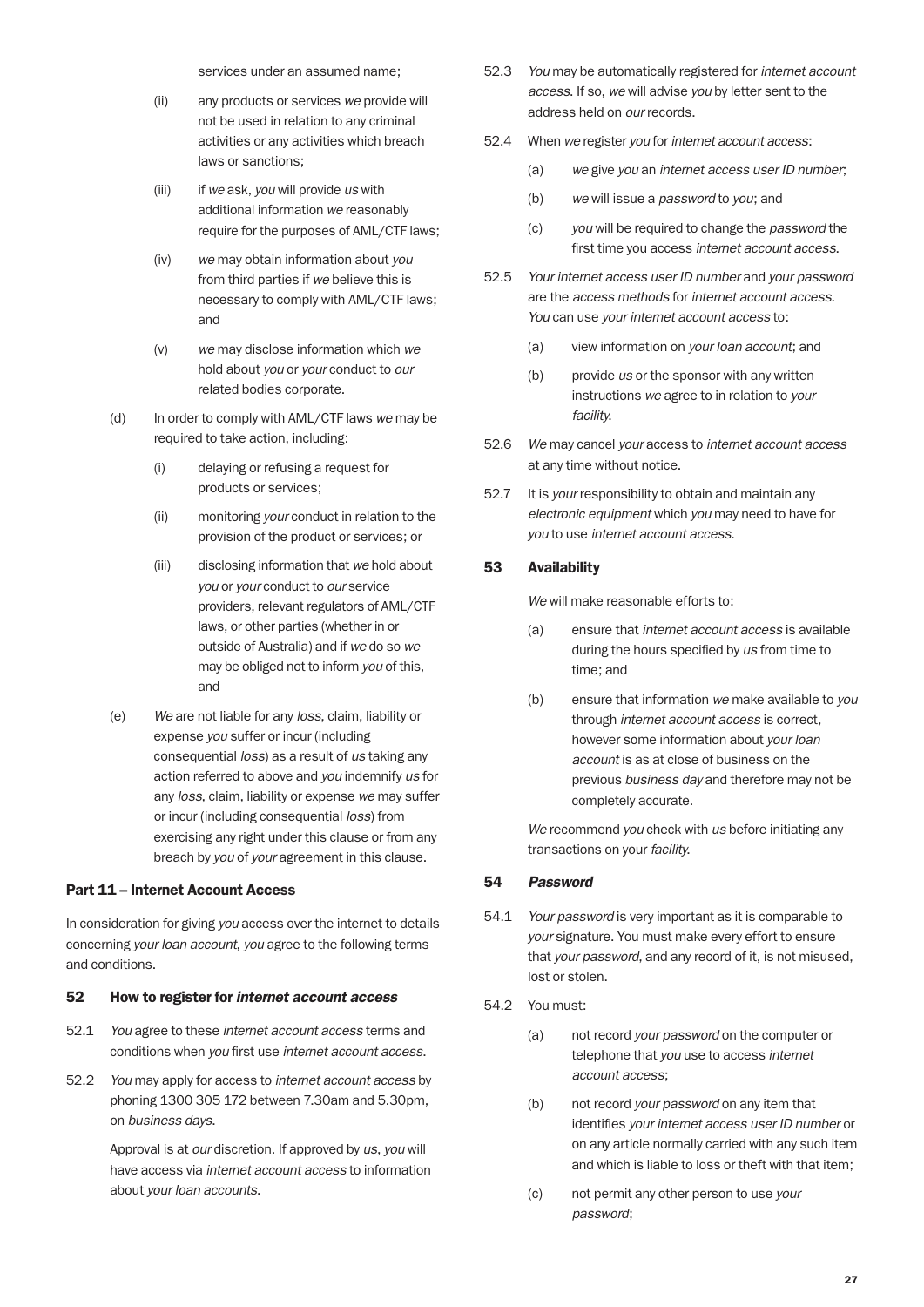services under an assumed name;

(ii) any products or services *we* provide will not be used in relation to any criminal activities or any activities which breach laws or sanctions;

(iii) if *we* ask, *you* will provide *us* with additional information *we* reasonably require for the purposes of AML/CTF laws;

(iv) *we* may obtain information about *you* from third parties if *we* believe this is necessary to comply with AML/CTF laws; and

(v) *we* may disclose information which *we* hold about *you* or *your* conduct to *our* related bodies corporate.

(d) In order to comply with AML/CTF laws *we* may be required to take action, including:

(i) delaying or refusing a request for products or services;

(ii) monitoring *your* conduct in relation to the provision of the product or services; or

(iii) disclosing information that *we* hold about *you* or *your* conduct to *our* service providers, relevant regulators of AML/CTF laws, or other parties (whether in or outside of Australia) and if *we* do so *we* may be obliged not to inform *you* of this, and

(e) *We* are not liable for any *loss*, claim, liability or expense *you* suffer or incur (including consequential *loss*) as a result of *us* taking any action referred to above and *you* indemnify *us* for any *loss*, claim, liability or expense *we* may suffer or incur (including consequential *loss*) from exercising any right under this clause or from any breach by *you* of *your* agreement in this clause.

## Part 11 – Internet Account Access

In consideration for giving *you* access over the internet to details concerning *your loan account, you* agree to the following terms and conditions.

### 52 How to register for *internet account access*

52.1 *You* agree to these *internet account access* terms and conditions when *you* first use *internet account access*.

52.2 *You* may apply for access to *internet account access* by phoning 1300 305 172 between 7.30am and 5.30pm, on *business days*.

Approval is at *our* discretion. If approved by *us, you* will have access via *internet account access* to information about *your loan accounts*.

52.3 *You* may be automatically registered for *internet account access*. If so, *we* will advise *you* by letter sent to the address held on *our* records.

52.4 When *we* register *you* for *internet account access*:

(a) *we* give *you* an *internet access user ID number*;

(b) *we* will issue a *password* to *you*; and

(c) *you* will be required to change the *password* the first time you access *internet account access*.

52.5 *Your internet access user ID number* and *your password* are the *access methods* for *internet account access*. *You* can use *your internet account access* to:

(a) view information on *your loan account*; and

(b) provide *us* or the sponsor with any written instructions *we* agree to in relation to *your facility*.

52.6 *We* may cancel *your* access to *internet account access* at any time without notice.

52.7 It is *your* responsibility to obtain and maintain any *electronic equipment* which *you* may need to have for *you* to use *internet account access*.

### 53 Availability

*We* will make reasonable efforts to:

(a) ensure that *internet account access* is available during the hours specified by *us* from time to time; and

(b) ensure that information *we* make available to *you* through *internet account access* is correct, however some information about *your loan account* is as at close of business on the previous *business day* and therefore may not be completely accurate.

*We* recommend *you* check with *us* before initiating any transactions on your *facility*.

### 54 *Password*

54.1 *Your password* is very important as it is comparable to *your* signature. You must make every effort to ensure that *your password*, and any record of it, is not misused, lost or stolen.

54.2 You must:

(a) not record *your password* on the computer or telephone that *you* use to access *internet account access*;

(b) not record *your password* on any item that identifies *your internet access user ID number* or on any article normally carried with any such item and which is liable to loss or theft with that item;

(c) not permit any other person to use *your password*;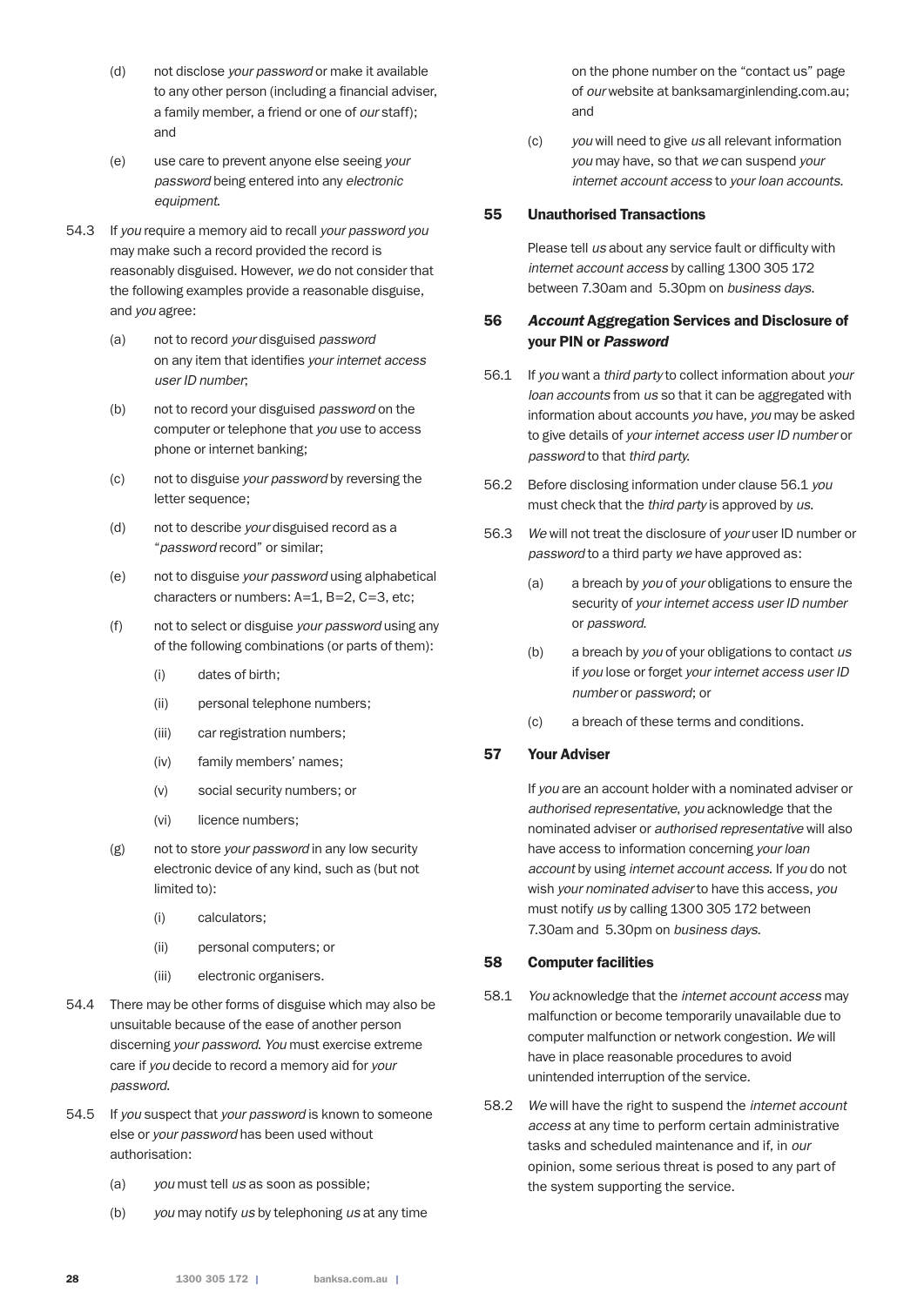(d) not disclose *your password* or make it available to any other person (including a financial adviser, a family member, a friend or one of *our* staff); and

(e) use care to prevent anyone else seeing *your password* being entered into any *electronic equipment.*

54.3 If *you* require a memory aid to recall *your password you* may make such a record provided the record is reasonably disguised. However, *we* do not consider that the following examples provide a reasonable disguise, and *you* agree:

(a) not to record *your* disguised *password* on any item that identifies *your internet access user ID number*;

(b) not to record your disguised *password* on the computer or telephone that *you* use to access phone or internet banking;

(c) not to disguise *your password* by reversing the letter sequence;

(d) not to describe *your* disguised record as a "*password* record" or similar;

(e) not to disguise *your password* using alphabetical characters or numbers: A=1, B=2, C=3, etc;

(f) not to select or disguise *your password* using any of the following combinations (or parts of them):

(i) dates of birth;

(ii) personal telephone numbers;

(iii) car registration numbers;

(iv) family members' names;

(v) social security numbers; or

(vi) licence numbers;

(g) not to store *your password* in any low security electronic device of any kind, such as (but not limited to):

(i) calculators;

(ii) personal computers; or

(iii) electronic organisers.

54.4 There may be other forms of disguise which may also be unsuitable because of the ease of another person discerning *your password. You* must exercise extreme care if *you* decide to record a memory aid for *your password.*

54.5 If *you* suspect that *your password* is known to someone else or *your password* has been used without authorisation:

(a) *you* must tell *us* as soon as possible;

(b) *you* may notify *us* by telephoning *us* at any time on the phone number on the "contact us" page of *our* website at banksamarginlending.com.au; and

(c) *you* will need to give *us* all relevant information *you* may have, so that *we* can suspend *your internet account access* to *your loan accounts.*

## 55 Unauthorised Transactions

Please tell *us* about any service fault or difficulty with *internet account access* by calling 1300 305 172 between 7.30am and 5.30pm on *business days.*

## 56 *Account* Aggregation Services and Disclosure of your PIN or *Password*

56.1 If *you* want a *third party* to collect information about *your loan accounts* from *us* so that it can be aggregated with information about accounts *you* have, *you* may be asked to give details of *your internet access user ID number* or *password* to that *third party.*

56.2 Before disclosing information under clause 56.1 *you* must check that the *third party* is approved by *us.*

56.3 *We* will not treat the disclosure of *your* user ID number or *password* to a third party *we* have approved as:

(a) a breach by *you* of *your* obligations to ensure the security of *your internet access user ID number* or *password.*

(b) a breach by *you* of your obligations to contact *us* if *you* lose or forget *your internet access user ID number* or *password*; or

(c) a breach of these terms and conditions.

## 57 Your Adviser

If *you* are an account holder with a nominated adviser or *authorised representative*, *you* acknowledge that the nominated adviser or *authorised representative* will also have access to information concerning *your loan account* by using *internet account access.* If *you* do not wish *your nominated adviser* to have this access, *you* must notify *us* by calling 1300 305 172 between 7.30am and 5.30pm on *business days.*

## 58 Computer facilities

58.1 *You* acknowledge that the *internet account access* may malfunction or become temporarily unavailable due to computer malfunction or network congestion. *We* will have in place reasonable procedures to avoid unintended interruption of the service.

58.2 *We* will have the right to suspend the *internet account access* at any time to perform certain administrative tasks and scheduled maintenance and if, in *our* opinion, some serious threat is posed to any part of the system supporting the service.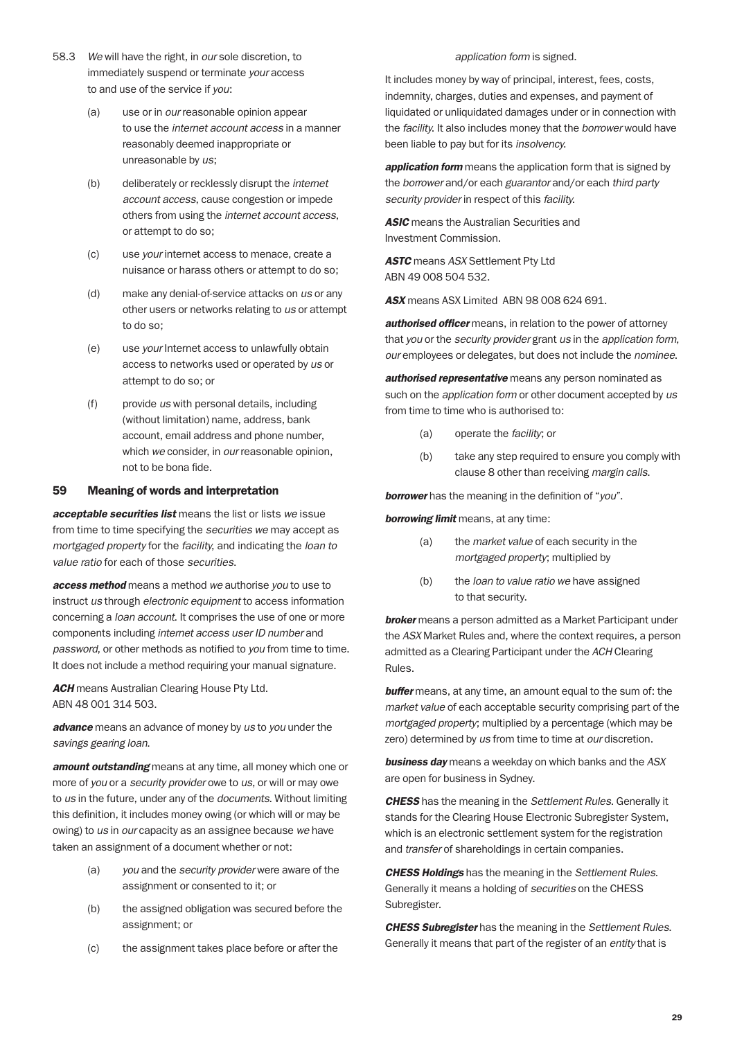58.3 *We* will have the right, in *our* sole discretion, to immediately suspend or terminate *your* access to and use of the service if *you*:

(a) use or in *our* reasonable opinion appear to use the *internet account access* in a manner reasonably deemed inappropriate or unreasonable by *us*;

(b) deliberately or recklessly disrupt the *internet account access*, cause congestion or impede others from using the *internet account access*, or attempt to do so;

(c) use *your* internet access to menace, create a nuisance or harass others or attempt to do so;

(d) make any denial-of-service attacks on *us* or any other users or networks relating to *us* or attempt to do so;

(e) use *your* Internet access to unlawfully obtain access to networks used or operated by *us* or attempt to do so; or

(f) provide *us* with personal details, including (without limitation) name, address, bank account, email address and phone number, which *we* consider, in *our* reasonable opinion, not to be bona fide.

## 59 Meaning of words and interpretation

***acceptable securities list*** means the list or lists *we* issue from time to time specifying the *securities we* may accept as *mortgaged property* for the *facility*, and indicating the *loan to value ratio* for each of those *securities*.

***access method*** means a method *we* authorise *you* to use to instruct *us* through *electronic equipment* to access information concerning a *loan account*. It comprises the use of one or more components including *internet access user ID number* and *password*, or other methods as notified to *you* from time to time. It does not include a method requiring your manual signature.

***ACH*** means Australian Clearing House Pty Ltd. ABN 48 001 314 503.

***advance*** means an advance of money by *us* to *you* under the *savings gearing loan*.

***amount outstanding*** means at any time, all money which one or more of *you* or a *security provider* owe to *us*, or will or may owe to *us* in the future, under any of the *documents*. Without limiting this definition, it includes money owing (or which will or may be owing) to *us* in *our* capacity as an assignee because *we* have taken an assignment of a document whether or not:

(a) *you* and the *security provider* were aware of the assignment or consented to it; or

(b) the assigned obligation was secured before the assignment; or

(c) the assignment takes place before or after the *application form* is signed.

It includes money by way of principal, interest, fees, costs, indemnity, charges, duties and expenses, and payment of liquidated or unliquidated damages under or in connection with the *facility*. It also includes money that the *borrower* would have been liable to pay but for its *insolvency*.

***application form*** means the application form that is signed by the *borrower* and/or each *guarantor* and/or each *third party security provider* in respect of this *facility*.

***ASIC*** means the Australian Securities and Investment Commission.

***ASTC*** means *ASX* Settlement Pty Ltd ABN 49 008 504 532.

***ASX*** means ASX Limited ABN 98 008 624 691.

***authorised officer*** means, in relation to the power of attorney that *you* or the *security provider* grant *us* in the *application form*, *our* employees or delegates, but does not include the *nominee*.

***authorised representative*** means any person nominated as such on the *application form* or other document accepted by *us* from time to time who is authorised to:

(a) operate the *facility*; or

(b) take any step required to ensure you comply with clause 8 other than receiving *margin calls*.

***borrower*** has the meaning in the definition of "*you*".

***borrowing limit*** means, at any time:

(a) the *market value* of each security in the *mortgaged property*; multiplied by

(b) the *loan to value ratio we* have assigned to that security.

***broker*** means a person admitted as a Market Participant under the *ASX* Market Rules and, where the context requires, a person admitted as a Clearing Participant under the *ACH* Clearing Rules.

***buffer*** means, at any time, an amount equal to the sum of: the *market value* of each acceptable security comprising part of the *mortgaged property*; multiplied by a percentage (which may be zero) determined by *us* from time to time at *our* discretion.

***business day*** means a weekday on which banks and the *ASX* are open for business in Sydney.

***CHESS*** has the meaning in the *Settlement Rules*. Generally it stands for the Clearing House Electronic Subregister System, which is an electronic settlement system for the registration and *transfer* of shareholdings in certain companies.

***CHESS Holdings*** has the meaning in the *Settlement Rules*. Generally it means a holding of *securities* on the CHESS Subregister.

***CHESS Subregister*** has the meaning in the *Settlement Rules*. Generally it means that part of the register of an *entity* that is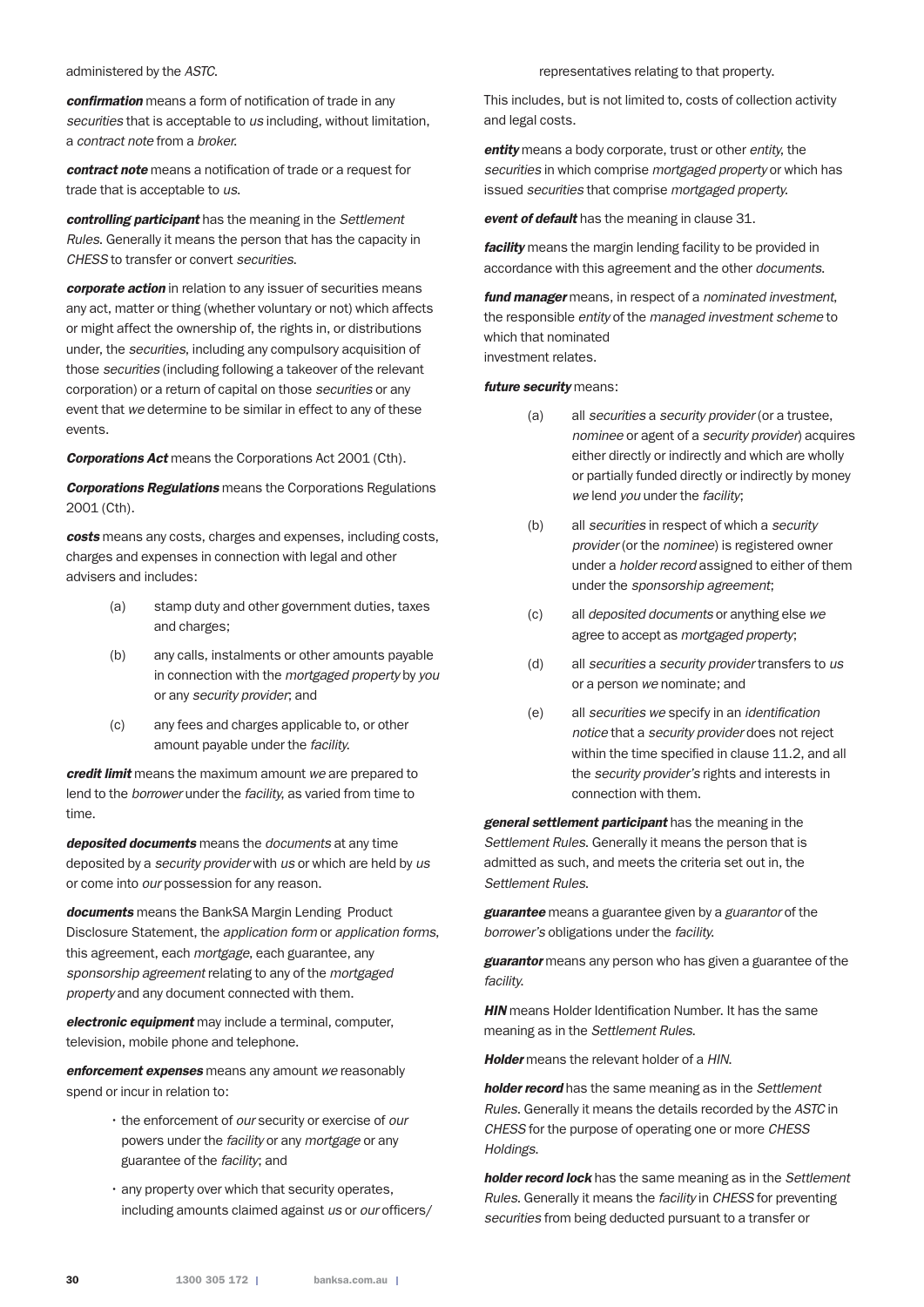administered by the *ASTC*.

***confirmation*** means a form of notification of trade in any *securities* that is acceptable to *us* including, without limitation, a *contract note* from a *broker*.

***contract note*** means a notification of trade or a request for trade that is acceptable to *us*.

***controlling participant*** has the meaning in the *Settlement Rules*. Generally it means the person that has the capacity in *CHESS* to transfer or convert *securities*.

***corporate action*** in relation to any issuer of securities means any act, matter or thing (whether voluntary or not) which affects or might affect the ownership of, the rights in, or distributions under, the *securities*, including any compulsory acquisition of those *securities* (including following a takeover of the relevant corporation) or a return of capital on those *securities* or any event that *we* determine to be similar in effect to any of these events.

***Corporations Act*** means the Corporations Act 2001 (Cth).

***Corporations Regulations*** means the Corporations Regulations 2001 (Cth).

***costs*** means any costs, charges and expenses, including costs, charges and expenses in connection with legal and other advisers and includes:

(a) stamp duty and other government duties, taxes and charges;

(b) any calls, instalments or other amounts payable in connection with the *mortgaged property* by *you* or any *security provider*; and

(c) any fees and charges applicable to, or other amount payable under the *facility*.

***credit limit*** means the maximum amount *we* are prepared to lend to the *borrower* under the *facility*, as varied from time to time.

***deposited documents*** means the *documents* at any time deposited by a *security provider* with *us* or which are held by *us* or come into *our* possession for any reason.

***documents*** means the BankSA Margin Lending Product Disclosure Statement, the *application form* or *application forms*, this agreement, each *mortgage*, each guarantee, any *sponsorship agreement* relating to any of the *mortgaged property* and any document connected with them.

***electronic equipment*** may include a terminal, computer, television, mobile phone and telephone.

***enforcement expenses*** means any amount *we* reasonably spend or incur in relation to:

- the enforcement of *our* security or exercise of *our* powers under the *facility* or any *mortgage* or any guarantee of the *facility*; and
- any property over which that security operates, including amounts claimed against *us* or *our* officers/representatives relating to that property.

This includes, but is not limited to, costs of collection activity and legal costs.

***entity*** means a body corporate, trust or other *entity*, the *securities* in which comprise *mortgaged property* or which has issued *securities* that comprise *mortgaged property*.

***event of default*** has the meaning in clause 31.

***facility*** means the margin lending facility to be provided in accordance with this agreement and the other *documents*.

***fund manager*** means, in respect of a *nominated investment*, the responsible *entity* of the *managed investment scheme* to which that nominated investment relates.

***future security*** means:

(a) all *securities* a *security provider* (or a trustee, *nominee* or agent of a *security provider*) acquires either directly or indirectly and which are wholly or partially funded directly or indirectly by money *we* lend *you* under the *facility*;

(b) all *securities* in respect of which a *security provider* (or the *nominee*) is registered owner under a *holder record* assigned to either of them under the *sponsorship agreement*;

(c) all *deposited documents* or anything else *we* agree to accept as *mortgaged property*;

(d) all *securities* a *security provider* transfers to *us* or a person *we* nominate; and

(e) all *securities we* specify in an *identification notice* that a *security provider* does not reject within the time specified in clause 11.2, and all the *security provider's* rights and interests in connection with them.

***general settlement participant*** has the meaning in the *Settlement Rules*. Generally it means the person that is admitted as such, and meets the criteria set out in, the *Settlement Rules*.

***guarantee*** means a guarantee given by a *guarantor* of the *borrower's* obligations under the *facility*.

***guarantor*** means any person who has given a guarantee of the *facility*.

***HIN*** means Holder Identification Number. It has the same meaning as in the *Settlement Rules*.

***Holder*** means the relevant holder of a *HIN*.

***holder record*** has the same meaning as in the *Settlement Rules*. Generally it means the details recorded by the *ASTC* in *CHESS* for the purpose of operating one or more *CHESS Holdings*.

***holder record lock*** has the same meaning as in the *Settlement Rules*. Generally it means the *facility* in *CHESS* for preventing *securities* from being deducted pursuant to a transfer or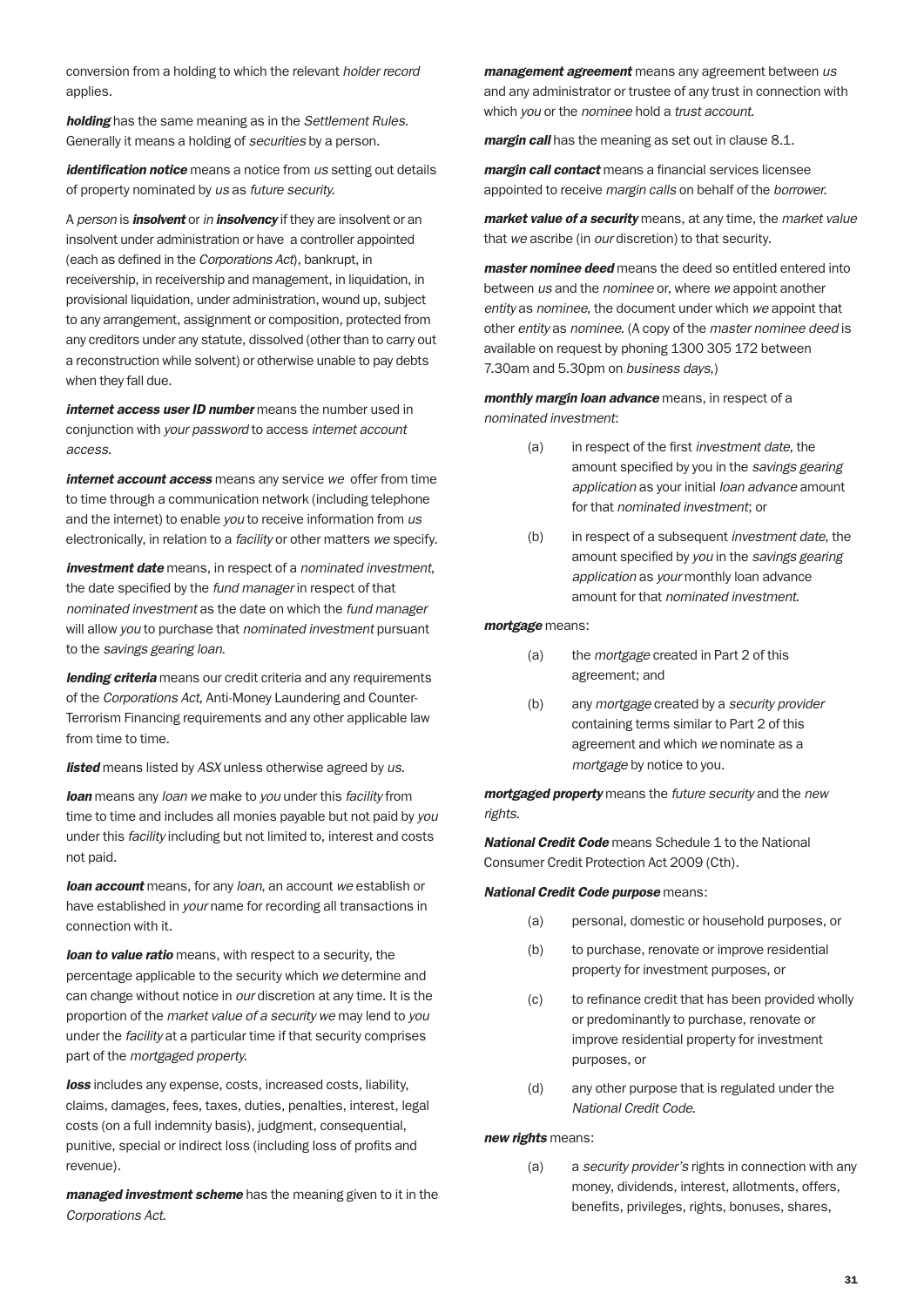conversion from a holding to which the relevant *holder record* applies.

***holding*** has the same meaning as in the *Settlement Rules*. Generally it means a holding of *securities* by a person.

***identification notice*** means a notice from *us* setting out details of property nominated by *us* as *future security*.

A *person* is ***insolvent*** or *in* ***insolvency*** if they are insolvent or an insolvent under administration or have a controller appointed (each as defined in the *Corporations Act*), bankrupt, in receivership, in receivership and management, in liquidation, in provisional liquidation, under administration, wound up, subject to any arrangement, assignment or composition, protected from any creditors under any statute, dissolved (other than to carry out a reconstruction while solvent) or otherwise unable to pay debts when they fall due.

***internet access user ID number*** means the number used in conjunction with *your password* to access *internet account access*.

***internet account access*** means any service *we* offer from time to time through a communication network (including telephone and the internet) to enable *you* to receive information from *us* electronically, in relation to a *facility* or other matters *we* specify.

***investment date*** means, in respect of a *nominated investment*, the date specified by the *fund manager* in respect of that *nominated investment* as the date on which the *fund manager* will allow *you* to purchase that *nominated investment* pursuant to the *savings gearing loan*.

***lending criteria*** means our credit criteria and any requirements of the *Corporations Act*, Anti-Money Laundering and Counter-Terrorism Financing requirements and any other applicable law from time to time.

***listed*** means listed by *ASX* unless otherwise agreed by *us*.

***loan*** means any *loan we* make to *you* under this *facility* from time to time and includes all monies payable but not paid by *you* under this *facility* including but not limited to, interest and costs not paid.

***loan account*** means, for any *loan*, an account *we* establish or have established in *your* name for recording all transactions in connection with it.

***loan to value ratio*** means, with respect to a security, the percentage applicable to the security which *we* determine and can change without notice in *our* discretion at any time. It is the proportion of the *market value of a security we* may lend to *you* under the *facility* at a particular time if that security comprises part of the *mortgaged property*.

***loss*** includes any expense, costs, increased costs, liability, claims, damages, fees, taxes, duties, penalties, interest, legal costs (on a full indemnity basis), judgment, consequential, punitive, special or indirect loss (including loss of profits and revenue).

***managed investment scheme*** has the meaning given to it in the *Corporations Act*.

***management agreement*** means any agreement between *us* and any administrator or trustee of any trust in connection with which *you* or the *nominee* hold a *trust account*.

***margin call*** has the meaning as set out in clause 8.1.

***margin call contact*** means a financial services licensee appointed to receive *margin calls* on behalf of the *borrower*.

***market value of a security*** means, at any time, the *market value* that *we* ascribe (in *our* discretion) to that security.

***master nominee deed*** means the deed so entitled entered into between *us* and the *nominee* or, where *we* appoint another *entity* as *nominee*, the document under which *we* appoint that other *entity* as *nominee*. (A copy of the *master nominee deed* is available on request by phoning 1300 305 172 between 7.30am and 5.30pm on *business days*,)

***monthly margin loan advance*** means, in respect of a *nominated investment*:

(a) in respect of the first *investment date*, the amount specified by you in the *savings gearing application* as your initial *loan advance* amount for that *nominated investment*; or

(b) in respect of a subsequent *investment date*, the amount specified by *you* in the *savings gearing application* as *your* monthly loan advance amount for that *nominated investment*.

***mortgage*** means:

(a) the *mortgage* created in Part 2 of this agreement; and

(b) any *mortgage* created by a *security provider* containing terms similar to Part 2 of this agreement and which *we* nominate as a *mortgage* by notice to you.

***mortgaged property*** means the *future security* and the *new rights*.

***National Credit Code*** means Schedule 1 to the National Consumer Credit Protection Act 2009 (Cth).

***National Credit Code purpose*** means:

(a) personal, domestic or household purposes, or

(b) to purchase, renovate or improve residential property for investment purposes, or

(c) to refinance credit that has been provided wholly or predominantly to purchase, renovate or improve residential property for investment purposes, or

(d) any other purpose that is regulated under the *National Credit Code*.

***new rights*** means:

(a) a *security provider's* rights in connection with any money, dividends, interest, allotments, offers, benefits, privileges, rights, bonuses, shares,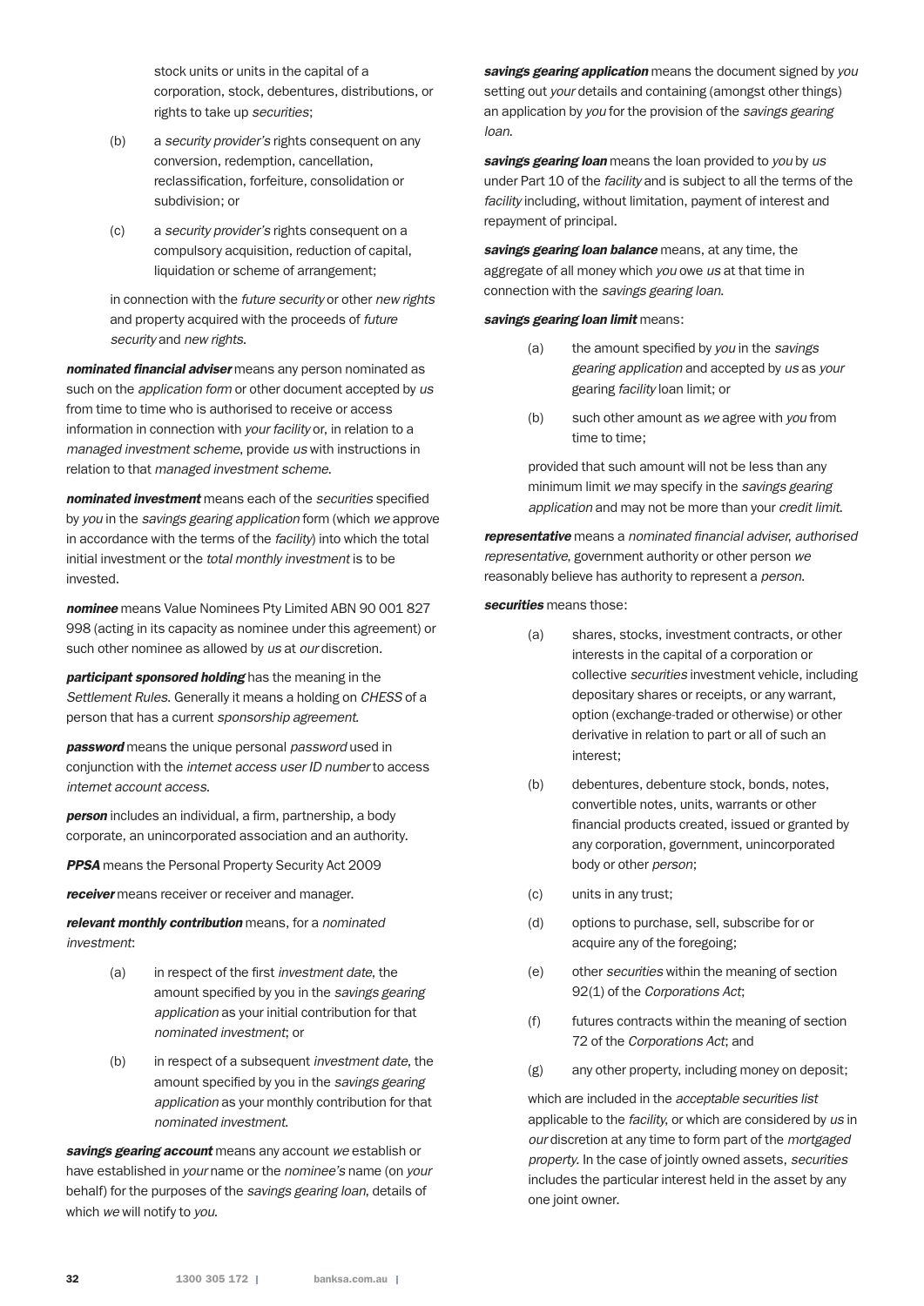stock units or units in the capital of a corporation, stock, debentures, distributions, or rights to take up *securities*;

(b) a *security provider's* rights consequent on any conversion, redemption, cancellation, reclassification, forfeiture, consolidation or subdivision; or

(c) a *security provider's* rights consequent on a compulsory acquisition, reduction of capital, liquidation or scheme of arrangement;

in connection with the *future security* or other *new rights* and property acquired with the proceeds of *future security* and *new rights*.

***nominated financial adviser*** means any person nominated as such on the *application form* or other document accepted by *us* from time to time who is authorised to receive or access information in connection with *your facility* or, in relation to a *managed investment scheme*, provide *us* with instructions in relation to that *managed investment scheme*.

***nominated investment*** means each of the *securities* specified by *you* in the *savings gearing application* form (which *we* approve in accordance with the terms of the *facility*) into which the total initial investment or the *total monthly investment* is to be invested.

***nominee*** means Value Nominees Pty Limited ABN 90 001 827 998 (acting in its capacity as nominee under this agreement) or such other nominee as allowed by *us* at *our* discretion.

***participant sponsored holding*** has the meaning in the *Settlement Rules*. Generally it means a holding on *CHESS* of a person that has a current *sponsorship agreement*.

***password*** means the unique personal *password* used in conjunction with the *internet access user ID number* to access *internet account access*.

***person*** includes an individual, a firm, partnership, a body corporate, an unincorporated association and an authority.

***PPSA*** means the Personal Property Security Act 2009

***receiver*** means receiver or receiver and manager.

***relevant monthly contribution*** means, for a *nominated investment*:

(a) in respect of the first *investment date*, the amount specified by you in the *savings gearing application* as your initial contribution for that *nominated investment*; or

(b) in respect of a subsequent *investment date*, the amount specified by you in the *savings gearing application* as your monthly contribution for that *nominated investment*.

***savings gearing account*** means any account *we* establish or have established in *your* name or the *nominee's* name (on *your* behalf) for the purposes of the *savings gearing loan*, details of which *we* will notify to *you*.

***savings gearing application*** means the document signed by *you* setting out *your* details and containing (amongst other things) an application by *you* for the provision of the *savings gearing loan*.

***savings gearing loan*** means the loan provided to *you* by *us* under Part 10 of the *facility* and is subject to all the terms of the *facility* including, without limitation, payment of interest and repayment of principal.

***savings gearing loan balance*** means, at any time, the aggregate of all money which *you* owe *us* at that time in connection with the *savings gearing loan*.

***savings gearing loan limit*** means:

(a) the amount specified by *you* in the *savings gearing application* and accepted by *us* as *your* gearing *facility* loan limit; or

(b) such other amount as *we* agree with *you* from time to time;

provided that such amount will not be less than any minimum limit *we* may specify in the *savings gearing application* and may not be more than your *credit limit*.

***representative*** means a *nominated financial adviser*, *authorised representative*, government authority or other person *we* reasonably believe has authority to represent a *person*.

***securities*** means those:

(a) shares, stocks, investment contracts, or other interests in the capital of a corporation or collective *securities* investment vehicle, including depositary shares or receipts, or any warrant, option (exchange-traded or otherwise) or other derivative in relation to part or all of such an interest;

(b) debentures, debenture stock, bonds, notes, convertible notes, units, warrants or other financial products created, issued or granted by any corporation, government, unincorporated body or other *person*;

(c) units in any trust;

(d) options to purchase, sell, subscribe for or acquire any of the foregoing;

(e) other *securities* within the meaning of section 92(1) of the *Corporations Act*;

(f) futures contracts within the meaning of section 72 of the *Corporations Act*; and

(g) any other property, including money on deposit;

which are included in the *acceptable securities list* applicable to the *facility*, or which are considered by *us* in *our* discretion at any time to form part of the *mortgaged property*. In the case of jointly owned assets, *securities* includes the particular interest held in the asset by any one joint owner.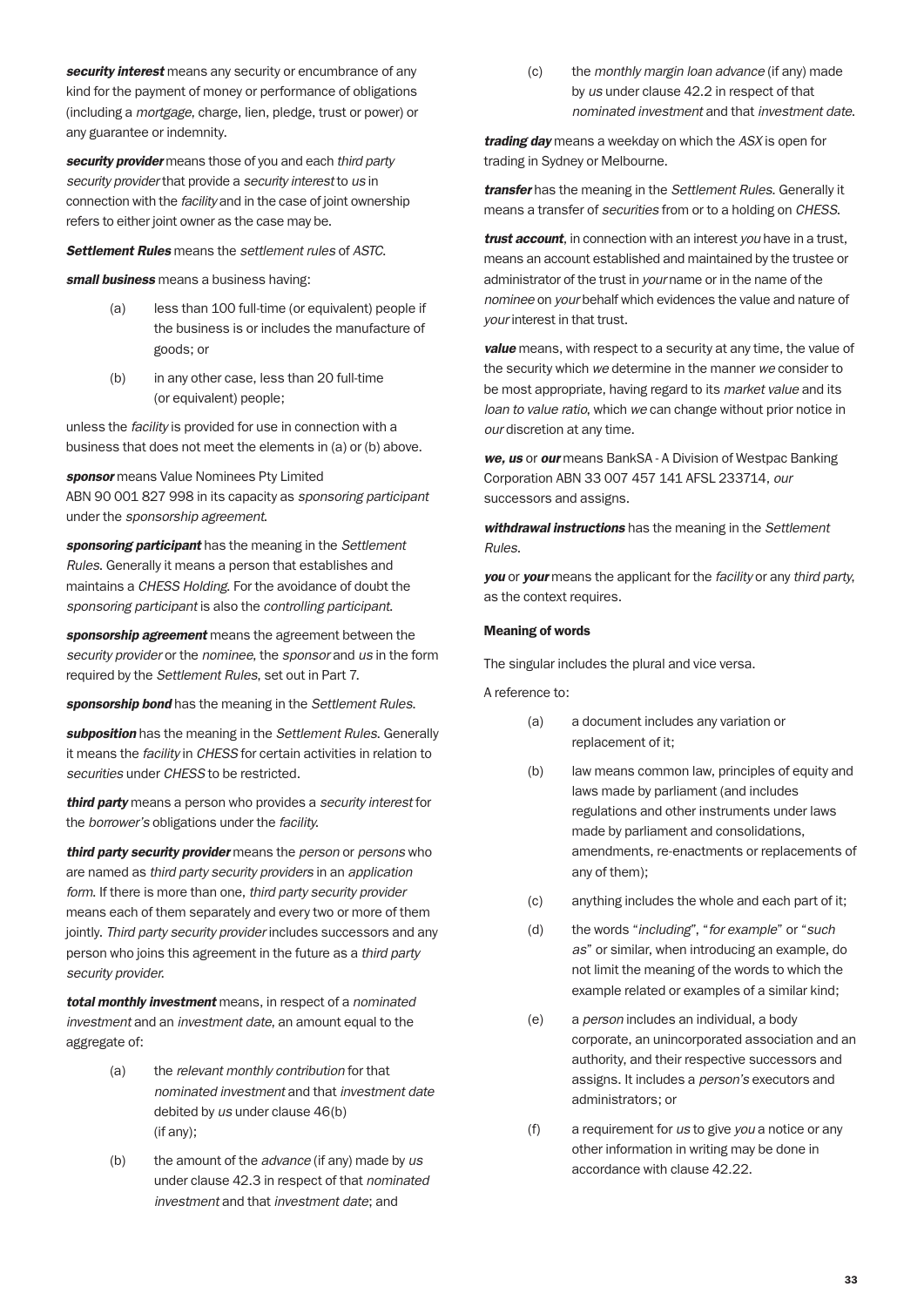***security interest*** means any security or encumbrance of any kind for the payment of money or performance of obligations (including a *mortgage*, charge, lien, pledge, trust or power) or any guarantee or indemnity.

***security provider*** means those of you and each *third party security provider* that provide a *security interest* to *us* in connection with the *facility* and in the case of joint ownership refers to either joint owner as the case may be.

***Settlement Rules*** means the *settlement rules* of *ASTC*.

***small business*** means a business having:

(a) less than 100 full-time (or equivalent) people if the business is or includes the manufacture of goods; or

(b) in any other case, less than 20 full-time (or equivalent) people;

unless the *facility* is provided for use in connection with a business that does not meet the elements in (a) or (b) above.

***sponsor*** means Value Nominees Pty Limited ABN 90 001 827 998 in its capacity as *sponsoring participant* under the *sponsorship agreement*.

***sponsoring participant*** has the meaning in the *Settlement Rules*. Generally it means a person that establishes and maintains a *CHESS Holding*. For the avoidance of doubt the *sponsoring participant* is also the *controlling participant*.

***sponsorship agreement*** means the agreement between the *security provider* or the *nominee*, the *sponsor* and *us* in the form required by the *Settlement Rules*, set out in Part 7.

***sponsorship bond*** has the meaning in the *Settlement Rules*.

***subposition*** has the meaning in the *Settlement Rules*. Generally it means the *facility* in *CHESS* for certain activities in relation to *securities* under *CHESS* to be restricted.

***third party*** means a person who provides a *security interest* for the *borrower's* obligations under the *facility*.

***third party security provider*** means the *person* or *persons* who are named as *third party security providers* in an *application form*. If there is more than one, *third party security provider* means each of them separately and every two or more of them jointly. *Third party security provider* includes successors and any person who joins this agreement in the future as a *third party security provider*.

***total monthly investment*** means, in respect of a *nominated investment* and an *investment date*, an amount equal to the aggregate of:

(a) the *relevant monthly contribution* for that *nominated investment* and that *investment date* debited by *us* under clause 46(b) (if any);

(b) the amount of the *advance* (if any) made by *us* under clause 42.3 in respect of that *nominated investment* and that *investment date*; and

(c) the *monthly margin loan advance* (if any) made by *us* under clause 42.2 in respect of that *nominated investment* and that *investment date*.

***trading day*** means a weekday on which the *ASX* is open for trading in Sydney or Melbourne.

***transfer*** has the meaning in the *Settlement Rules*. Generally it means a transfer of *securities* from or to a holding on *CHESS*.

***trust account***, in connection with an interest *you* have in a trust, means an account established and maintained by the trustee or administrator of the trust in *your* name or in the name of the *nominee* on *your* behalf which evidences the value and nature of *your* interest in that trust.

***value*** means, with respect to a security at any time, the value of the security which *we* determine in the manner *we* consider to be most appropriate, having regard to its *market value* and its *loan to value ratio*, which *we* can change without prior notice in *our* discretion at any time.

***we, us*** or ***our*** means BankSA - A Division of Westpac Banking Corporation ABN 33 007 457 141 AFSL 233714, *our* successors and assigns.

***withdrawal instructions*** has the meaning in the *Settlement Rules*.

***you*** or ***your*** means the applicant for the *facility* or any *third party*, as the context requires.

**Meaning of words**

The singular includes the plural and vice versa.

A reference to:

(a) a document includes any variation or replacement of it;

(b) law means common law, principles of equity and laws made by parliament (and includes regulations and other instruments under laws made by parliament and consolidations, amendments, re-enactments or replacements of any of them);

(c) anything includes the whole and each part of it;

(d) the words "*including*", "*for example*" or "*such as*" or similar, when introducing an example, do not limit the meaning of the words to which the example related or examples of a similar kind;

(e) a *person* includes an individual, a body corporate, an unincorporated association and an authority, and their respective successors and assigns. It includes a *person's* executors and administrators; or

(f) a requirement for *us* to give *you* a notice or any other information in writing may be done in accordance with clause 42.22.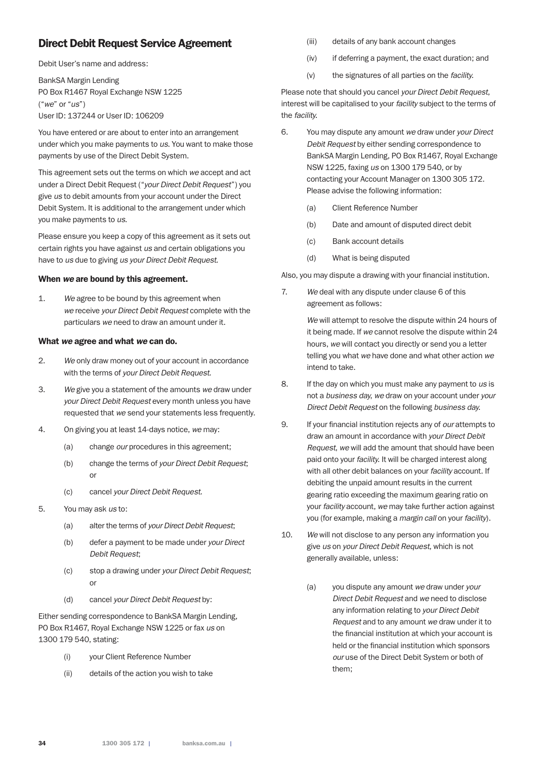## Direct Debit Request Service Agreement

Debit User's name and address:

BankSA Margin Lending
PO Box R1467 Royal Exchange NSW 1225
("*we*" or "*us*")
User ID: 137244 or User ID: 106209

You have entered or are about to enter into an arrangement under which you make payments to *us*. You want to make those payments by use of the Direct Debit System.

This agreement sets out the terms on which *we* accept and act under a Direct Debit Request ("*your Direct Debit Request*") you give *us* to debit amounts from your account under the Direct Debit System. It is additional to the arrangement under which you make payments to *us*.

Please ensure you keep a copy of this agreement as it sets out certain rights you have against *us* and certain obligations you have to *us* due to giving *us your Direct Debit Request*.

### When *we* are bound by this agreement.

1. *We* agree to be bound by this agreement when *we* receive *your Direct Debit Request* complete with the particulars *we* need to draw an amount under it.

### What *we* agree and what *we* can do.

2. *We* only draw money out of your account in accordance with the terms of *your Direct Debit Request*.
3. *We* give you a statement of the amounts *we* draw under *your Direct Debit Request* every month unless you have requested that *we* send your statements less frequently.
4. On giving you at least 14-days notice, *we* may:
   - (a) change *our* procedures in this agreement;
   - (b) change the terms of *your Direct Debit Request*; or
   - (c) cancel *your Direct Debit Request*.
5. You may ask *us* to:
   - (a) alter the terms of *your Direct Debit Request*;
   - (b) defer a payment to be made under *your Direct Debit Request*;
   - (c) stop a drawing under *your Direct Debit Request*; or
   - (d) cancel *your Direct Debit Request* by:

Either sending correspondence to BankSA Margin Lending, PO Box R1467, Royal Exchange NSW 1225 or fax *us* on 1300 179 540, stating:

- (i) your Client Reference Number
- (ii) details of the action you wish to take
- (iii) details of any bank account changes
- (iv) if deferring a payment, the exact duration; and
- (v) the signatures of all parties on the *facility*.

Please note that should you cancel *your Direct Debit Request*, interest will be capitalised to your *facility* subject to the terms of the *facility*.

6. You may dispute any amount *we* draw under *your Direct Debit Request* by either sending correspondence to BankSA Margin Lending, PO Box R1467, Royal Exchange NSW 1225, faxing *us* on 1300 179 540, or by contacting your Account Manager on 1300 305 172. Please advise the following information:
   - (a) Client Reference Number
   - (b) Date and amount of disputed direct debit
   - (c) Bank account details
   - (d) What is being disputed

Also, you may dispute a drawing with your financial institution.

7. *We* deal with any dispute under clause 6 of this agreement as follows:

   *We* will attempt to resolve the dispute within 24 hours of it being made. If *we* cannot resolve the dispute within 24 hours, *we* will contact you directly or send you a letter telling you what *we* have done and what other action *we* intend to take.
8. If the day on which you must make any payment to *us* is not a *business day*, *we* draw on your account under *your Direct Debit Request* on the following *business day*.
9. If your financial institution rejects any of *our* attempts to draw an amount in accordance with *your Direct Debit Request*, *we* will add the amount that should have been paid onto your *facility*. It will be charged interest along with all other debit balances on your *facility* account. If debiting the unpaid amount results in the current gearing ratio exceeding the maximum gearing ratio on your *facility* account, *we* may take further action against you (for example, making a *margin call* on your *facility*).
10. *We* will not disclose to any person any information you give *us* on *your Direct Debit Request*, which is not generally available, unless:
    - (a) you dispute any amount *we* draw under *your Direct Debit Request* and *we* need to disclose any information relating to *your Direct Debit Request* and to any amount *we* draw under it to the financial institution at which your account is held or the financial institution which sponsors *our* use of the Direct Debit System or both of them;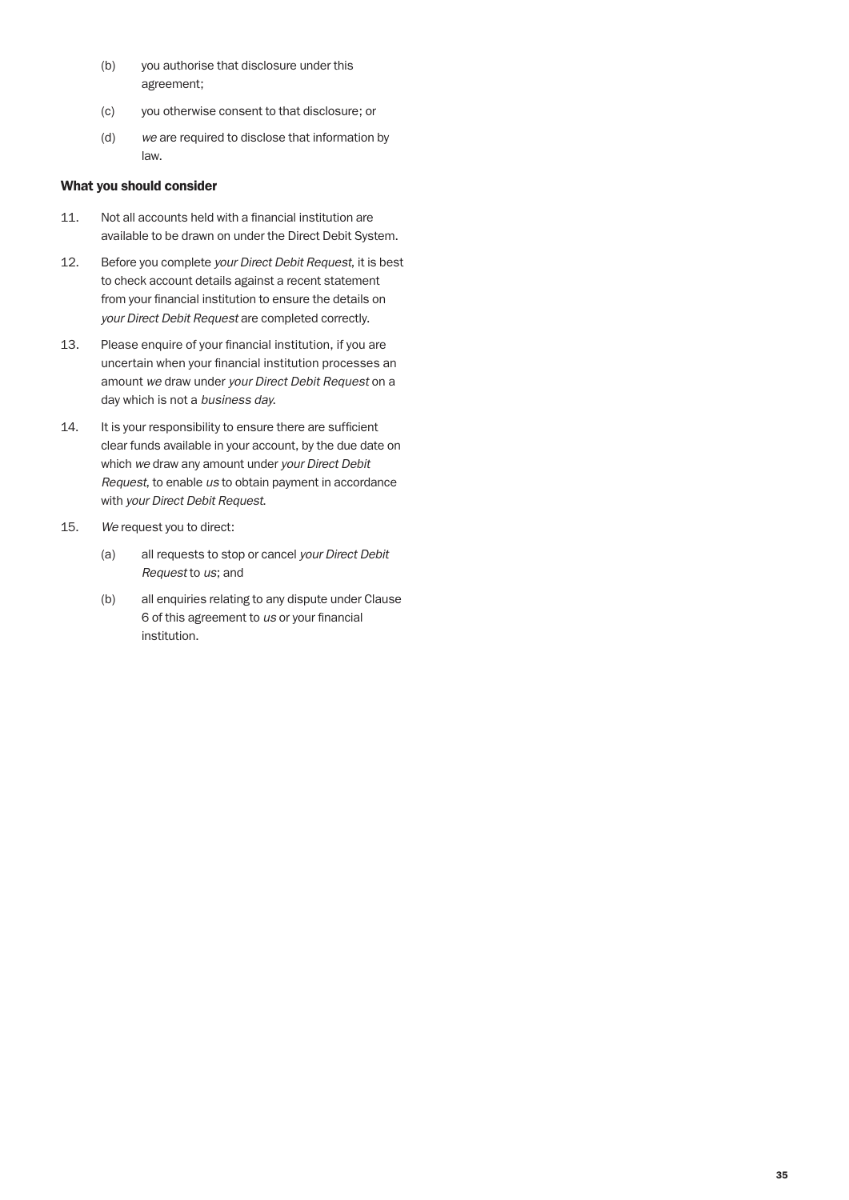(b) you authorise that disclosure under this agreement;

(c) you otherwise consent to that disclosure; or

(d) *we* are required to disclose that information by law.

**What you should consider**

11. Not all accounts held with a financial institution are available to be drawn on under the Direct Debit System.

12. Before you complete *your Direct Debit Request*, it is best to check account details against a recent statement from your financial institution to ensure the details on *your Direct Debit Request* are completed correctly.

13. Please enquire of your financial institution, if you are uncertain when your financial institution processes an amount *we* draw under *your Direct Debit Request* on a day which is not a *business day*.

14. It is your responsibility to ensure there are sufficient clear funds available in your account, by the due date on which *we* draw any amount under *your Direct Debit Request*, to enable *us* to obtain payment in accordance with *your Direct Debit Request*.

15. *We* request you to direct:

    (a) all requests to stop or cancel *your Direct Debit Request* to *us*; and

    (b) all enquiries relating to any dispute under Clause 6 of this agreement to *us* or your financial institution.